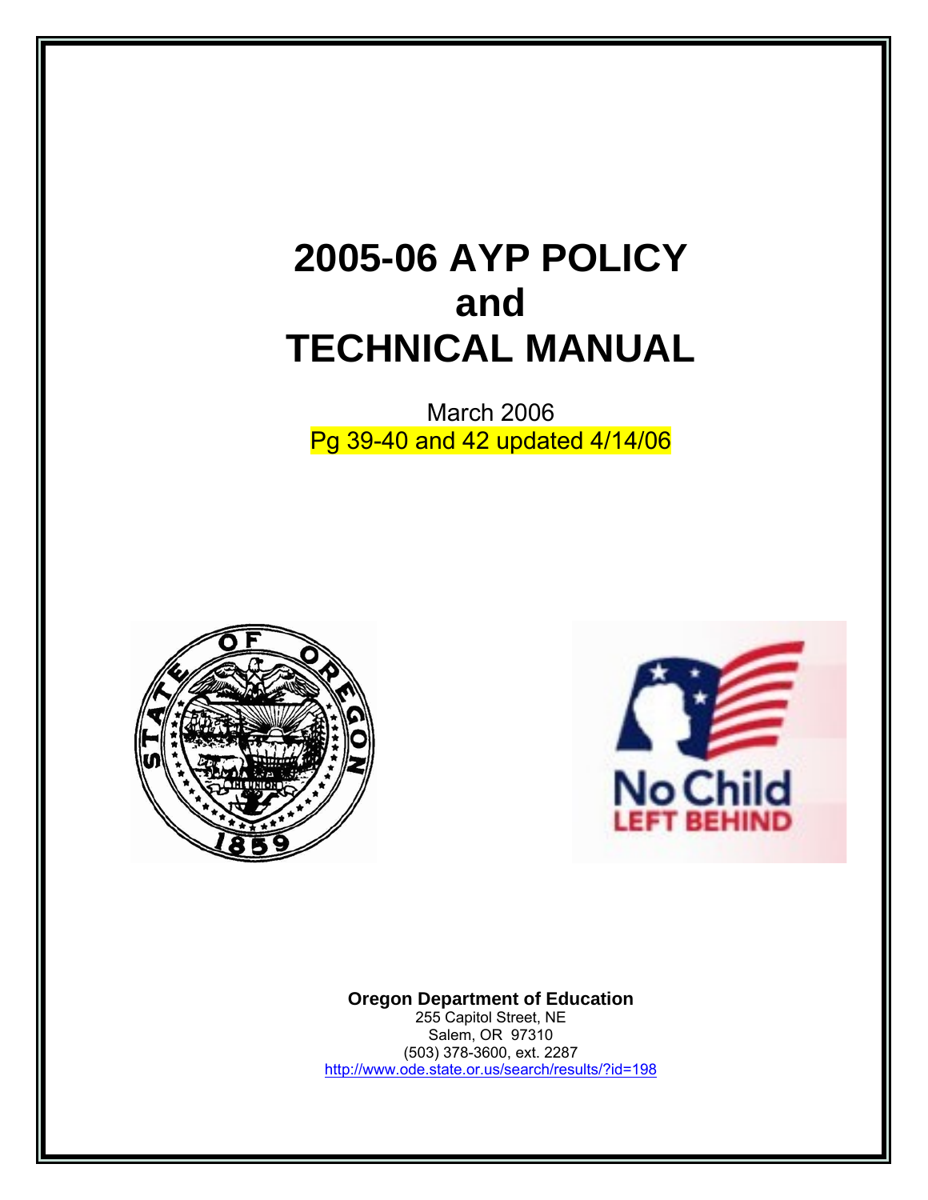# 2005-06 AYP POLICY and TECHNICAL MANUAL

March 2006

Pg 39-40 and 42 updated 4/14/06

**Oregon Department of Education**

255 Capitol Street, NE

Salem, OR 97310

(503) 378-3600, ext. 2287

http://www.ode.state.or.us/search/results/?id=198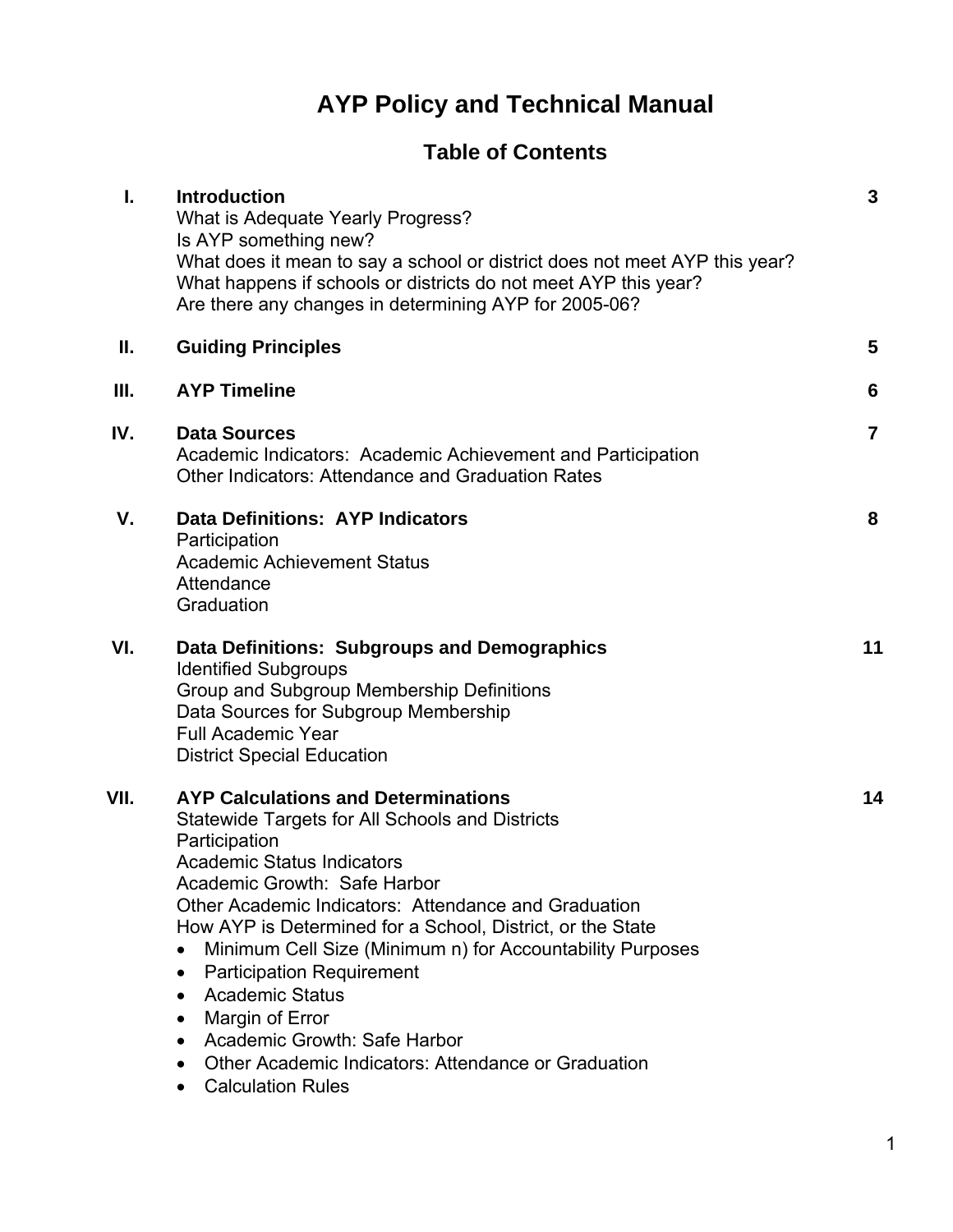# AYP Policy and Technical Manual

## Table of Contents

| | | |
|---|---|---|
| **I.** | **Introduction**<br>What is Adequate Yearly Progress?<br>Is AYP something new?<br>What does it mean to say a school or district does not meet AYP this year?<br>What happens if schools or districts do not meet AYP this year?<br>Are there any changes in determining AYP for 2005-06? | **3** |
| **II.** | **Guiding Principles** | **5** |
| **III.** | **AYP Timeline** | **6** |
| **IV.** | **Data Sources**<br>Academic Indicators: Academic Achievement and Participation<br>Other Indicators: Attendance and Graduation Rates | **7** |
| **V.** | **Data Definitions: AYP Indicators**<br>Participation<br>Academic Achievement Status<br>Attendance<br>Graduation | **8** |
| **VI.** | **Data Definitions: Subgroups and Demographics**<br>Identified Subgroups<br>Group and Subgroup Membership Definitions<br>Data Sources for Subgroup Membership<br>Full Academic Year<br>District Special Education | **11** |
| **VII.** | **AYP Calculations and Determinations**<br>Statewide Targets for All Schools and Districts<br>Participation<br>Academic Status Indicators<br>Academic Growth: Safe Harbor<br>Other Academic Indicators: Attendance and Graduation<br>How AYP is Determined for a School, District, or the State<br>• Minimum Cell Size (Minimum n) for Accountability Purposes<br>• Participation Requirement<br>• Academic Status<br>• Margin of Error<br>• Academic Growth: Safe Harbor<br>• Other Academic Indicators: Attendance or Graduation<br>• Calculation Rules | **14** |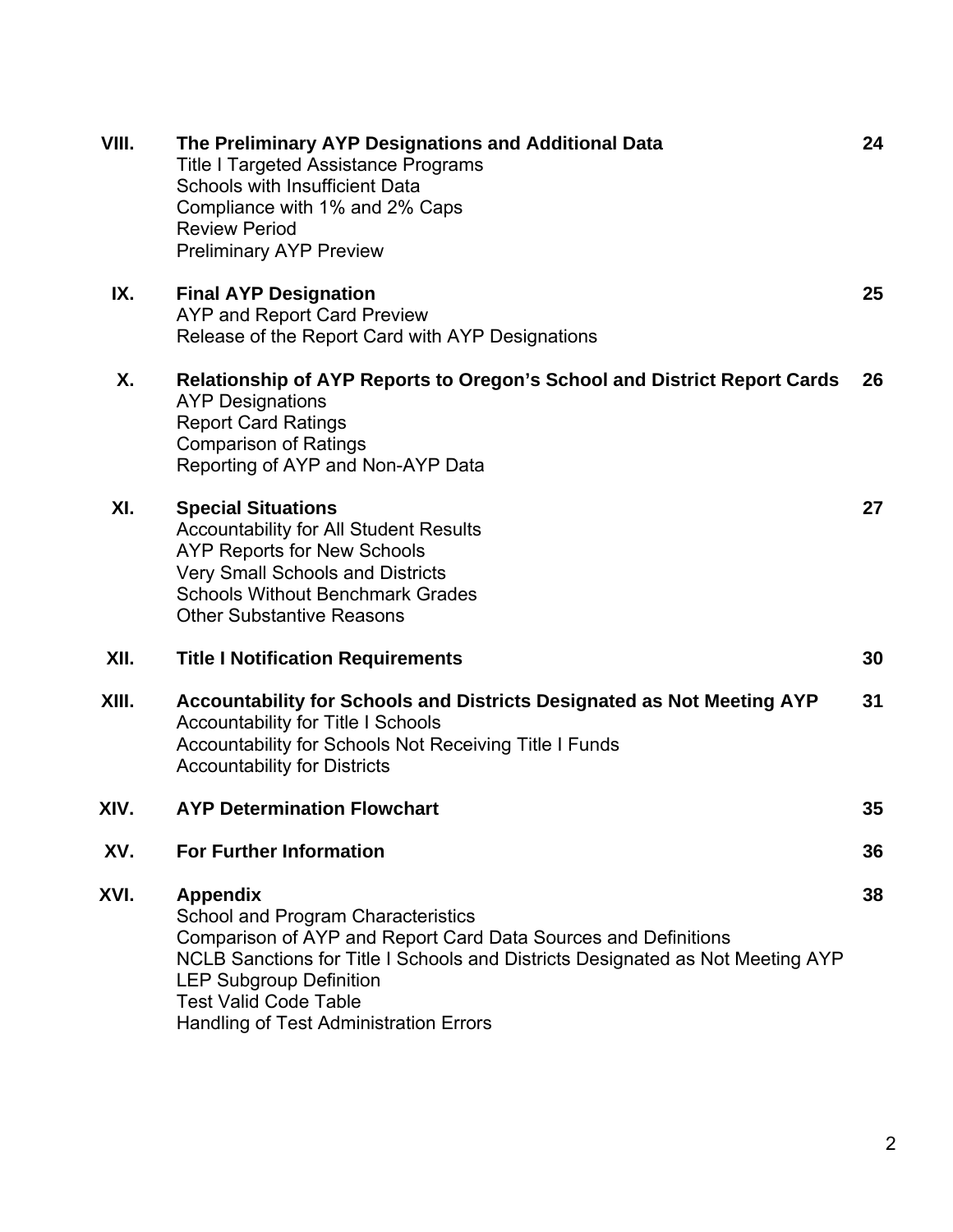| | | |
|---|---|---|
| **VIII.** | **The Preliminary AYP Designations and Additional Data**<br>Title I Targeted Assistance Programs<br>Schools with Insufficient Data<br>Compliance with 1% and 2% Caps<br>Review Period<br>Preliminary AYP Preview | **24** |
| **IX.** | **Final AYP Designation**<br>AYP and Report Card Preview<br>Release of the Report Card with AYP Designations | **25** |
| **X.** | **Relationship of AYP Reports to Oregon's School and District Report Cards**<br>AYP Designations<br>Report Card Ratings<br>Comparison of Ratings<br>Reporting of AYP and Non-AYP Data | **26** |
| **XI.** | **Special Situations**<br>Accountability for All Student Results<br>AYP Reports for New Schools<br>Very Small Schools and Districts<br>Schools Without Benchmark Grades<br>Other Substantive Reasons | **27** |
| **XII.** | **Title I Notification Requirements** | **30** |
| **XIII.** | **Accountability for Schools and Districts Designated as Not Meeting AYP**<br>Accountability for Title I Schools<br>Accountability for Schools Not Receiving Title I Funds<br>Accountability for Districts | **31** |
| **XIV.** | **AYP Determination Flowchart** | **35** |
| **XV.** | **For Further Information** | **36** |
| **XVI.** | **Appendix**<br>School and Program Characteristics<br>Comparison of AYP and Report Card Data Sources and Definitions<br>NCLB Sanctions for Title I Schools and Districts Designated as Not Meeting AYP<br>LEP Subgroup Definition<br>Test Valid Code Table<br>Handling of Test Administration Errors | **38** |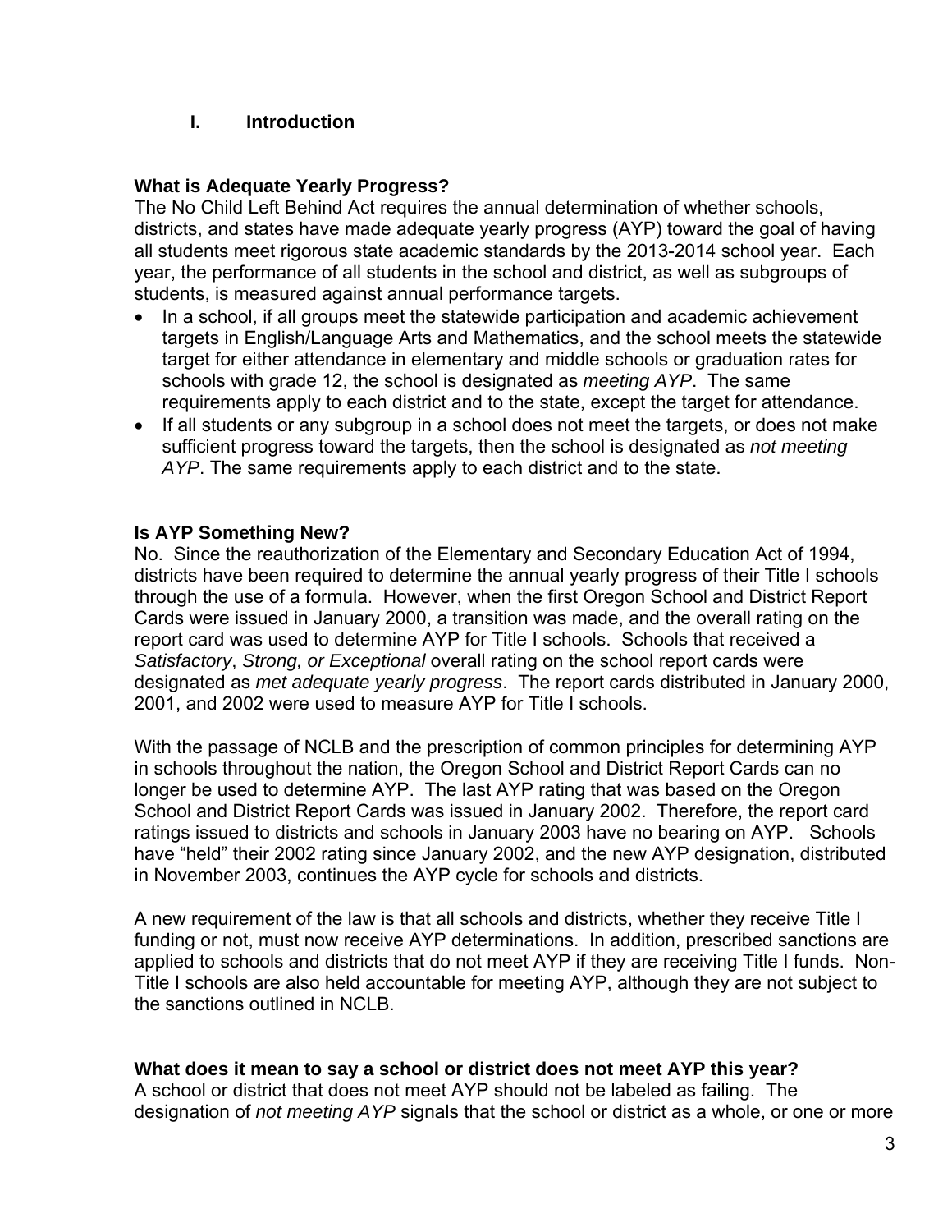# I. Introduction

### What is Adequate Yearly Progress?

The No Child Left Behind Act requires the annual determination of whether schools, districts, and states have made adequate yearly progress (AYP) toward the goal of having all students meet rigorous state academic standards by the 2013-2014 school year. Each year, the performance of all students in the school and district, as well as subgroups of students, is measured against annual performance targets.

- In a school, if all groups meet the statewide participation and academic achievement targets in English/Language Arts and Mathematics, and the school meets the statewide target for either attendance in elementary and middle schools or graduation rates for schools with grade 12, the school is designated as *meeting AYP*. The same requirements apply to each district and to the state, except the target for attendance.
- If all students or any subgroup in a school does not meet the targets, or does not make sufficient progress toward the targets, then the school is designated as *not meeting AYP*. The same requirements apply to each district and to the state.

### Is AYP Something New?

No. Since the reauthorization of the Elementary and Secondary Education Act of 1994, districts have been required to determine the annual yearly progress of their Title I schools through the use of a formula. However, when the first Oregon School and District Report Cards were issued in January 2000, a transition was made, and the overall rating on the report card was used to determine AYP for Title I schools. Schools that received a *Satisfactory*, *Strong, or Exceptional* overall rating on the school report cards were designated as *met adequate yearly progress*. The report cards distributed in January 2000, 2001, and 2002 were used to measure AYP for Title I schools.

With the passage of NCLB and the prescription of common principles for determining AYP in schools throughout the nation, the Oregon School and District Report Cards can no longer be used to determine AYP. The last AYP rating that was based on the Oregon School and District Report Cards was issued in January 2002. Therefore, the report card ratings issued to districts and schools in January 2003 have no bearing on AYP. Schools have "held" their 2002 rating since January 2002, and the new AYP designation, distributed in November 2003, continues the AYP cycle for schools and districts.

A new requirement of the law is that all schools and districts, whether they receive Title I funding or not, must now receive AYP determinations. In addition, prescribed sanctions are applied to schools and districts that do not meet AYP if they are receiving Title I funds. Non-Title I schools are also held accountable for meeting AYP, although they are not subject to the sanctions outlined in NCLB.

### What does it mean to say a school or district does not meet AYP this year?

A school or district that does not meet AYP should not be labeled as failing. The designation of *not meeting AYP* signals that the school or district as a whole, or one or more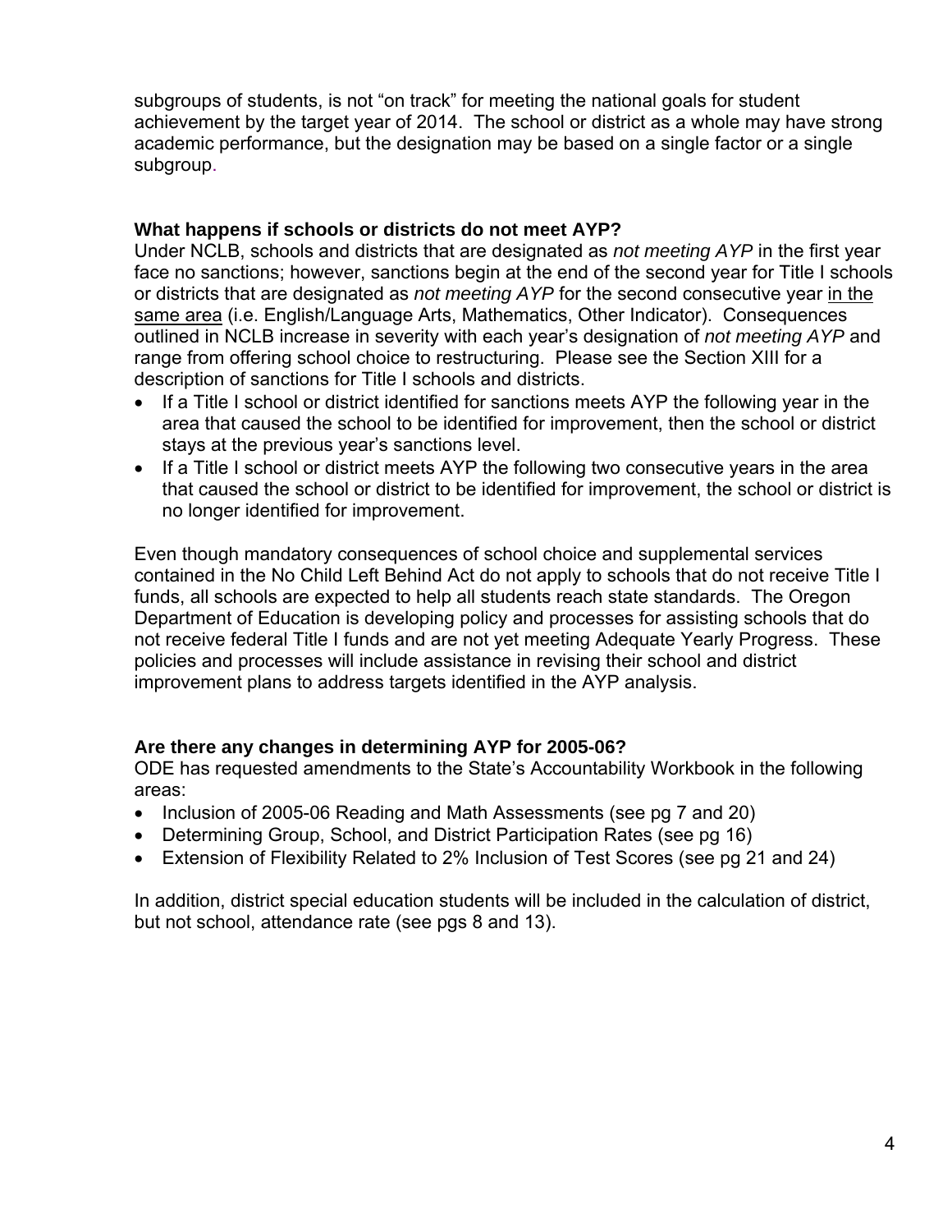subgroups of students, is not "on track" for meeting the national goals for student achievement by the target year of 2014. The school or district as a whole may have strong academic performance, but the designation may be based on a single factor or a single subgroup.

**What happens if schools or districts do not meet AYP?**

Under NCLB, schools and districts that are designated as *not meeting AYP* in the first year face no sanctions; however, sanctions begin at the end of the second year for Title I schools or districts that are designated as *not meeting AYP* for the second consecutive year <u>in the same area</u> (i.e. English/Language Arts, Mathematics, Other Indicator). Consequences outlined in NCLB increase in severity with each year's designation of *not meeting AYP* and range from offering school choice to restructuring. Please see the Section XIII for a description of sanctions for Title I schools and districts.

- If a Title I school or district identified for sanctions meets AYP the following year in the area that caused the school to be identified for improvement, then the school or district stays at the previous year's sanctions level.
- If a Title I school or district meets AYP the following two consecutive years in the area that caused the school or district to be identified for improvement, the school or district is no longer identified for improvement.

Even though mandatory consequences of school choice and supplemental services contained in the No Child Left Behind Act do not apply to schools that do not receive Title I funds, all schools are expected to help all students reach state standards. The Oregon Department of Education is developing policy and processes for assisting schools that do not receive federal Title I funds and are not yet meeting Adequate Yearly Progress. These policies and processes will include assistance in revising their school and district improvement plans to address targets identified in the AYP analysis.

**Are there any changes in determining AYP for 2005-06?**

ODE has requested amendments to the State's Accountability Workbook in the following areas:

- Inclusion of 2005-06 Reading and Math Assessments (see pg 7 and 20)
- Determining Group, School, and District Participation Rates (see pg 16)
- Extension of Flexibility Related to 2% Inclusion of Test Scores (see pg 21 and 24)

In addition, district special education students will be included in the calculation of district, but not school, attendance rate (see pgs 8 and 13).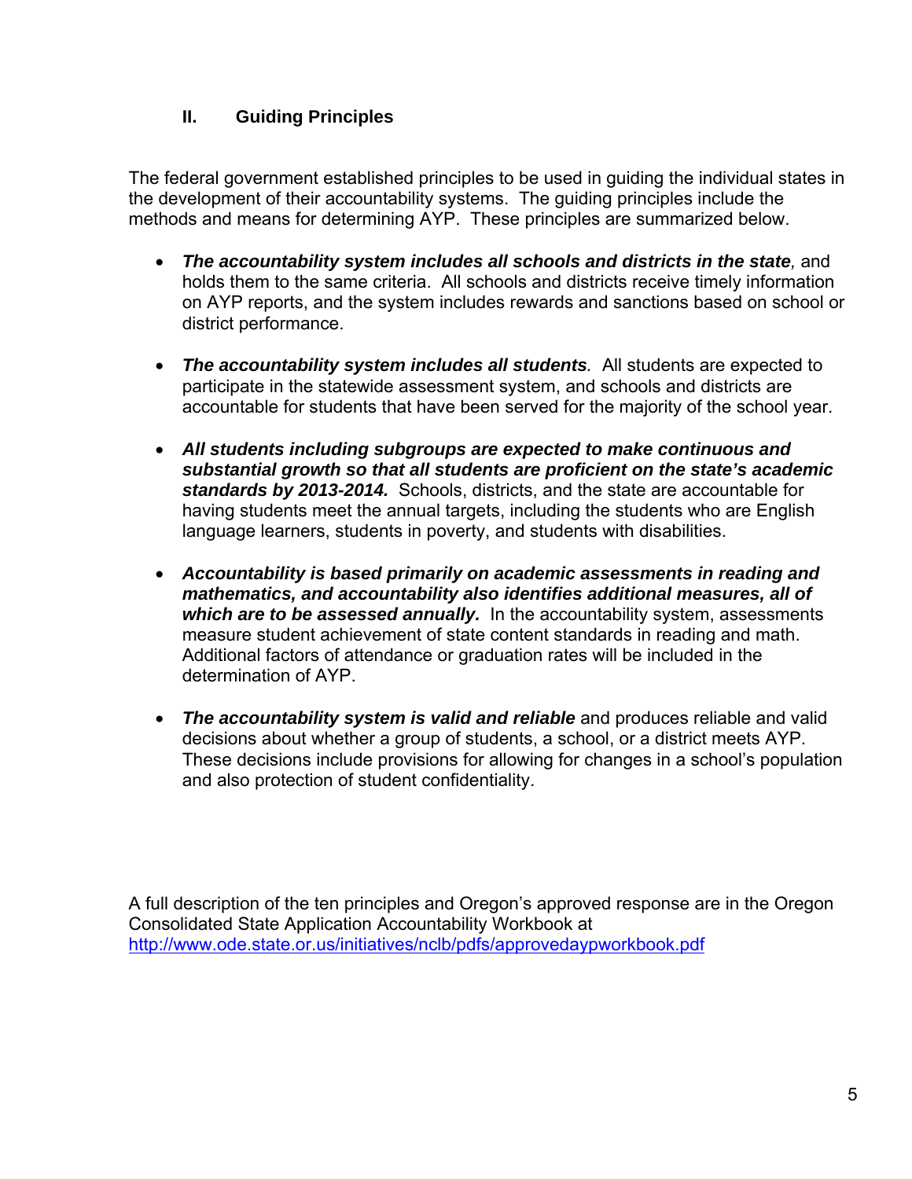## II. Guiding Principles

The federal government established principles to be used in guiding the individual states in the development of their accountability systems. The guiding principles include the methods and means for determining AYP. These principles are summarized below.

- ***The accountability system includes all schools and districts in the state**,* and holds them to the same criteria. All schools and districts receive timely information on AYP reports, and the system includes rewards and sanctions based on school or district performance.
- ***The accountability system includes all students**.* All students are expected to participate in the statewide assessment system, and schools and districts are accountable for students that have been served for the majority of the school year.
- ***All students including subgroups are expected to make continuous and substantial growth so that all students are proficient on the state's academic standards by 2013-2014.*** Schools, districts, and the state are accountable for having students meet the annual targets, including the students who are English language learners, students in poverty, and students with disabilities.
- ***Accountability is based primarily on academic assessments in reading and mathematics, and accountability also identifies additional measures, all of which are to be assessed annually.*** In the accountability system, assessments measure student achievement of state content standards in reading and math. Additional factors of attendance or graduation rates will be included in the determination of AYP.
- ***The accountability system is valid and reliable*** and produces reliable and valid decisions about whether a group of students, a school, or a district meets AYP. These decisions include provisions for allowing for changes in a school's population and also protection of student confidentiality.

A full description of the ten principles and Oregon's approved response are in the Oregon Consolidated State Application Accountability Workbook at http://www.ode.state.or.us/initiatives/nclb/pdfs/approvedaypworkbook.pdf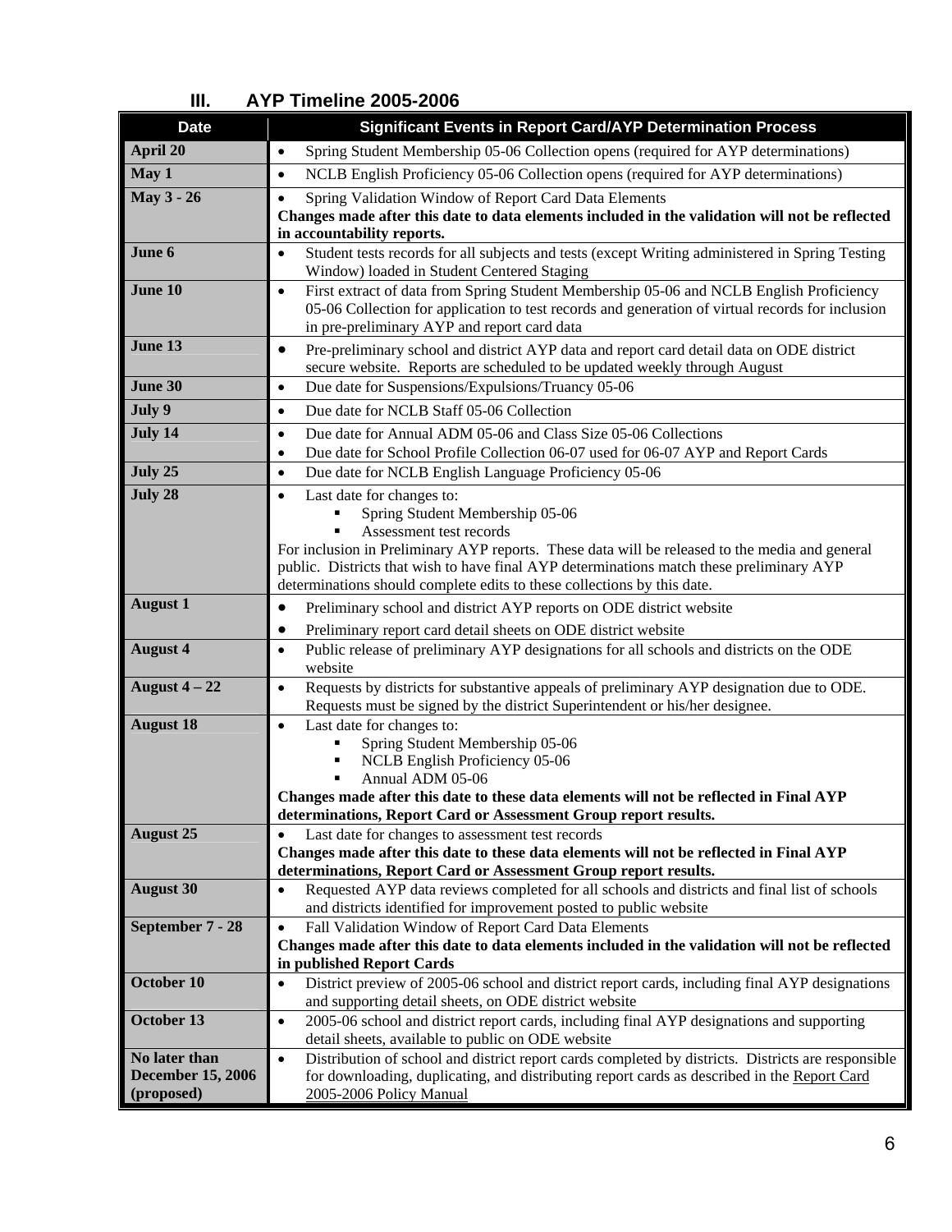## III. AYP Timeline 2005-2006

| Date | Significant Events in Report Card/AYP Determination Process |
|---|---|
| **April 20** | • Spring Student Membership 05-06 Collection opens (required for AYP determinations) |
| **May 1** | • NCLB English Proficiency 05-06 Collection opens (required for AYP determinations) |
| **May 3 - 26** | • Spring Validation Window of Report Card Data Elements<br>**Changes made after this date to data elements included in the validation will not be reflected in accountability reports.** |
| **June 6** | • Student tests records for all subjects and tests (except Writing administered in Spring Testing Window) loaded in Student Centered Staging |
| **June 10** | • First extract of data from Spring Student Membership 05-06 and NCLB English Proficiency 05-06 Collection for application to test records and generation of virtual records for inclusion in pre-preliminary AYP and report card data |
| **June 13** | • Pre-preliminary school and district AYP data and report card detail data on ODE district secure website. Reports are scheduled to be updated weekly through August |
| **June 30** | • Due date for Suspensions/Expulsions/Truancy 05-06 |
| **July 9** | • Due date for NCLB Staff 05-06 Collection |
| **July 14** | • Due date for Annual ADM 05-06 and Class Size 05-06 Collections<br>• Due date for School Profile Collection 06-07 used for 06-07 AYP and Report Cards |
| **July 25** | • Due date for NCLB English Language Proficiency 05-06 |
| **July 28** | • Last date for changes to:<br>  ▪ Spring Student Membership 05-06<br>  ▪ Assessment test records<br>For inclusion in Preliminary AYP reports. These data will be released to the media and general public. Districts that wish to have final AYP determinations match these preliminary AYP determinations should complete edits to these collections by this date. |
| **August 1** | • Preliminary school and district AYP reports on ODE district website<br>• Preliminary report card detail sheets on ODE district website |
| **August 4** | • Public release of preliminary AYP designations for all schools and districts on the ODE website |
| **August 4 – 22** | • Requests by districts for substantive appeals of preliminary AYP designation due to ODE. Requests must be signed by the district Superintendent or his/her designee. |
| **August 18** | • Last date for changes to:<br>  ▪ Spring Student Membership 05-06<br>  ▪ NCLB English Proficiency 05-06<br>  ▪ Annual ADM 05-06<br>**Changes made after this date to these data elements will not be reflected in Final AYP determinations, Report Card or Assessment Group report results.** |
| **August 25** | • Last date for changes to assessment test records<br>**Changes made after this date to these data elements will not be reflected in Final AYP determinations, Report Card or Assessment Group report results.** |
| **August 30** | • Requested AYP data reviews completed for all schools and districts and final list of schools and districts identified for improvement posted to public website |
| **September 7 - 28** | • Fall Validation Window of Report Card Data Elements<br>**Changes made after this date to data elements included in the validation will not be reflected in published Report Cards** |
| **October 10** | • District preview of 2005-06 school and district report cards, including final AYP designations and supporting detail sheets, on ODE district website |
| **October 13** | • 2005-06 school and district report cards, including final AYP designations and supporting detail sheets, available to public on ODE website |
| **No later than December 15, 2006 (proposed)** | • Distribution of school and district report cards completed by districts. Districts are responsible for downloading, duplicating, and distributing report cards as described in the Report Card 2005-2006 Policy Manual |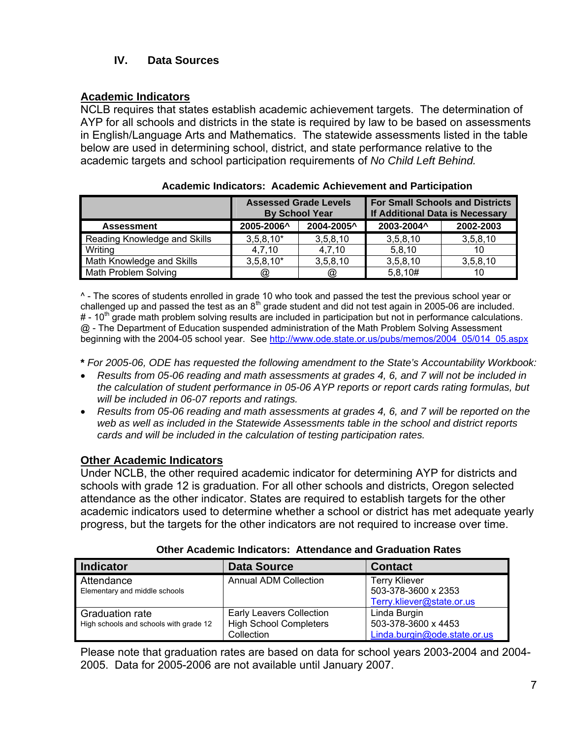## IV. Data Sources

### Academic Indicators

NCLB requires that states establish academic achievement targets. The determination of AYP for all schools and districts in the state is required by law to be based on assessments in English/Language Arts and Mathematics. The statewide assessments listed in the table below are used in determining school, district, and state performance relative to the academic targets and school participation requirements of *No Child Left Behind.*

**Academic Indicators: Academic Achievement and Participation**

| | Assessed Grade Levels By School Year | | For Small Schools and Districts If Additional Data is Necessary | |
|---|---|---|---|---|
| **Assessment** | **2005-2006^** | **2004-2005^** | **2003-2004^** | **2002-2003** |
| Reading Knowledge and Skills | 3,5,8,10* | 3,5,8,10 | 3,5,8,10 | 3,5,8,10 |
| Writing | 4,7,10 | 4,7,10 | 5,8,10 | 10 |
| Math Knowledge and Skills | 3,5,8,10* | 3,5,8,10 | 3,5,8,10 | 3,5,8,10 |
| Math Problem Solving | @ | @ | 5,8,10# | 10 |

^ - The scores of students enrolled in grade 10 who took and passed the test the previous school year or challenged up and passed the test as an 8th grade student and did not test again in 2005-06 are included.
# - 10th grade math problem solving results are included in participation but not in performance calculations.
@ - The Department of Education suspended administration of the Math Problem Solving Assessment beginning with the 2004-05 school year. See http://www.ode.state.or.us/pubs/memos/2004_05/014_05.aspx

**\*** *For 2005-06, ODE has requested the following amendment to the State's Accountability Workbook:*

- *Results from 05-06 reading and math assessments at grades 4, 6, and 7 will not be included in the calculation of student performance in 05-06 AYP reports or report cards rating formulas, but will be included in 06-07 reports and ratings.*
- *Results from 05-06 reading and math assessments at grades 4, 6, and 7 will be reported on the web as well as included in the Statewide Assessments table in the school and district reports cards and will be included in the calculation of testing participation rates.*

### Other Academic Indicators

Under NCLB, the other required academic indicator for determining AYP for districts and schools with grade 12 is graduation. For all other schools and districts, Oregon selected attendance as the other indicator. States are required to establish targets for the other academic indicators used to determine whether a school or district has met adequate yearly progress, but the targets for the other indicators are not required to increase over time.

**Other Academic Indicators: Attendance and Graduation Rates**

| Indicator | Data Source | Contact |
|---|---|---|
| Attendance<br>Elementary and middle schools | Annual ADM Collection | Terry Kliever<br>503-378-3600 x 2353<br>Terry.kliever@state.or.us |
| Graduation rate<br>High schools and schools with grade 12 | Early Leavers Collection<br>High School Completers Collection | Linda Burgin<br>503-378-3600 x 4453<br>Linda.burgin@ode.state.or.us |

Please note that graduation rates are based on data for school years 2003-2004 and 2004-2005. Data for 2005-2006 are not available until January 2007.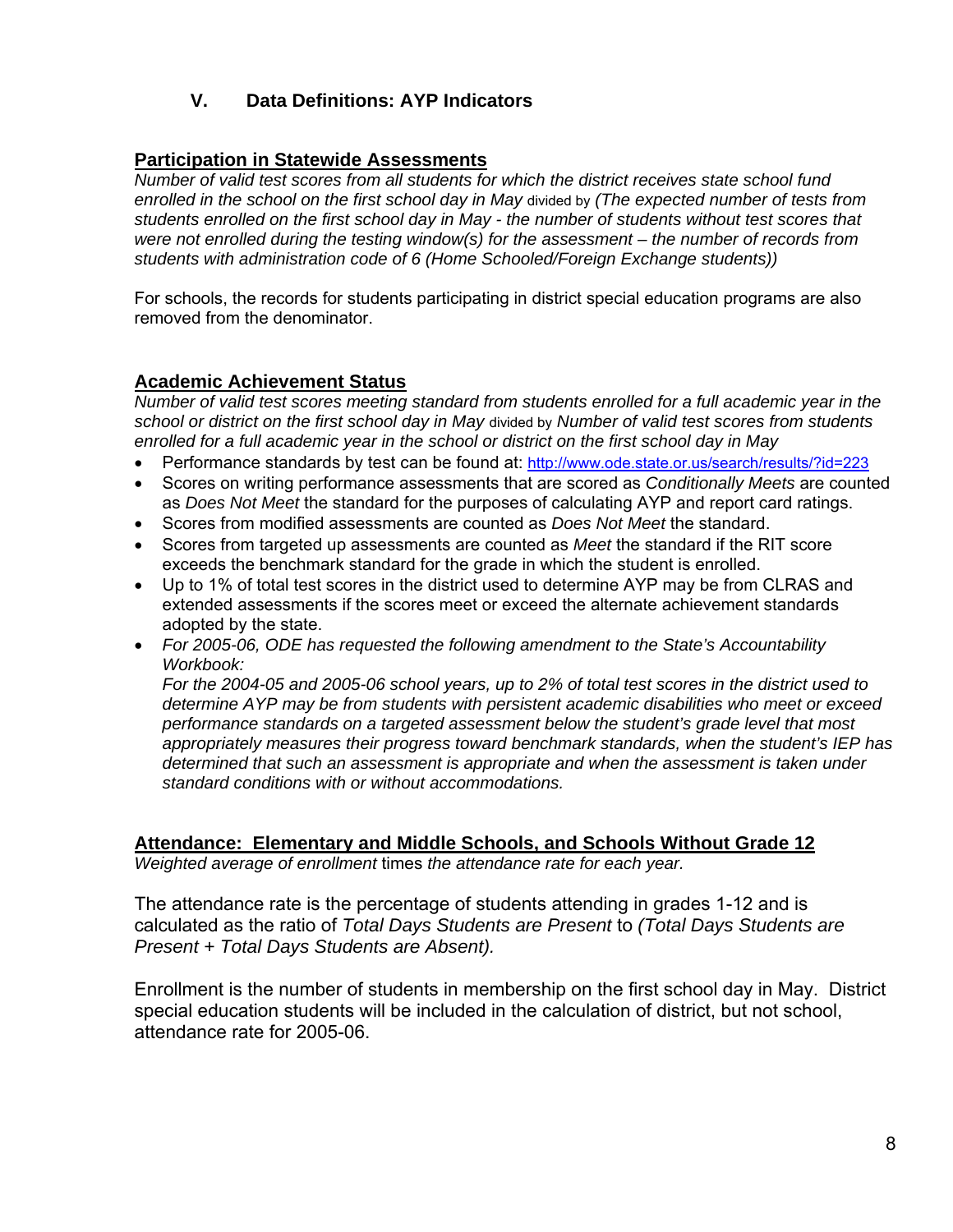## V. Data Definitions: AYP Indicators

### Participation in Statewide Assessments

*Number of valid test scores from all students for which the district receives state school fund enrolled in the school on the first school day in May* divided by *(The expected number of tests from students enrolled on the first school day in May - the number of students without test scores that were not enrolled during the testing window(s) for the assessment – the number of records from students with administration code of 6 (Home Schooled/Foreign Exchange students))*

For schools, the records for students participating in district special education programs are also removed from the denominator.

### Academic Achievement Status

*Number of valid test scores meeting standard from students enrolled for a full academic year in the school or district on the first school day in May* divided by *Number of valid test scores from students enrolled for a full academic year in the school or district on the first school day in May*

- Performance standards by test can be found at: http://www.ode.state.or.us/search/results/?id=223
- Scores on writing performance assessments that are scored as *Conditionally Meets* are counted as *Does Not Meet* the standard for the purposes of calculating AYP and report card ratings.
- Scores from modified assessments are counted as *Does Not Meet* the standard.
- Scores from targeted up assessments are counted as *Meet* the standard if the RIT score exceeds the benchmark standard for the grade in which the student is enrolled.
- Up to 1% of total test scores in the district used to determine AYP may be from CLRAS and extended assessments if the scores meet or exceed the alternate achievement standards adopted by the state.
- *For 2005-06, ODE has requested the following amendment to the State's Accountability Workbook:*
  *For the 2004-05 and 2005-06 school years, up to 2% of total test scores in the district used to determine AYP may be from students with persistent academic disabilities who meet or exceed performance standards on a targeted assessment below the student's grade level that most appropriately measures their progress toward benchmark standards, when the student's IEP has determined that such an assessment is appropriate and when the assessment is taken under standard conditions with or without accommodations.*

### Attendance: Elementary and Middle Schools, and Schools Without Grade 12

*Weighted average of enrollment* times *the attendance rate for each year.*

The attendance rate is the percentage of students attending in grades 1-12 and is calculated as the ratio of *Total Days Students are Present* to *(Total Days Students are Present + Total Days Students are Absent).*

Enrollment is the number of students in membership on the first school day in May. District special education students will be included in the calculation of district, but not school, attendance rate for 2005-06.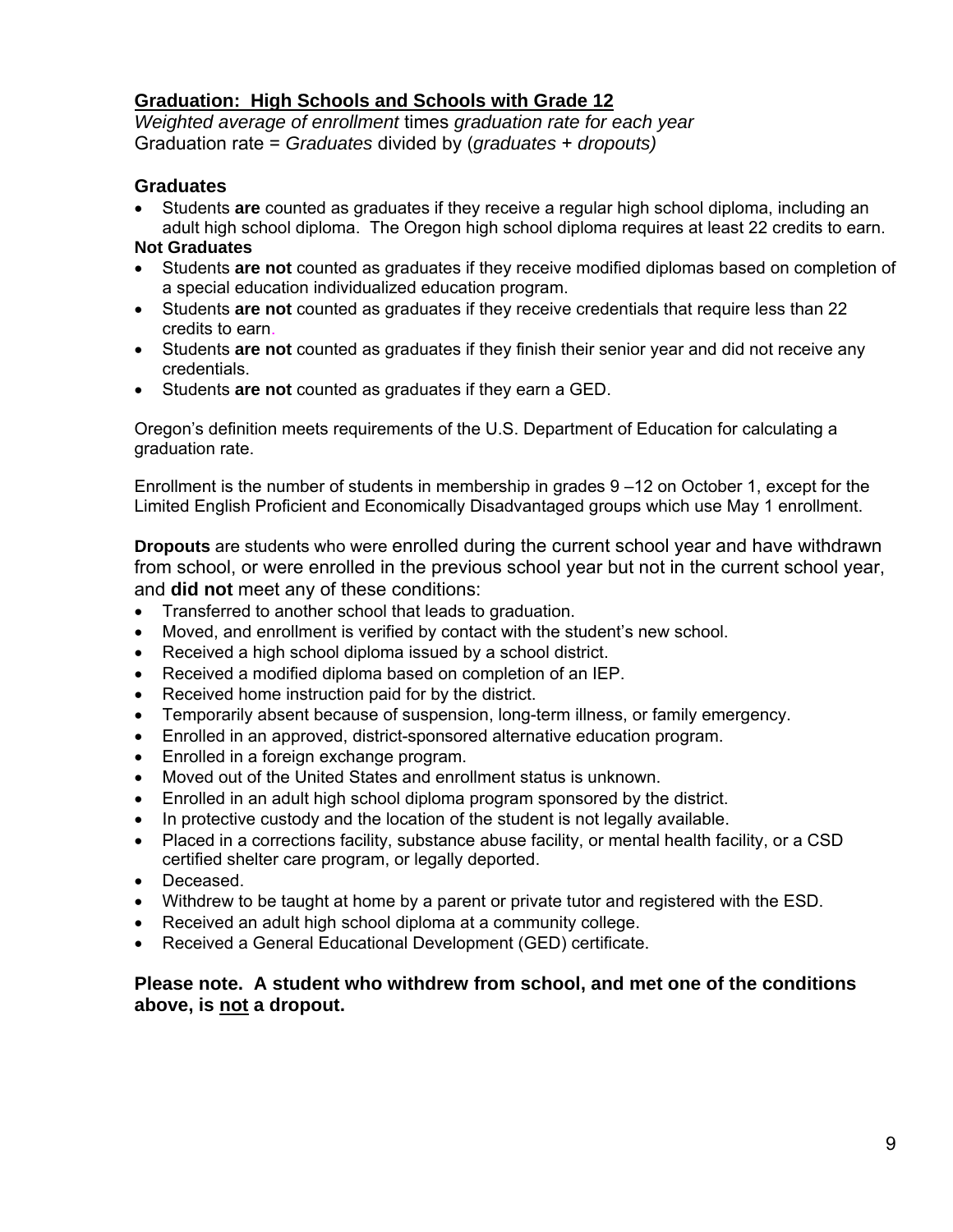## Graduation: High Schools and Schools with Grade 12

*Weighted average of enrollment* times *graduation rate for each year*
Graduation rate = *Graduates* divided by (*graduates + dropouts)*

### Graduates

- Students **are** counted as graduates if they receive a regular high school diploma, including an adult high school diploma. The Oregon high school diploma requires at least 22 credits to earn.

**Not Graduates**

- Students **are not** counted as graduates if they receive modified diplomas based on completion of a special education individualized education program.
- Students **are not** counted as graduates if they receive credentials that require less than 22 credits to earn.
- Students **are not** counted as graduates if they finish their senior year and did not receive any credentials.
- Students **are not** counted as graduates if they earn a GED.

Oregon's definition meets requirements of the U.S. Department of Education for calculating a graduation rate.

Enrollment is the number of students in membership in grades 9 –12 on October 1, except for the Limited English Proficient and Economically Disadvantaged groups which use May 1 enrollment.

**Dropouts** are students who were enrolled during the current school year and have withdrawn from school, or were enrolled in the previous school year but not in the current school year, and **did not** meet any of these conditions:

- Transferred to another school that leads to graduation.
- Moved, and enrollment is verified by contact with the student's new school.
- Received a high school diploma issued by a school district.
- Received a modified diploma based on completion of an IEP.
- Received home instruction paid for by the district.
- Temporarily absent because of suspension, long-term illness, or family emergency.
- Enrolled in an approved, district-sponsored alternative education program.
- Enrolled in a foreign exchange program.
- Moved out of the United States and enrollment status is unknown.
- Enrolled in an adult high school diploma program sponsored by the district.
- In protective custody and the location of the student is not legally available.
- Placed in a corrections facility, substance abuse facility, or mental health facility, or a CSD certified shelter care program, or legally deported.
- Deceased.
- Withdrew to be taught at home by a parent or private tutor and registered with the ESD.
- Received an adult high school diploma at a community college.
- Received a General Educational Development (GED) certificate.

**Please note. A student who withdrew from school, and met one of the conditions above, is <u>not</u> a dropout.**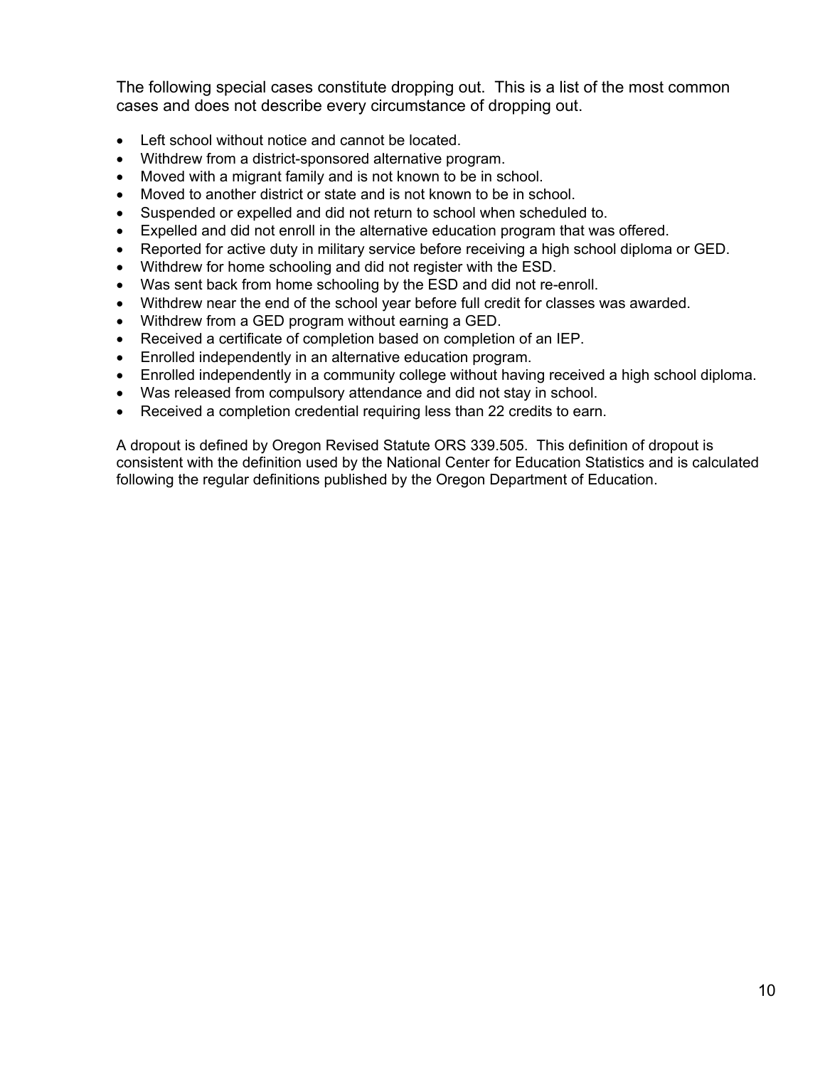The following special cases constitute dropping out. This is a list of the most common cases and does not describe every circumstance of dropping out.

- Left school without notice and cannot be located.
- Withdrew from a district-sponsored alternative program.
- Moved with a migrant family and is not known to be in school.
- Moved to another district or state and is not known to be in school.
- Suspended or expelled and did not return to school when scheduled to.
- Expelled and did not enroll in the alternative education program that was offered.
- Reported for active duty in military service before receiving a high school diploma or GED.
- Withdrew for home schooling and did not register with the ESD.
- Was sent back from home schooling by the ESD and did not re-enroll.
- Withdrew near the end of the school year before full credit for classes was awarded.
- Withdrew from a GED program without earning a GED.
- Received a certificate of completion based on completion of an IEP.
- Enrolled independently in an alternative education program.
- Enrolled independently in a community college without having received a high school diploma.
- Was released from compulsory attendance and did not stay in school.
- Received a completion credential requiring less than 22 credits to earn.

A dropout is defined by Oregon Revised Statute ORS 339.505. This definition of dropout is consistent with the definition used by the National Center for Education Statistics and is calculated following the regular definitions published by the Oregon Department of Education.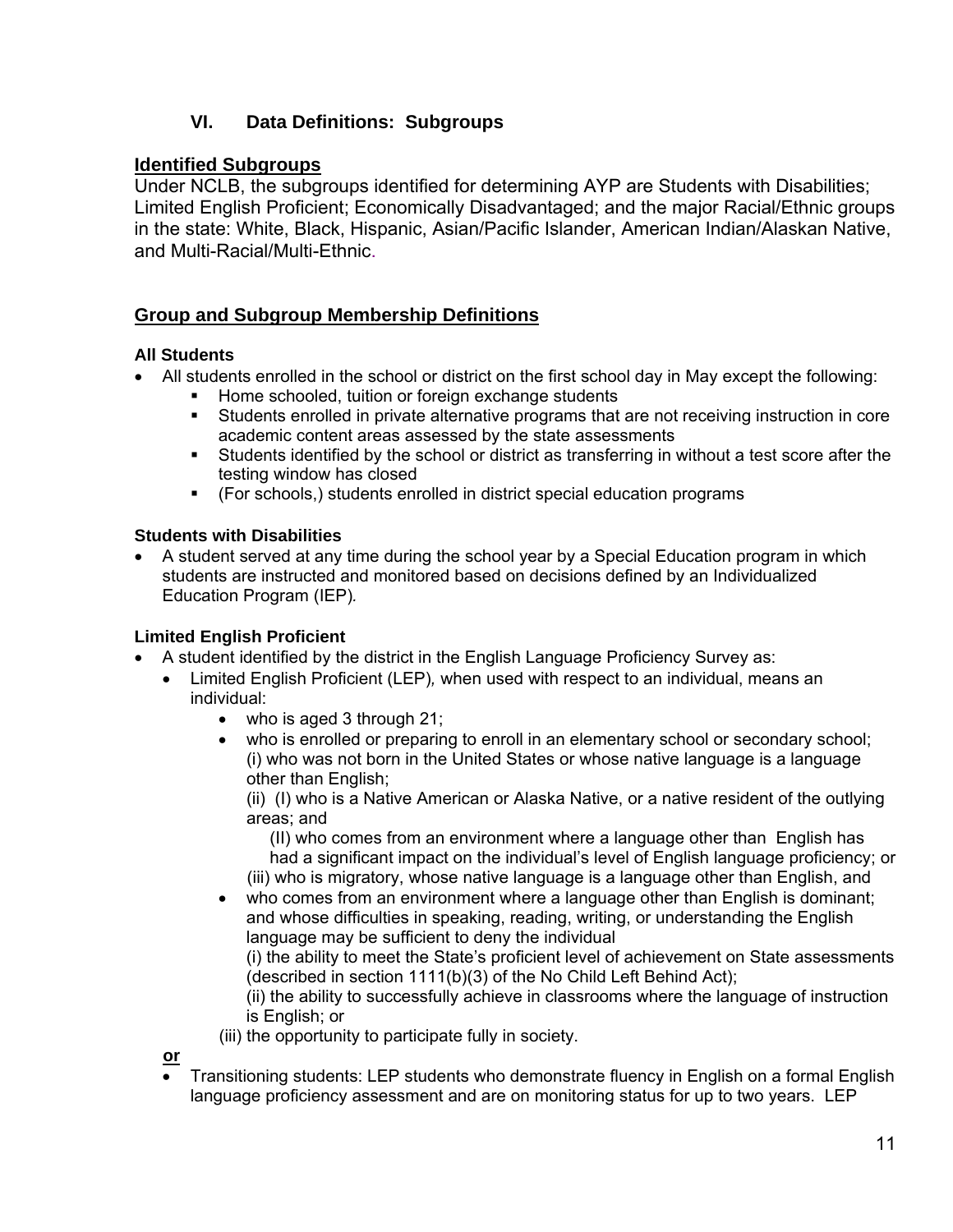## VI. Data Definitions: Subgroups

### Identified Subgroups

Under NCLB, the subgroups identified for determining AYP are Students with Disabilities; Limited English Proficient; Economically Disadvantaged; and the major Racial/Ethnic groups in the state: White, Black, Hispanic, Asian/Pacific Islander, American Indian/Alaskan Native, and Multi-Racial/Multi-Ethnic.

### Group and Subgroup Membership Definitions

**All Students**

- All students enrolled in the school or district on the first school day in May except the following:
  - Home schooled, tuition or foreign exchange students
  - Students enrolled in private alternative programs that are not receiving instruction in core academic content areas assessed by the state assessments
  - Students identified by the school or district as transferring in without a test score after the testing window has closed
  - (For schools,) students enrolled in district special education programs

**Students with Disabilities**

- A student served at any time during the school year by a Special Education program in which students are instructed and monitored based on decisions defined by an Individualized Education Program (IEP).

**Limited English Proficient**

- A student identified by the district in the English Language Proficiency Survey as:
  - Limited English Proficient (LEP), when used with respect to an individual, means an individual:
    - who is aged 3 through 21;
    - who is enrolled or preparing to enroll in an elementary school or secondary school;
      (i) who was not born in the United States or whose native language is a language other than English;
      (ii) (I) who is a Native American or Alaska Native, or a native resident of the outlying areas; and
      (II) who comes from an environment where a language other than English has had a significant impact on the individual's level of English language proficiency; or
      (iii) who is migratory, whose native language is a language other than English, and
    - who comes from an environment where a language other than English is dominant; and whose difficulties in speaking, reading, writing, or understanding the English language may be sufficient to deny the individual
      (i) the ability to meet the State's proficient level of achievement on State assessments (described in section 1111(b)(3) of the No Child Left Behind Act);
      (ii) the ability to successfully achieve in classrooms where the language of instruction is English; or
      (iii) the opportunity to participate fully in society.

  **or**

  - Transitioning students: LEP students who demonstrate fluency in English on a formal English language proficiency assessment and are on monitoring status for up to two years. LEP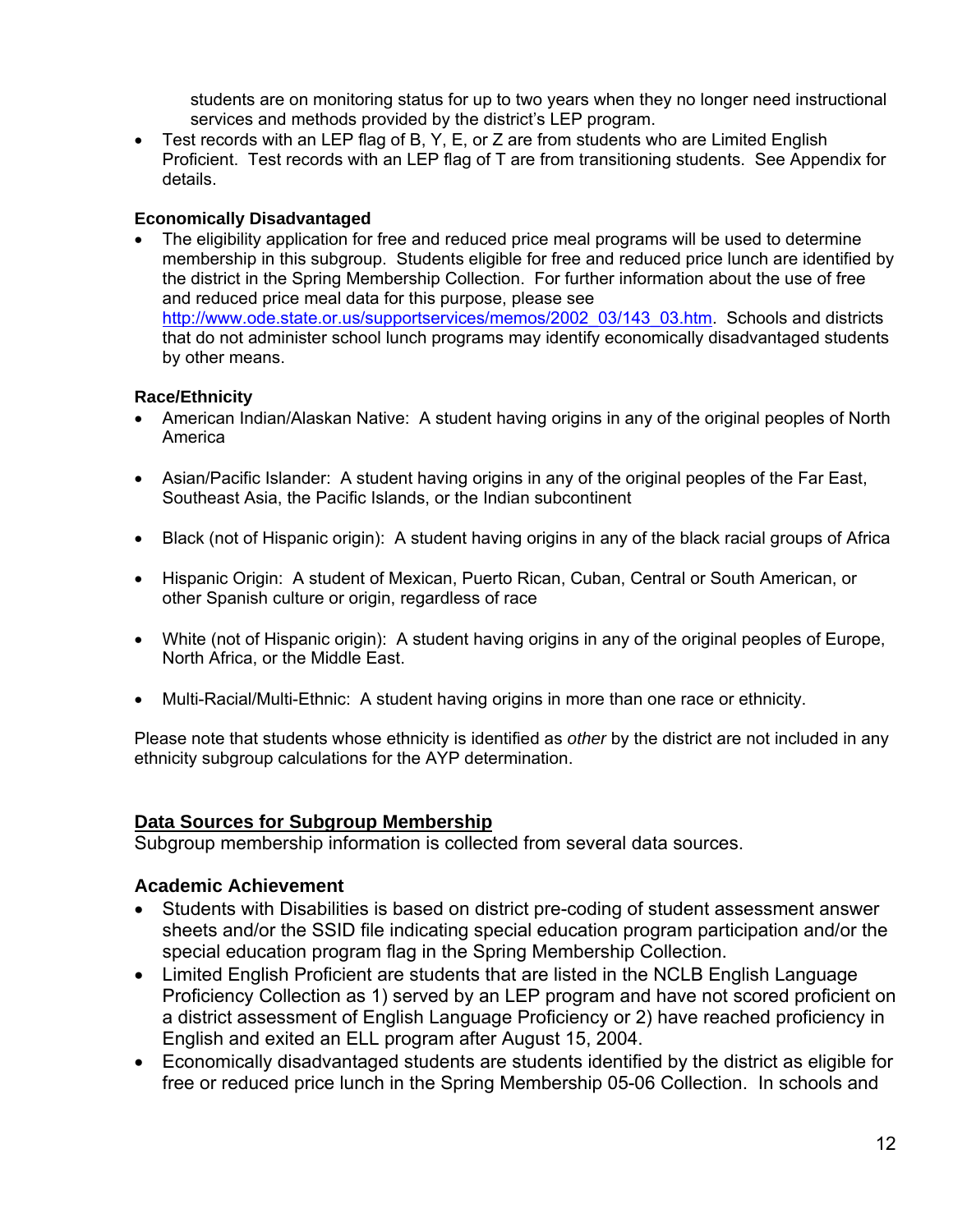students are on monitoring status for up to two years when they no longer need instructional services and methods provided by the district's LEP program.

- Test records with an LEP flag of B, Y, E, or Z are from students who are Limited English Proficient. Test records with an LEP flag of T are from transitioning students. See Appendix for details.

**Economically Disadvantaged**

- The eligibility application for free and reduced price meal programs will be used to determine membership in this subgroup. Students eligible for free and reduced price lunch are identified by the district in the Spring Membership Collection. For further information about the use of free and reduced price meal data for this purpose, please see [http://www.ode.state.or.us/supportservices/memos/2002_03/143_03.htm](http://www.ode.state.or.us/supportservices/memos/2002_03/143_03.htm). Schools and districts that do not administer school lunch programs may identify economically disadvantaged students by other means.

**Race/Ethnicity**

- American Indian/Alaskan Native: A student having origins in any of the original peoples of North America
- Asian/Pacific Islander: A student having origins in any of the original peoples of the Far East, Southeast Asia, the Pacific Islands, or the Indian subcontinent
- Black (not of Hispanic origin): A student having origins in any of the black racial groups of Africa
- Hispanic Origin: A student of Mexican, Puerto Rican, Cuban, Central or South American, or other Spanish culture or origin, regardless of race
- White (not of Hispanic origin): A student having origins in any of the original peoples of Europe, North Africa, or the Middle East.
- Multi-Racial/Multi-Ethnic: A student having origins in more than one race or ethnicity.

Please note that students whose ethnicity is identified as *other* by the district are not included in any ethnicity subgroup calculations for the AYP determination.

## Data Sources for Subgroup Membership

Subgroup membership information is collected from several data sources.

### Academic Achievement

- Students with Disabilities is based on district pre-coding of student assessment answer sheets and/or the SSID file indicating special education program participation and/or the special education program flag in the Spring Membership Collection.
- Limited English Proficient are students that are listed in the NCLB English Language Proficiency Collection as 1) served by an LEP program and have not scored proficient on a district assessment of English Language Proficiency or 2) have reached proficiency in English and exited an ELL program after August 15, 2004.
- Economically disadvantaged students are students identified by the district as eligible for free or reduced price lunch in the Spring Membership 05-06 Collection. In schools and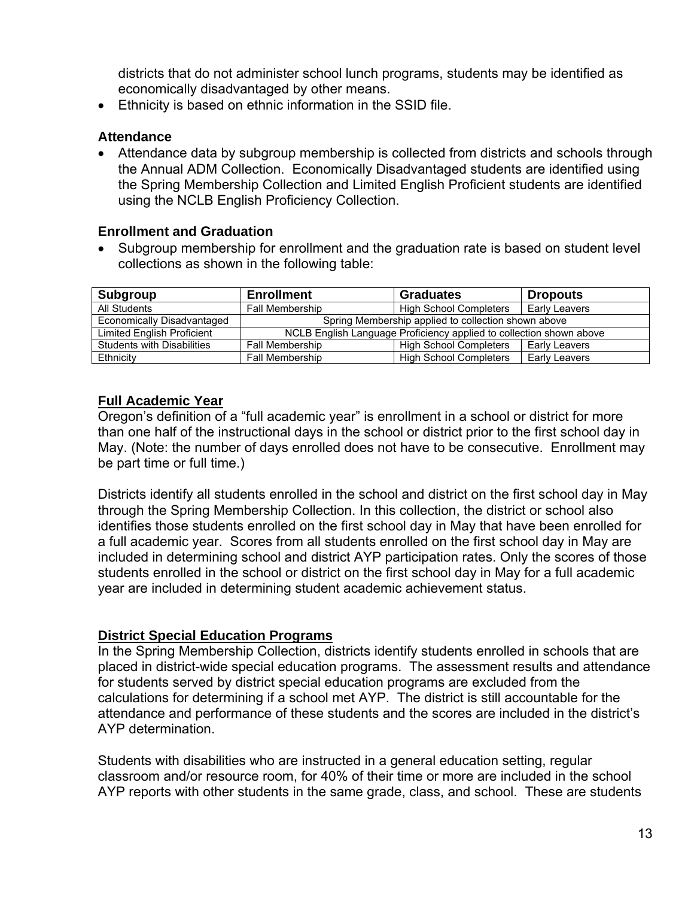districts that do not administer school lunch programs, students may be identified as economically disadvantaged by other means.

- Ethnicity is based on ethnic information in the SSID file.

### Attendance

- Attendance data by subgroup membership is collected from districts and schools through the Annual ADM Collection. Economically Disadvantaged students are identified using the Spring Membership Collection and Limited English Proficient students are identified using the NCLB English Proficiency Collection.

### Enrollment and Graduation

- Subgroup membership for enrollment and the graduation rate is based on student level collections as shown in the following table:

| Subgroup | Enrollment | Graduates | Dropouts |
|---|---|---|---|
| All Students | Fall Membership | High School Completers | Early Leavers |
| Economically Disadvantaged | Spring Membership applied to collection shown above | | |
| Limited English Proficient | NCLB English Language Proficiency applied to collection shown above | | |
| Students with Disabilities | Fall Membership | High School Completers | Early Leavers |
| Ethnicity | Fall Membership | High School Completers | Early Leavers |

## Full Academic Year

Oregon's definition of a "full academic year" is enrollment in a school or district for more than one half of the instructional days in the school or district prior to the first school day in May. (Note: the number of days enrolled does not have to be consecutive. Enrollment may be part time or full time.)

Districts identify all students enrolled in the school and district on the first school day in May through the Spring Membership Collection. In this collection, the district or school also identifies those students enrolled on the first school day in May that have been enrolled for a full academic year. Scores from all students enrolled on the first school day in May are included in determining school and district AYP participation rates. Only the scores of those students enrolled in the school or district on the first school day in May for a full academic year are included in determining student academic achievement status.

## District Special Education Programs

In the Spring Membership Collection, districts identify students enrolled in schools that are placed in district-wide special education programs. The assessment results and attendance for students served by district special education programs are excluded from the calculations for determining if a school met AYP. The district is still accountable for the attendance and performance of these students and the scores are included in the district's AYP determination.

Students with disabilities who are instructed in a general education setting, regular classroom and/or resource room, for 40% of their time or more are included in the school AYP reports with other students in the same grade, class, and school. These are students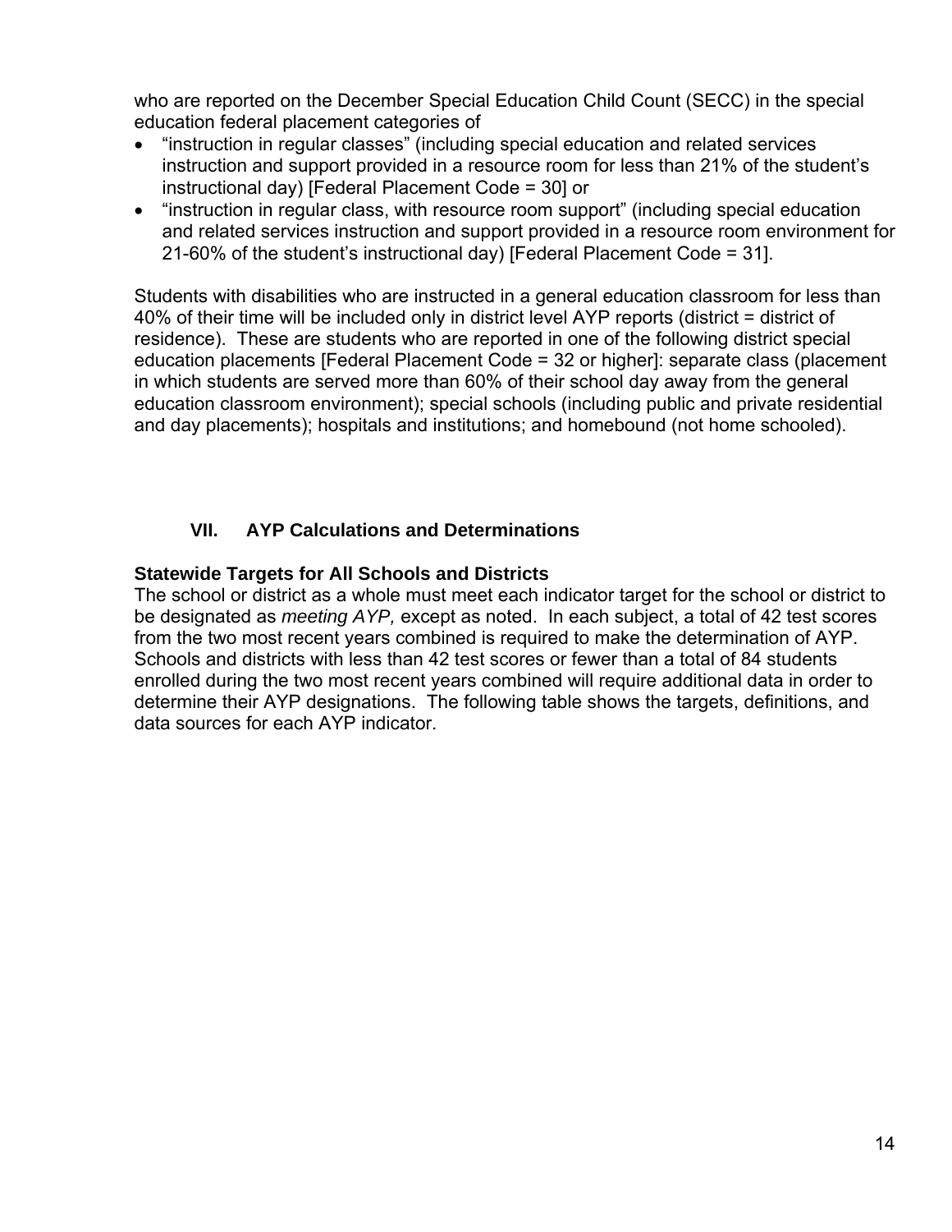who are reported on the December Special Education Child Count (SECC) in the special education federal placement categories of

- "instruction in regular classes" (including special education and related services instruction and support provided in a resource room for less than 21% of the student's instructional day) [Federal Placement Code = 30] or
- "instruction in regular class, with resource room support" (including special education and related services instruction and support provided in a resource room environment for 21-60% of the student's instructional day) [Federal Placement Code = 31].

Students with disabilities who are instructed in a general education classroom for less than 40% of their time will be included only in district level AYP reports (district = district of residence). These are students who are reported in one of the following district special education placements [Federal Placement Code = 32 or higher]: separate class (placement in which students are served more than 60% of their school day away from the general education classroom environment); special schools (including public and private residential and day placements); hospitals and institutions; and homebound (not home schooled).

## VII. AYP Calculations and Determinations

### Statewide Targets for All Schools and Districts

The school or district as a whole must meet each indicator target for the school or district to be designated as *meeting AYP,* except as noted. In each subject, a total of 42 test scores from the two most recent years combined is required to make the determination of AYP. Schools and districts with less than 42 test scores or fewer than a total of 84 students enrolled during the two most recent years combined will require additional data in order to determine their AYP designations. The following table shows the targets, definitions, and data sources for each AYP indicator.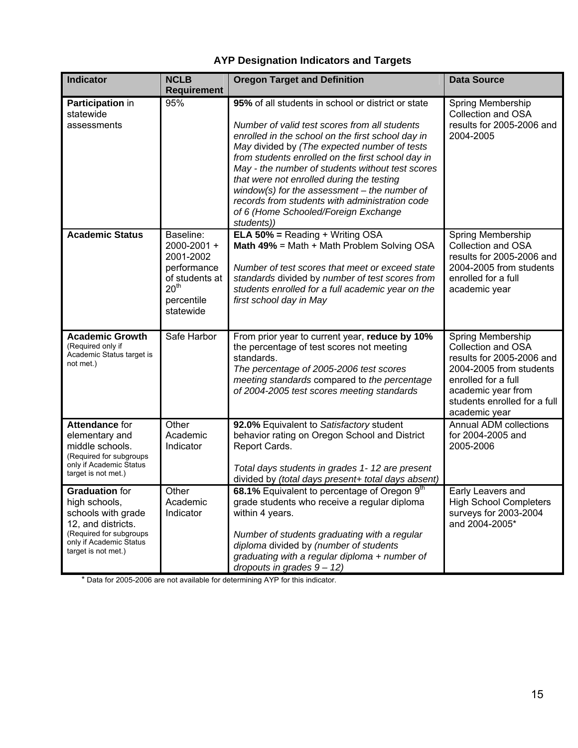### AYP Designation Indicators and Targets

| Indicator | NCLB Requirement | Oregon Target and Definition | Data Source |
|---|---|---|---|
| **Participation** in statewide assessments | 95% | **95%** of all students in school or district or state<br><br>*Number of valid test scores from all students enrolled in the school on the first school day in May* divided by *(The expected number of tests from students enrolled on the first school day in May - the number of students without test scores that were not enrolled during the testing window(s) for the assessment – the number of records from students with administration code of 6 (Home Schooled/Foreign Exchange students))* | Spring Membership Collection and OSA results for 2005-2006 and 2004-2005 |
| **Academic Status** | Baseline: 2000-2001 + 2001-2002 performance of students at 20th percentile statewide | **ELA 50% =** Reading + Writing OSA<br>**Math 49%** = Math + Math Problem Solving OSA<br><br>*Number of test scores that meet or exceed state standards* divided by *number of test scores from students enrolled for a full academic year on the first school day in May* | Spring Membership Collection and OSA results for 2005-2006 and 2004-2005 from students enrolled for a full academic year |
| **Academic Growth** (Required only if Academic Status target is not met.) | Safe Harbor | From prior year to current year, **reduce by 10%** the percentage of test scores not meeting standards.<br>*The percentage of 2005-2006 test scores meeting standards* compared to *the percentage of 2004-2005 test scores meeting standards* | Spring Membership Collection and OSA results for 2005-2006 and 2004-2005 from students enrolled for a full academic year from students enrolled for a full academic year |
| **Attendance** for elementary and middle schools. (Required for subgroups only if Academic Status target is not met.) | Other Academic Indicator | **92.0%** Equivalent to *Satisfactory* student behavior rating on Oregon School and District Report Cards.<br><br>*Total days students in grades 1- 12 are present* divided by *(total days present+ total days absent)* | Annual ADM collections for 2004-2005 and 2005-2006 |
| **Graduation** for high schools, schools with grade 12, and districts. (Required for subgroups only if Academic Status target is not met.) | Other Academic Indicator | **68.1%** Equivalent to percentage of Oregon 9th grade students who receive a regular diploma within 4 years.<br><br>*Number of students graduating with a regular diploma* divided by *(number of students graduating with a regular diploma + number of dropouts in grades 9 – 12)* | Early Leavers and High School Completers surveys for 2003-2004 and 2004-2005* |

* Data for 2005-2006 are not available for determining AYP for this indicator.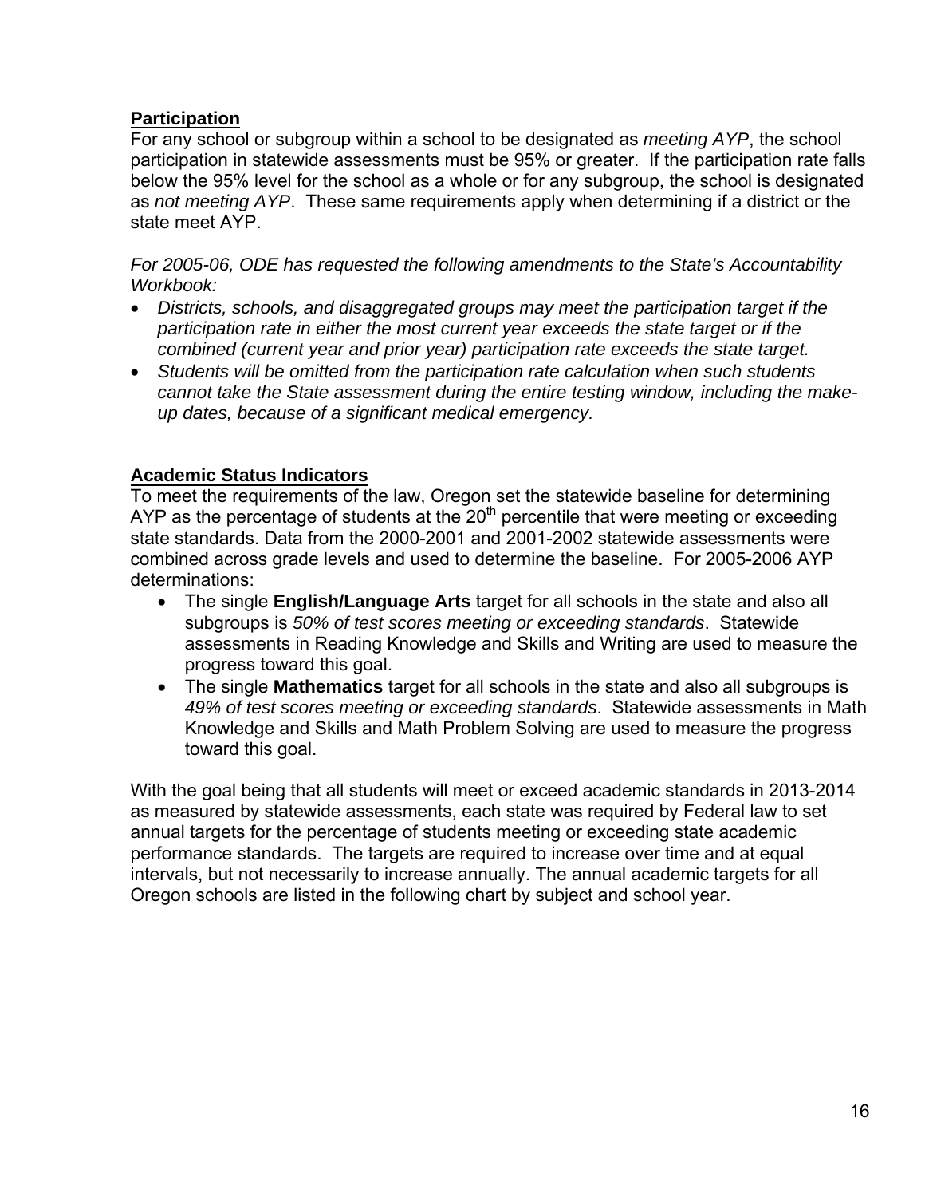**Participation**

For any school or subgroup within a school to be designated as *meeting AYP*, the school participation in statewide assessments must be 95% or greater. If the participation rate falls below the 95% level for the school as a whole or for any subgroup, the school is designated as *not meeting AYP*. These same requirements apply when determining if a district or the state meet AYP.

*For 2005-06, ODE has requested the following amendments to the State's Accountability Workbook:*

- *Districts, schools, and disaggregated groups may meet the participation target if the participation rate in either the most current year exceeds the state target or if the combined (current year and prior year) participation rate exceeds the state target.*
- *Students will be omitted from the participation rate calculation when such students cannot take the State assessment during the entire testing window, including the make-up dates, because of a significant medical emergency.*

**Academic Status Indicators**

To meet the requirements of the law, Oregon set the statewide baseline for determining AYP as the percentage of students at the 20th percentile that were meeting or exceeding state standards. Data from the 2000-2001 and 2001-2002 statewide assessments were combined across grade levels and used to determine the baseline. For 2005-2006 AYP determinations:

- The single **English/Language Arts** target for all schools in the state and also all subgroups is *50% of test scores meeting or exceeding standards*. Statewide assessments in Reading Knowledge and Skills and Writing are used to measure the progress toward this goal.
- The single **Mathematics** target for all schools in the state and also all subgroups is *49% of test scores meeting or exceeding standards*. Statewide assessments in Math Knowledge and Skills and Math Problem Solving are used to measure the progress toward this goal.

With the goal being that all students will meet or exceed academic standards in 2013-2014 as measured by statewide assessments, each state was required by Federal law to set annual targets for the percentage of students meeting or exceeding state academic performance standards. The targets are required to increase over time and at equal intervals, but not necessarily to increase annually. The annual academic targets for all Oregon schools are listed in the following chart by subject and school year.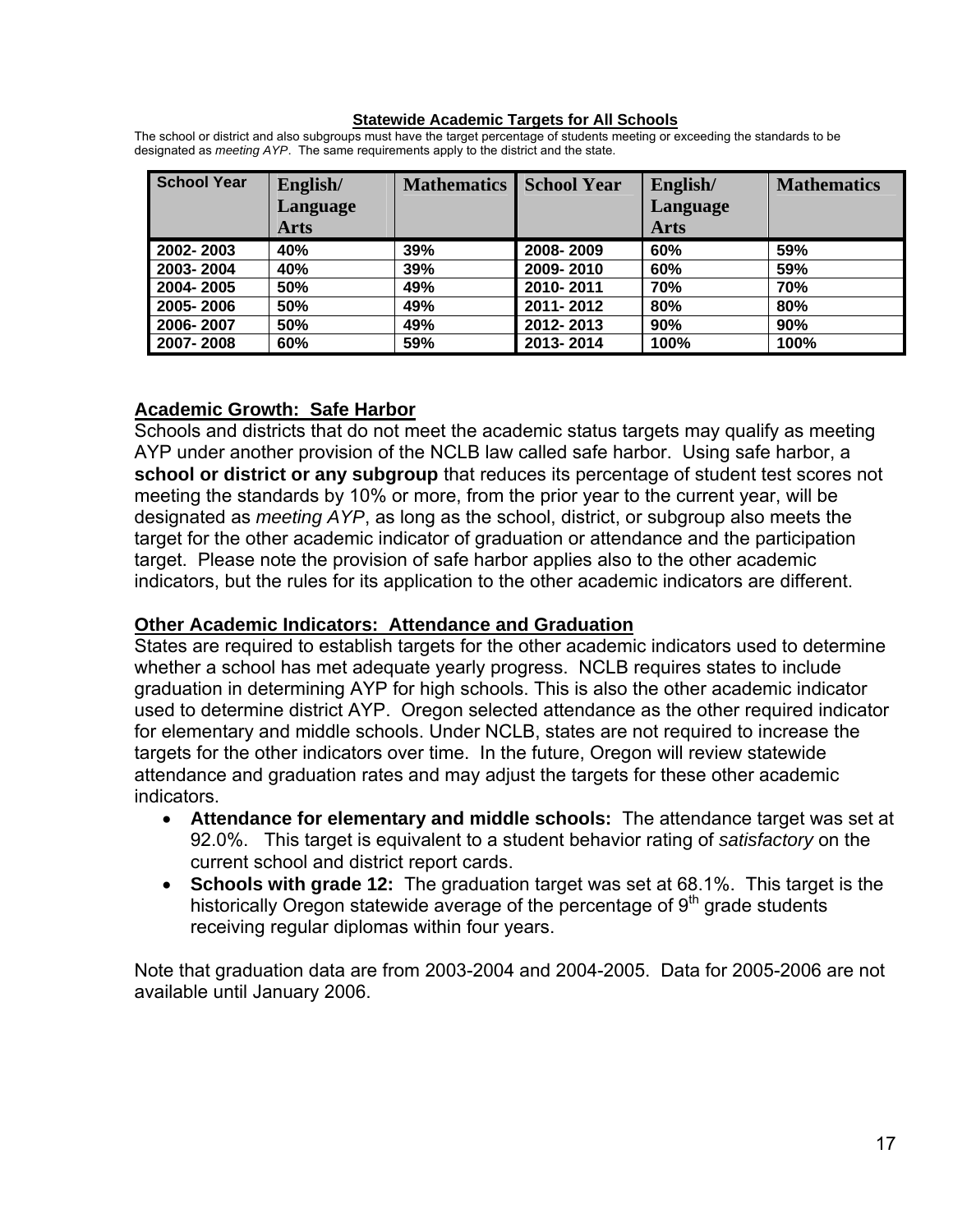**Statewide Academic Targets for All Schools**

The school or district and also subgroups must have the target percentage of students meeting or exceeding the standards to be designated as *meeting AYP*. The same requirements apply to the district and the state.

| School Year | English/ Language Arts | Mathematics | School Year | English/ Language Arts | Mathematics |
|---|---|---|---|---|---|
| 2002- 2003 | 40% | 39% | 2008- 2009 | 60% | 59% |
| 2003- 2004 | 40% | 39% | 2009- 2010 | 60% | 59% |
| 2004- 2005 | 50% | 49% | 2010- 2011 | 70% | 70% |
| 2005- 2006 | 50% | 49% | 2011- 2012 | 80% | 80% |
| 2006- 2007 | 50% | 49% | 2012- 2013 | 90% | 90% |
| 2007- 2008 | 60% | 59% | 2013- 2014 | 100% | 100% |

## Academic Growth: Safe Harbor

Schools and districts that do not meet the academic status targets may qualify as meeting AYP under another provision of the NCLB law called safe harbor. Using safe harbor, a **school or district or any subgroup** that reduces its percentage of student test scores not meeting the standards by 10% or more, from the prior year to the current year, will be designated as *meeting AYP*, as long as the school, district, or subgroup also meets the target for the other academic indicator of graduation or attendance and the participation target. Please note the provision of safe harbor applies also to the other academic indicators, but the rules for its application to the other academic indicators are different.

## Other Academic Indicators: Attendance and Graduation

States are required to establish targets for the other academic indicators used to determine whether a school has met adequate yearly progress. NCLB requires states to include graduation in determining AYP for high schools. This is also the other academic indicator used to determine district AYP. Oregon selected attendance as the other required indicator for elementary and middle schools. Under NCLB, states are not required to increase the targets for the other indicators over time. In the future, Oregon will review statewide attendance and graduation rates and may adjust the targets for these other academic indicators.

- **Attendance for elementary and middle schools:** The attendance target was set at 92.0%. This target is equivalent to a student behavior rating of *satisfactory* on the current school and district report cards.
- **Schools with grade 12:** The graduation target was set at 68.1%. This target is the historically Oregon statewide average of the percentage of 9th grade students receiving regular diplomas within four years.

Note that graduation data are from 2003-2004 and 2004-2005. Data for 2005-2006 are not available until January 2006.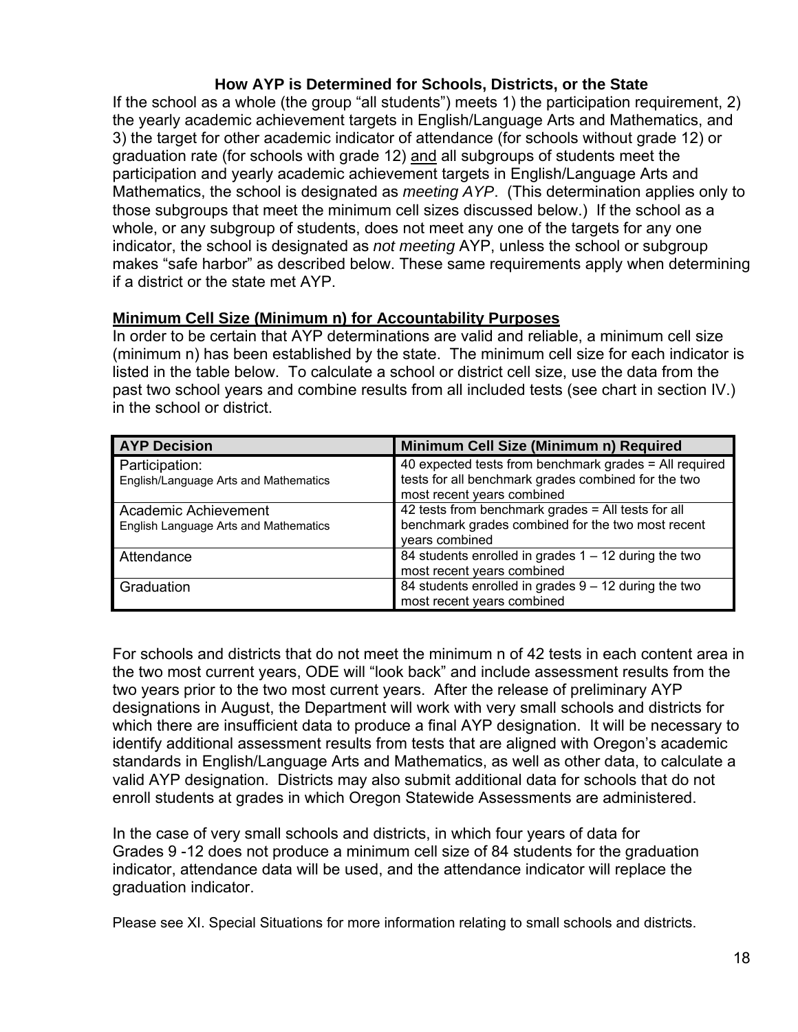### How AYP is Determined for Schools, Districts, or the State

If the school as a whole (the group "all students") meets 1) the participation requirement, 2) the yearly academic achievement targets in English/Language Arts and Mathematics, and 3) the target for other academic indicator of attendance (for schools without grade 12) or graduation rate (for schools with grade 12) <u>and</u> all subgroups of students meet the participation and yearly academic achievement targets in English/Language Arts and Mathematics, the school is designated as *meeting AYP*. (This determination applies only to those subgroups that meet the minimum cell sizes discussed below.) If the school as a whole, or any subgroup of students, does not meet any one of the targets for any one indicator, the school is designated as *not meeting* AYP, unless the school or subgroup makes "safe harbor" as described below. These same requirements apply when determining if a district or the state met AYP.

**<u>Minimum Cell Size (Minimum n) for Accountability Purposes</u>**

In order to be certain that AYP determinations are valid and reliable, a minimum cell size (minimum n) has been established by the state. The minimum cell size for each indicator is listed in the table below. To calculate a school or district cell size, use the data from the past two school years and combine results from all included tests (see chart in section IV.) in the school or district.

| AYP Decision | Minimum Cell Size (Minimum n) Required |
|---|---|
| Participation: English/Language Arts and Mathematics | 40 expected tests from benchmark grades = All required tests for all benchmark grades combined for the two most recent years combined |
| Academic Achievement English Language Arts and Mathematics | 42 tests from benchmark grades = All tests for all benchmark grades combined for the two most recent years combined |
| Attendance | 84 students enrolled in grades 1 – 12 during the two most recent years combined |
| Graduation | 84 students enrolled in grades 9 – 12 during the two most recent years combined |

For schools and districts that do not meet the minimum n of 42 tests in each content area in the two most current years, ODE will "look back" and include assessment results from the two years prior to the two most current years. After the release of preliminary AYP designations in August, the Department will work with very small schools and districts for which there are insufficient data to produce a final AYP designation. It will be necessary to identify additional assessment results from tests that are aligned with Oregon's academic standards in English/Language Arts and Mathematics, as well as other data, to calculate a valid AYP designation. Districts may also submit additional data for schools that do not enroll students at grades in which Oregon Statewide Assessments are administered.

In the case of very small schools and districts, in which four years of data for Grades 9 -12 does not produce a minimum cell size of 84 students for the graduation indicator, attendance data will be used, and the attendance indicator will replace the graduation indicator.

Please see XI. Special Situations for more information relating to small schools and districts.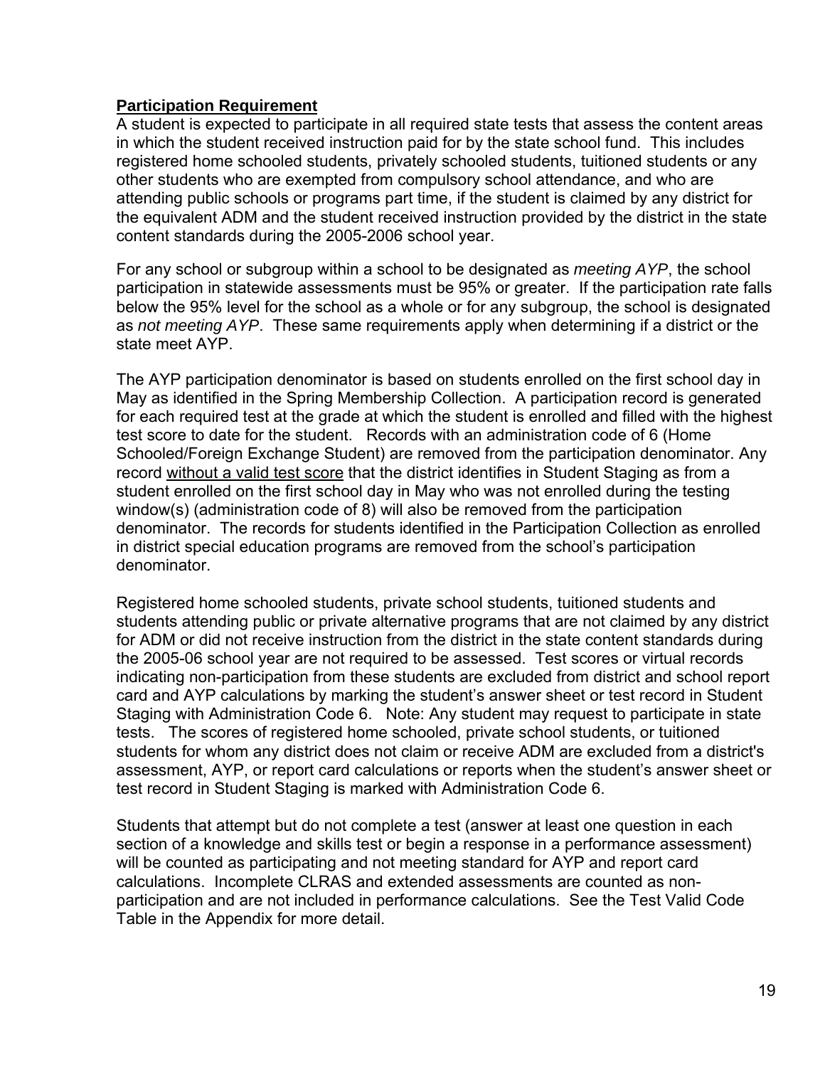**Participation Requirement**

A student is expected to participate in all required state tests that assess the content areas in which the student received instruction paid for by the state school fund. This includes registered home schooled students, privately schooled students, tuitioned students or any other students who are exempted from compulsory school attendance, and who are attending public schools or programs part time, if the student is claimed by any district for the equivalent ADM and the student received instruction provided by the district in the state content standards during the 2005-2006 school year.

For any school or subgroup within a school to be designated as *meeting AYP*, the school participation in statewide assessments must be 95% or greater. If the participation rate falls below the 95% level for the school as a whole or for any subgroup, the school is designated as *not meeting AYP*. These same requirements apply when determining if a district or the state meet AYP.

The AYP participation denominator is based on students enrolled on the first school day in May as identified in the Spring Membership Collection. A participation record is generated for each required test at the grade at which the student is enrolled and filled with the highest test score to date for the student. Records with an administration code of 6 (Home Schooled/Foreign Exchange Student) are removed from the participation denominator. Any record without a valid test score that the district identifies in Student Staging as from a student enrolled on the first school day in May who was not enrolled during the testing window(s) (administration code of 8) will also be removed from the participation denominator. The records for students identified in the Participation Collection as enrolled in district special education programs are removed from the school's participation denominator.

Registered home schooled students, private school students, tuitioned students and students attending public or private alternative programs that are not claimed by any district for ADM or did not receive instruction from the district in the state content standards during the 2005-06 school year are not required to be assessed. Test scores or virtual records indicating non-participation from these students are excluded from district and school report card and AYP calculations by marking the student's answer sheet or test record in Student Staging with Administration Code 6. Note: Any student may request to participate in state tests. The scores of registered home schooled, private school students, or tuitioned students for whom any district does not claim or receive ADM are excluded from a district's assessment, AYP, or report card calculations or reports when the student's answer sheet or test record in Student Staging is marked with Administration Code 6.

Students that attempt but do not complete a test (answer at least one question in each section of a knowledge and skills test or begin a response in a performance assessment) will be counted as participating and not meeting standard for AYP and report card calculations. Incomplete CLRAS and extended assessments are counted as non-participation and are not included in performance calculations. See the Test Valid Code Table in the Appendix for more detail.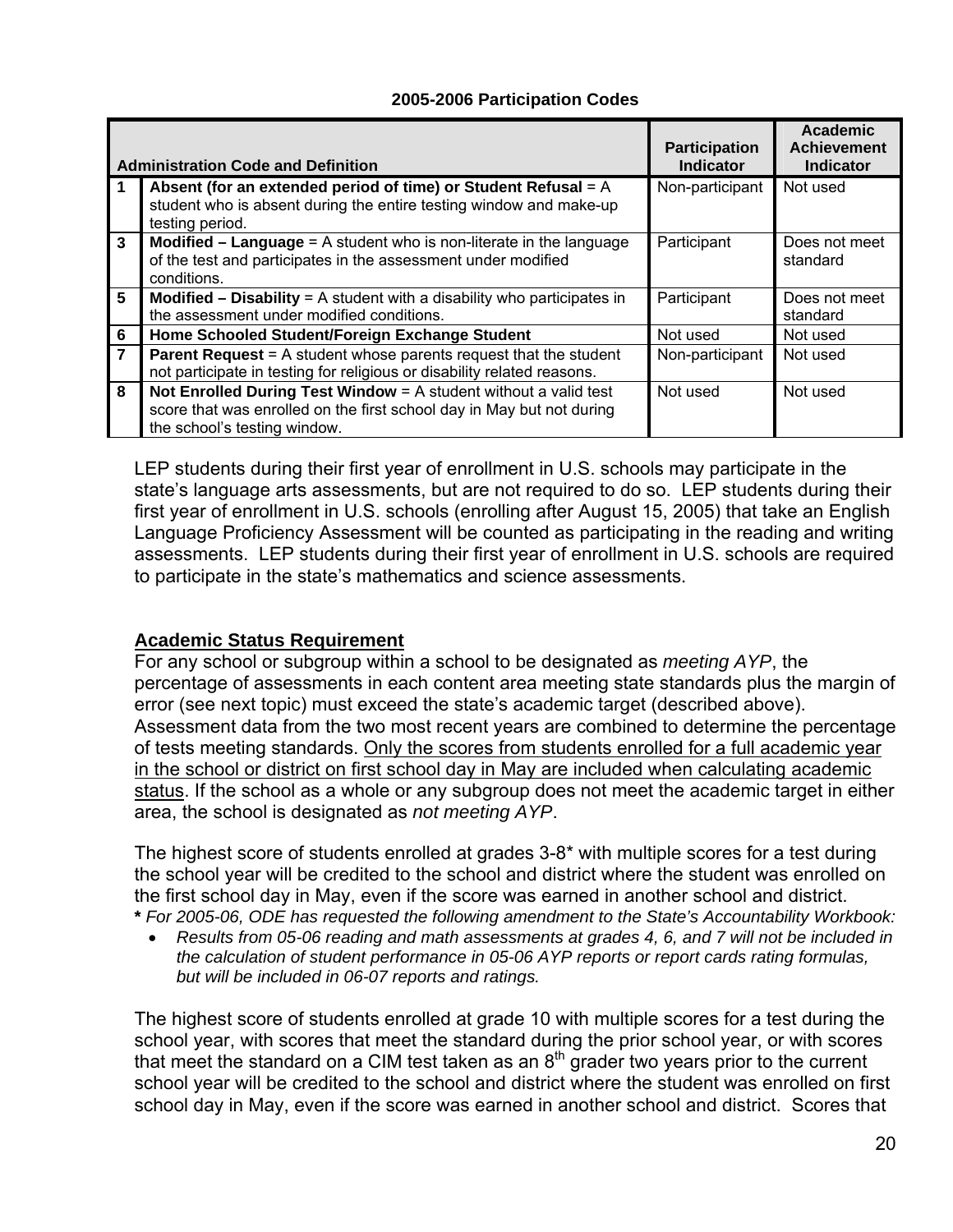**2005-2006 Participation Codes**

| Administration Code and Definition | | Participation Indicator | Academic Achievement Indicator |
|---|---|---|---|
| 1 | **Absent (for an extended period of time) or Student Refusal** = A student who is absent during the entire testing window and make-up testing period. | Non-participant | Not used |
| 3 | **Modified – Language** = A student who is non-literate in the language of the test and participates in the assessment under modified conditions. | Participant | Does not meet standard |
| 5 | **Modified – Disability** = A student with a disability who participates in the assessment under modified conditions. | Participant | Does not meet standard |
| 6 | **Home Schooled Student/Foreign Exchange Student** | Not used | Not used |
| 7 | **Parent Request** = A student whose parents request that the student not participate in testing for religious or disability related reasons. | Non-participant | Not used |
| 8 | **Not Enrolled During Test Window** = A student without a valid test score that was enrolled on the first school day in May but not during the school's testing window. | Not used | Not used |

LEP students during their first year of enrollment in U.S. schools may participate in the state's language arts assessments, but are not required to do so. LEP students during their first year of enrollment in U.S. schools (enrolling after August 15, 2005) that take an English Language Proficiency Assessment will be counted as participating in the reading and writing assessments. LEP students during their first year of enrollment in U.S. schools are required to participate in the state's mathematics and science assessments.

## Academic Status Requirement

For any school or subgroup within a school to be designated as *meeting AYP*, the percentage of assessments in each content area meeting state standards plus the margin of error (see next topic) must exceed the state's academic target (described above). Assessment data from the two most recent years are combined to determine the percentage of tests meeting standards. Only the scores from students enrolled for a full academic year in the school or district on first school day in May are included when calculating academic status. If the school as a whole or any subgroup does not meet the academic target in either area, the school is designated as *not meeting AYP*.

The highest score of students enrolled at grades 3-8* with multiple scores for a test during the school year will be credited to the school and district where the student was enrolled on the first school day in May, even if the score was earned in another school and district.

**\*** *For 2005-06, ODE has requested the following amendment to the State's Accountability Workbook:*

- *Results from 05-06 reading and math assessments at grades 4, 6, and 7 will not be included in the calculation of student performance in 05-06 AYP reports or report cards rating formulas, but will be included in 06-07 reports and ratings.*

The highest score of students enrolled at grade 10 with multiple scores for a test during the school year, with scores that meet the standard during the prior school year, or with scores that meet the standard on a CIM test taken as an 8th grader two years prior to the current school year will be credited to the school and district where the student was enrolled on first school day in May, even if the score was earned in another school and district. Scores that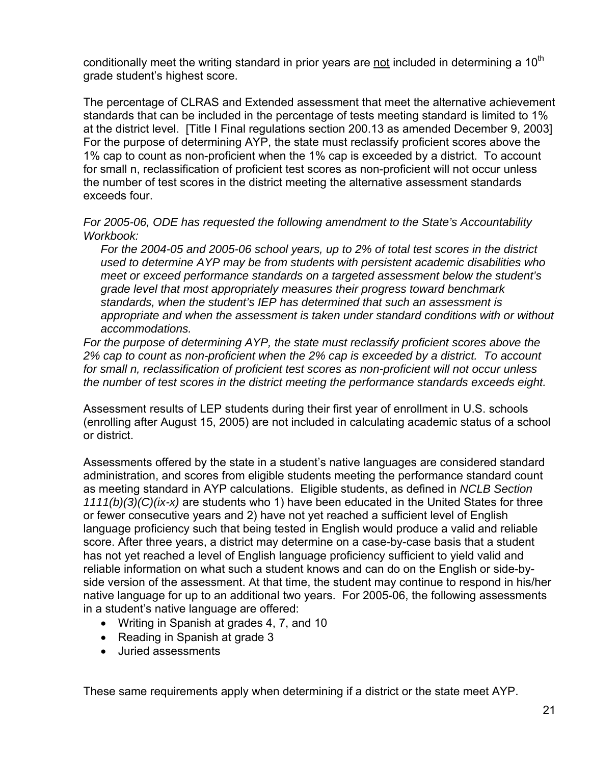conditionally meet the writing standard in prior years are <u>not</u> included in determining a 10th grade student's highest score.

The percentage of CLRAS and Extended assessment that meet the alternative achievement standards that can be included in the percentage of tests meeting standard is limited to 1% at the district level. [Title I Final regulations section 200.13 as amended December 9, 2003] For the purpose of determining AYP, the state must reclassify proficient scores above the 1% cap to count as non-proficient when the 1% cap is exceeded by a district. To account for small n, reclassification of proficient test scores as non-proficient will not occur unless the number of test scores in the district meeting the alternative assessment standards exceeds four.

*For 2005-06, ODE has requested the following amendment to the State's Accountability Workbook:*

> *For the 2004-05 and 2005-06 school years, up to 2% of total test scores in the district used to determine AYP may be from students with persistent academic disabilities who meet or exceed performance standards on a targeted assessment below the student's grade level that most appropriately measures their progress toward benchmark standards, when the student's IEP has determined that such an assessment is appropriate and when the assessment is taken under standard conditions with or without accommodations.*

*For the purpose of determining AYP, the state must reclassify proficient scores above the 2% cap to count as non-proficient when the 2% cap is exceeded by a district. To account for small n, reclassification of proficient test scores as non-proficient will not occur unless the number of test scores in the district meeting the performance standards exceeds eight.*

Assessment results of LEP students during their first year of enrollment in U.S. schools (enrolling after August 15, 2005) are not included in calculating academic status of a school or district.

Assessments offered by the state in a student's native languages are considered standard administration, and scores from eligible students meeting the performance standard count as meeting standard in AYP calculations. Eligible students, as defined in *NCLB Section 1111(b)(3)(C)(ix-x)* are students who 1) have been educated in the United States for three or fewer consecutive years and 2) have not yet reached a sufficient level of English language proficiency such that being tested in English would produce a valid and reliable score. After three years, a district may determine on a case-by-case basis that a student has not yet reached a level of English language proficiency sufficient to yield valid and reliable information on what such a student knows and can do on the English or side-by-side version of the assessment. At that time, the student may continue to respond in his/her native language for up to an additional two years. For 2005-06, the following assessments in a student's native language are offered:

- Writing in Spanish at grades 4, 7, and 10
- Reading in Spanish at grade 3
- Juried assessments

These same requirements apply when determining if a district or the state meet AYP.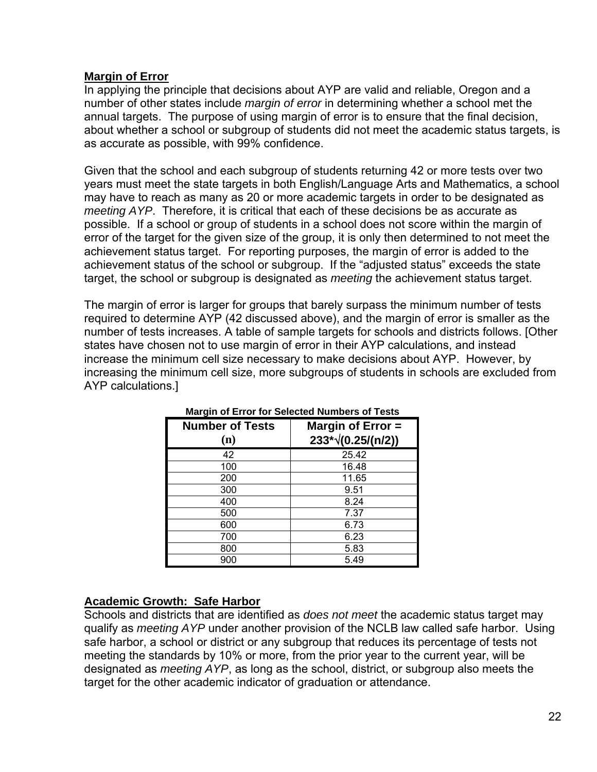## Margin of Error

In applying the principle that decisions about AYP are valid and reliable, Oregon and a number of other states include *margin of error* in determining whether a school met the annual targets. The purpose of using margin of error is to ensure that the final decision, about whether a school or subgroup of students did not meet the academic status targets, is as accurate as possible, with 99% confidence.

Given that the school and each subgroup of students returning 42 or more tests over two years must meet the state targets in both English/Language Arts and Mathematics, a school may have to reach as many as 20 or more academic targets in order to be designated as *meeting AYP*. Therefore, it is critical that each of these decisions be as accurate as possible. If a school or group of students in a school does not score within the margin of error of the target for the given size of the group, it is only then determined to not meet the achievement status target. For reporting purposes, the margin of error is added to the achievement status of the school or subgroup. If the "adjusted status" exceeds the state target, the school or subgroup is designated as *meeting* the achievement status target.

The margin of error is larger for groups that barely surpass the minimum number of tests required to determine AYP (42 discussed above), and the margin of error is smaller as the number of tests increases. A table of sample targets for schools and districts follows. [Other states have chosen not to use margin of error in their AYP calculations, and instead increase the minimum cell size necessary to make decisions about AYP. However, by increasing the minimum cell size, more subgroups of students in schools are excluded from AYP calculations.]

**Margin of Error for Selected Numbers of Tests**

| Number of Tests (n) | Margin of Error = $233 * \sqrt{(0.25/(n/2))}$ |
|---|---|
| 42 | 25.42 |
| 100 | 16.48 |
| 200 | 11.65 |
| 300 | 9.51 |
| 400 | 8.24 |
| 500 | 7.37 |
| 600 | 6.73 |
| 700 | 6.23 |
| 800 | 5.83 |
| 900 | 5.49 |

## Academic Growth: Safe Harbor

Schools and districts that are identified as *does not meet* the academic status target may qualify as *meeting AYP* under another provision of the NCLB law called safe harbor. Using safe harbor, a school or district or any subgroup that reduces its percentage of tests not meeting the standards by 10% or more, from the prior year to the current year, will be designated as *meeting AYP*, as long as the school, district, or subgroup also meets the target for the other academic indicator of graduation or attendance.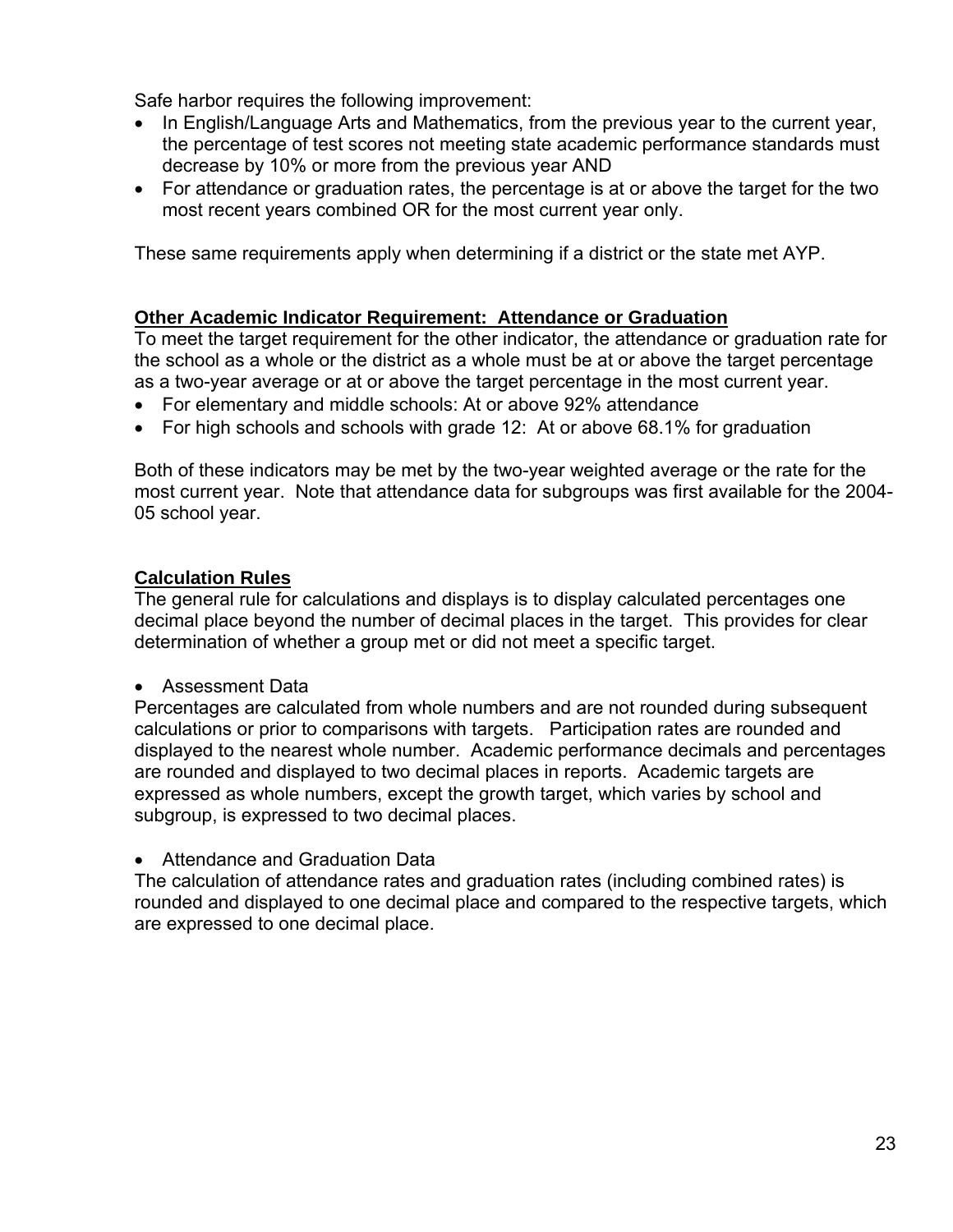Safe harbor requires the following improvement:

- In English/Language Arts and Mathematics, from the previous year to the current year, the percentage of test scores not meeting state academic performance standards must decrease by 10% or more from the previous year AND
- For attendance or graduation rates, the percentage is at or above the target for the two most recent years combined OR for the most current year only.

These same requirements apply when determining if a district or the state met AYP.

**Other Academic Indicator Requirement: Attendance or Graduation**

To meet the target requirement for the other indicator, the attendance or graduation rate for the school as a whole or the district as a whole must be at or above the target percentage as a two-year average or at or above the target percentage in the most current year.

- For elementary and middle schools: At or above 92% attendance
- For high schools and schools with grade 12: At or above 68.1% for graduation

Both of these indicators may be met by the two-year weighted average or the rate for the most current year. Note that attendance data for subgroups was first available for the 2004-05 school year.

**Calculation Rules**

The general rule for calculations and displays is to display calculated percentages one decimal place beyond the number of decimal places in the target. This provides for clear determination of whether a group met or did not meet a specific target.

- Assessment Data

Percentages are calculated from whole numbers and are not rounded during subsequent calculations or prior to comparisons with targets. Participation rates are rounded and displayed to the nearest whole number. Academic performance decimals and percentages are rounded and displayed to two decimal places in reports. Academic targets are expressed as whole numbers, except the growth target, which varies by school and subgroup, is expressed to two decimal places.

- Attendance and Graduation Data

The calculation of attendance rates and graduation rates (including combined rates) is rounded and displayed to one decimal place and compared to the respective targets, which are expressed to one decimal place.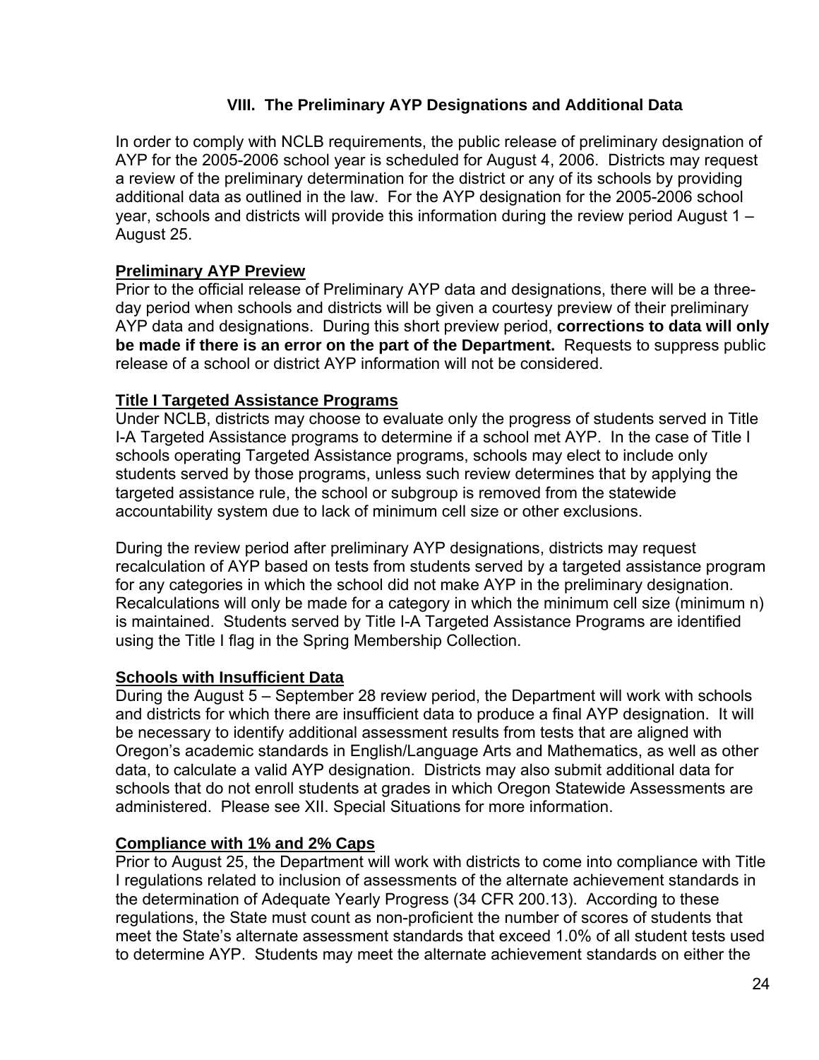## VIII. The Preliminary AYP Designations and Additional Data

In order to comply with NCLB requirements, the public release of preliminary designation of AYP for the 2005-2006 school year is scheduled for August 4, 2006. Districts may request a review of the preliminary determination for the district or any of its schools by providing additional data as outlined in the law. For the AYP designation for the 2005-2006 school year, schools and districts will provide this information during the review period August 1 – August 25.

**Preliminary AYP Preview**

Prior to the official release of Preliminary AYP data and designations, there will be a three-day period when schools and districts will be given a courtesy preview of their preliminary AYP data and designations. During this short preview period, **corrections to data will only be made if there is an error on the part of the Department.** Requests to suppress public release of a school or district AYP information will not be considered.

**Title I Targeted Assistance Programs**

Under NCLB, districts may choose to evaluate only the progress of students served in Title I-A Targeted Assistance programs to determine if a school met AYP. In the case of Title I schools operating Targeted Assistance programs, schools may elect to include only students served by those programs, unless such review determines that by applying the targeted assistance rule, the school or subgroup is removed from the statewide accountability system due to lack of minimum cell size or other exclusions.

During the review period after preliminary AYP designations, districts may request recalculation of AYP based on tests from students served by a targeted assistance program for any categories in which the school did not make AYP in the preliminary designation. Recalculations will only be made for a category in which the minimum cell size (minimum n) is maintained. Students served by Title I-A Targeted Assistance Programs are identified using the Title I flag in the Spring Membership Collection.

**Schools with Insufficient Data**

During the August 5 – September 28 review period, the Department will work with schools and districts for which there are insufficient data to produce a final AYP designation. It will be necessary to identify additional assessment results from tests that are aligned with Oregon's academic standards in English/Language Arts and Mathematics, as well as other data, to calculate a valid AYP designation. Districts may also submit additional data for schools that do not enroll students at grades in which Oregon Statewide Assessments are administered. Please see XII. Special Situations for more information.

**Compliance with 1% and 2% Caps**

Prior to August 25, the Department will work with districts to come into compliance with Title I regulations related to inclusion of assessments of the alternate achievement standards in the determination of Adequate Yearly Progress (34 CFR 200.13). According to these regulations, the State must count as non-proficient the number of scores of students that meet the State's alternate assessment standards that exceed 1.0% of all student tests used to determine AYP. Students may meet the alternate achievement standards on either the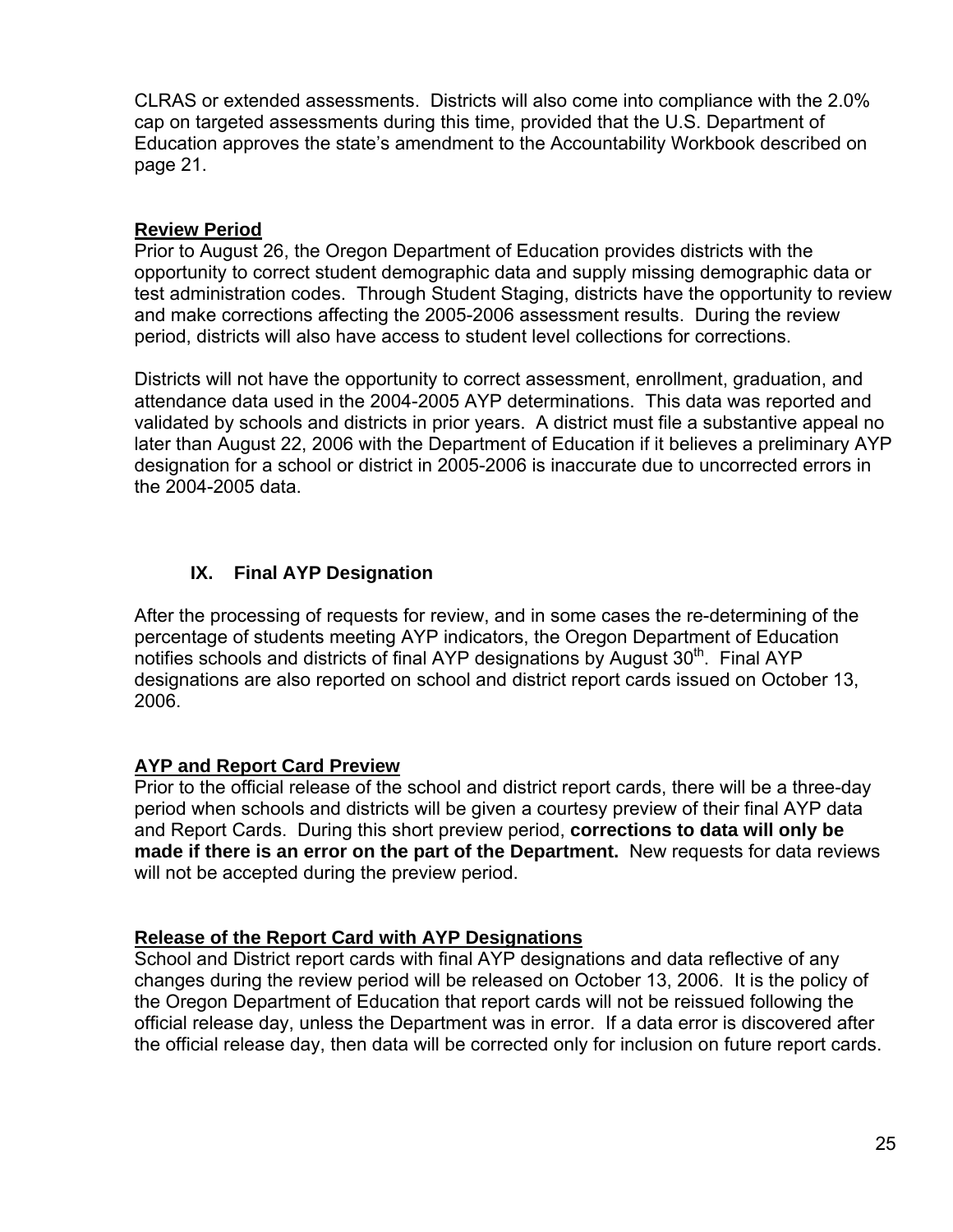CLRAS or extended assessments. Districts will also come into compliance with the 2.0% cap on targeted assessments during this time, provided that the U.S. Department of Education approves the state's amendment to the Accountability Workbook described on page 21.

**Review Period**

Prior to August 26, the Oregon Department of Education provides districts with the opportunity to correct student demographic data and supply missing demographic data or test administration codes. Through Student Staging, districts have the opportunity to review and make corrections affecting the 2005-2006 assessment results. During the review period, districts will also have access to student level collections for corrections.

Districts will not have the opportunity to correct assessment, enrollment, graduation, and attendance data used in the 2004-2005 AYP determinations. This data was reported and validated by schools and districts in prior years. A district must file a substantive appeal no later than August 22, 2006 with the Department of Education if it believes a preliminary AYP designation for a school or district in 2005-2006 is inaccurate due to uncorrected errors in the 2004-2005 data.

## IX. Final AYP Designation

After the processing of requests for review, and in some cases the re-determining of the percentage of students meeting AYP indicators, the Oregon Department of Education notifies schools and districts of final AYP designations by August 30th. Final AYP designations are also reported on school and district report cards issued on October 13, 2006.

**AYP and Report Card Preview**

Prior to the official release of the school and district report cards, there will be a three-day period when schools and districts will be given a courtesy preview of their final AYP data and Report Cards. During this short preview period, **corrections to data will only be made if there is an error on the part of the Department.** New requests for data reviews will not be accepted during the preview period.

**Release of the Report Card with AYP Designations**

School and District report cards with final AYP designations and data reflective of any changes during the review period will be released on October 13, 2006. It is the policy of the Oregon Department of Education that report cards will not be reissued following the official release day, unless the Department was in error. If a data error is discovered after the official release day, then data will be corrected only for inclusion on future report cards.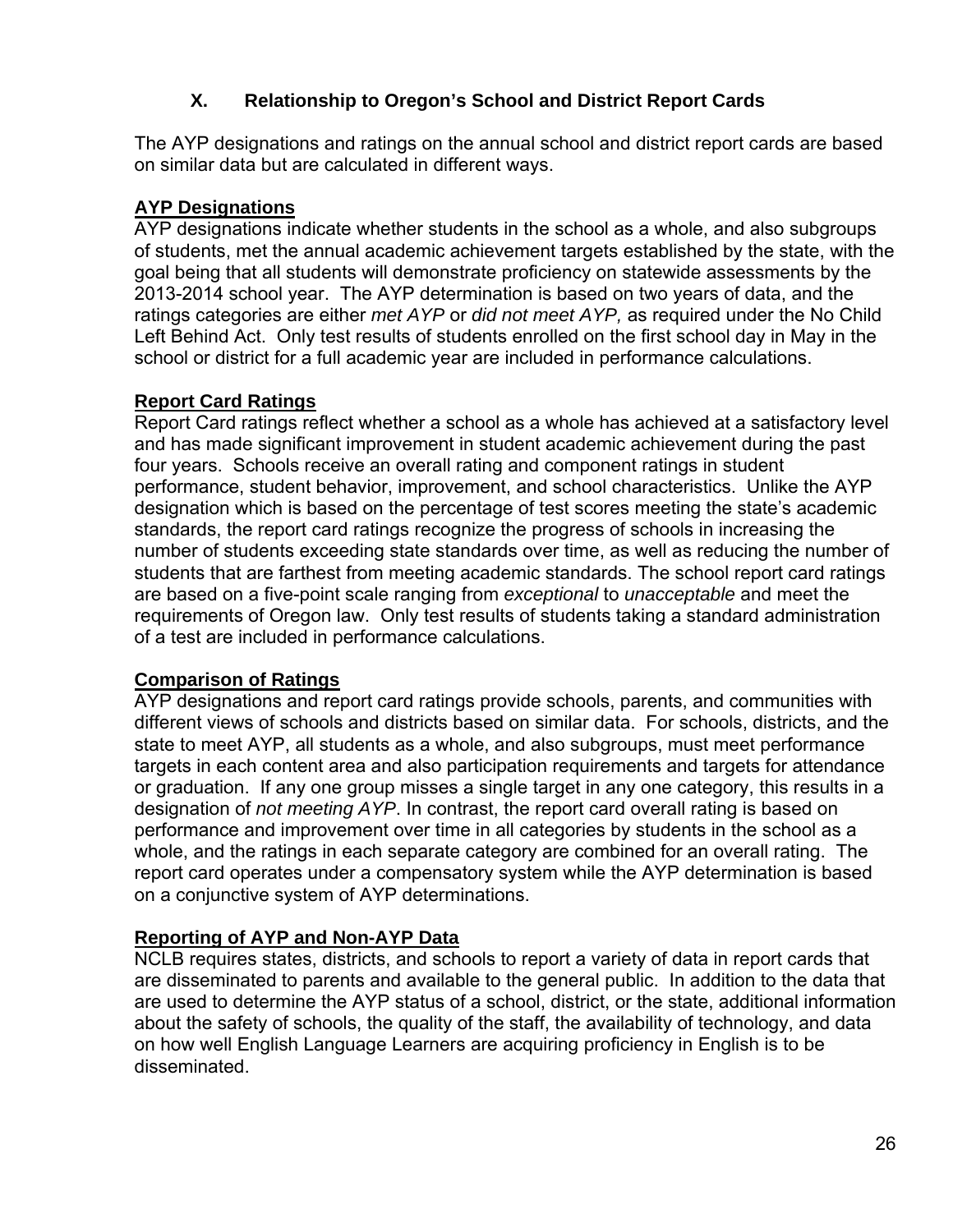## X. Relationship to Oregon's School and District Report Cards

The AYP designations and ratings on the annual school and district report cards are based on similar data but are calculated in different ways.

**AYP Designations**

AYP designations indicate whether students in the school as a whole, and also subgroups of students, met the annual academic achievement targets established by the state, with the goal being that all students will demonstrate proficiency on statewide assessments by the 2013-2014 school year. The AYP determination is based on two years of data, and the ratings categories are either *met AYP* or *did not meet AYP,* as required under the No Child Left Behind Act. Only test results of students enrolled on the first school day in May in the school or district for a full academic year are included in performance calculations.

**Report Card Ratings**

Report Card ratings reflect whether a school as a whole has achieved at a satisfactory level and has made significant improvement in student academic achievement during the past four years. Schools receive an overall rating and component ratings in student performance, student behavior, improvement, and school characteristics. Unlike the AYP designation which is based on the percentage of test scores meeting the state's academic standards, the report card ratings recognize the progress of schools in increasing the number of students exceeding state standards over time, as well as reducing the number of students that are farthest from meeting academic standards. The school report card ratings are based on a five-point scale ranging from *exceptional* to *unacceptable* and meet the requirements of Oregon law. Only test results of students taking a standard administration of a test are included in performance calculations.

**Comparison of Ratings**

AYP designations and report card ratings provide schools, parents, and communities with different views of schools and districts based on similar data. For schools, districts, and the state to meet AYP, all students as a whole, and also subgroups, must meet performance targets in each content area and also participation requirements and targets for attendance or graduation. If any one group misses a single target in any one category, this results in a designation of *not meeting AYP*. In contrast, the report card overall rating is based on performance and improvement over time in all categories by students in the school as a whole, and the ratings in each separate category are combined for an overall rating. The report card operates under a compensatory system while the AYP determination is based on a conjunctive system of AYP determinations.

**Reporting of AYP and Non-AYP Data**

NCLB requires states, districts, and schools to report a variety of data in report cards that are disseminated to parents and available to the general public. In addition to the data that are used to determine the AYP status of a school, district, or the state, additional information about the safety of schools, the quality of the staff, the availability of technology, and data on how well English Language Learners are acquiring proficiency in English is to be disseminated.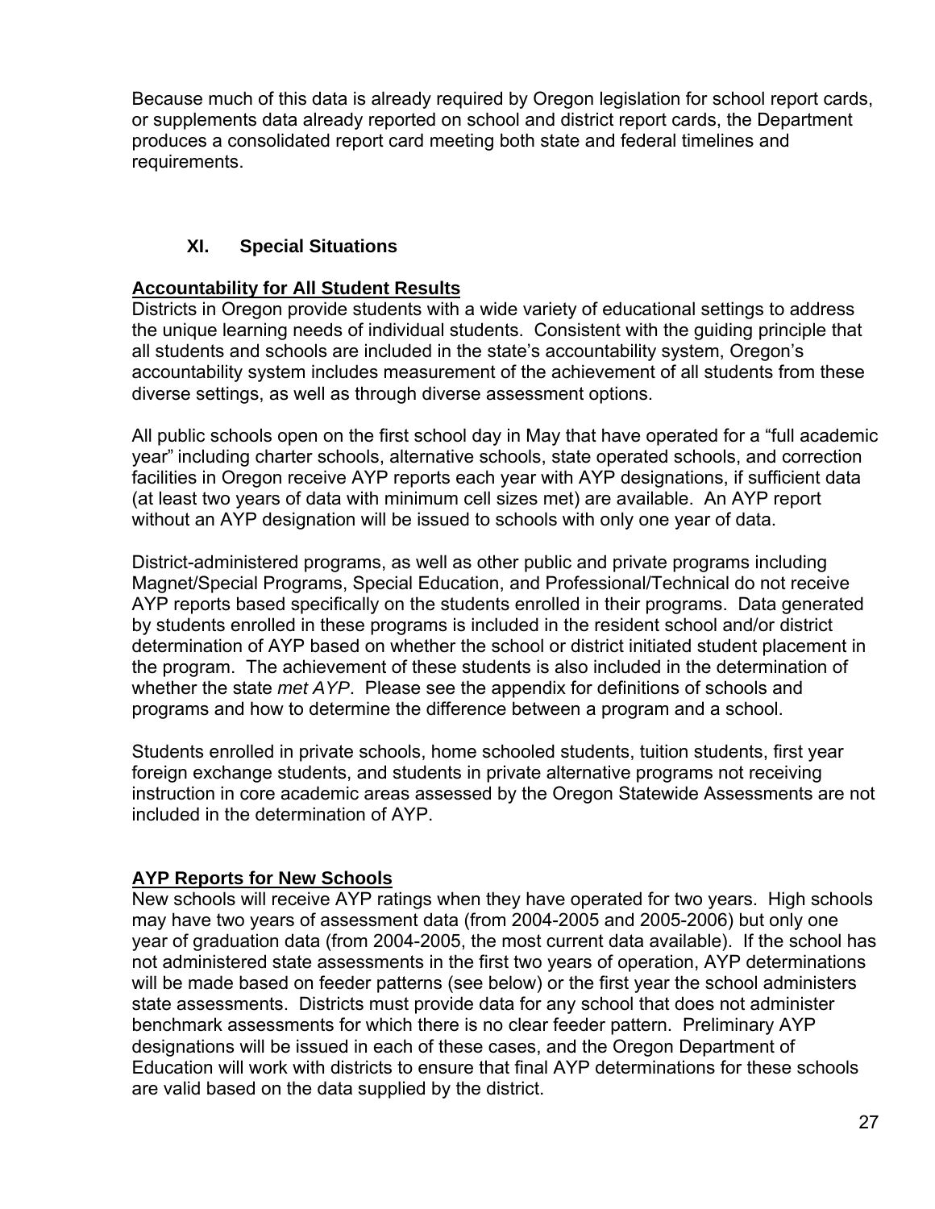Because much of this data is already required by Oregon legislation for school report cards, or supplements data already reported on school and district report cards, the Department produces a consolidated report card meeting both state and federal timelines and requirements.

## XI. Special Situations

**Accountability for All Student Results**

Districts in Oregon provide students with a wide variety of educational settings to address the unique learning needs of individual students. Consistent with the guiding principle that all students and schools are included in the state's accountability system, Oregon's accountability system includes measurement of the achievement of all students from these diverse settings, as well as through diverse assessment options.

All public schools open on the first school day in May that have operated for a "full academic year" including charter schools, alternative schools, state operated schools, and correction facilities in Oregon receive AYP reports each year with AYP designations, if sufficient data (at least two years of data with minimum cell sizes met) are available. An AYP report without an AYP designation will be issued to schools with only one year of data.

District-administered programs, as well as other public and private programs including Magnet/Special Programs, Special Education, and Professional/Technical do not receive AYP reports based specifically on the students enrolled in their programs. Data generated by students enrolled in these programs is included in the resident school and/or district determination of AYP based on whether the school or district initiated student placement in the program. The achievement of these students is also included in the determination of whether the state *met AYP*. Please see the appendix for definitions of schools and programs and how to determine the difference between a program and a school.

Students enrolled in private schools, home schooled students, tuition students, first year foreign exchange students, and students in private alternative programs not receiving instruction in core academic areas assessed by the Oregon Statewide Assessments are not included in the determination of AYP.

**AYP Reports for New Schools**

New schools will receive AYP ratings when they have operated for two years. High schools may have two years of assessment data (from 2004-2005 and 2005-2006) but only one year of graduation data (from 2004-2005, the most current data available). If the school has not administered state assessments in the first two years of operation, AYP determinations will be made based on feeder patterns (see below) or the first year the school administers state assessments. Districts must provide data for any school that does not administer benchmark assessments for which there is no clear feeder pattern. Preliminary AYP designations will be issued in each of these cases, and the Oregon Department of Education will work with districts to ensure that final AYP determinations for these schools are valid based on the data supplied by the district.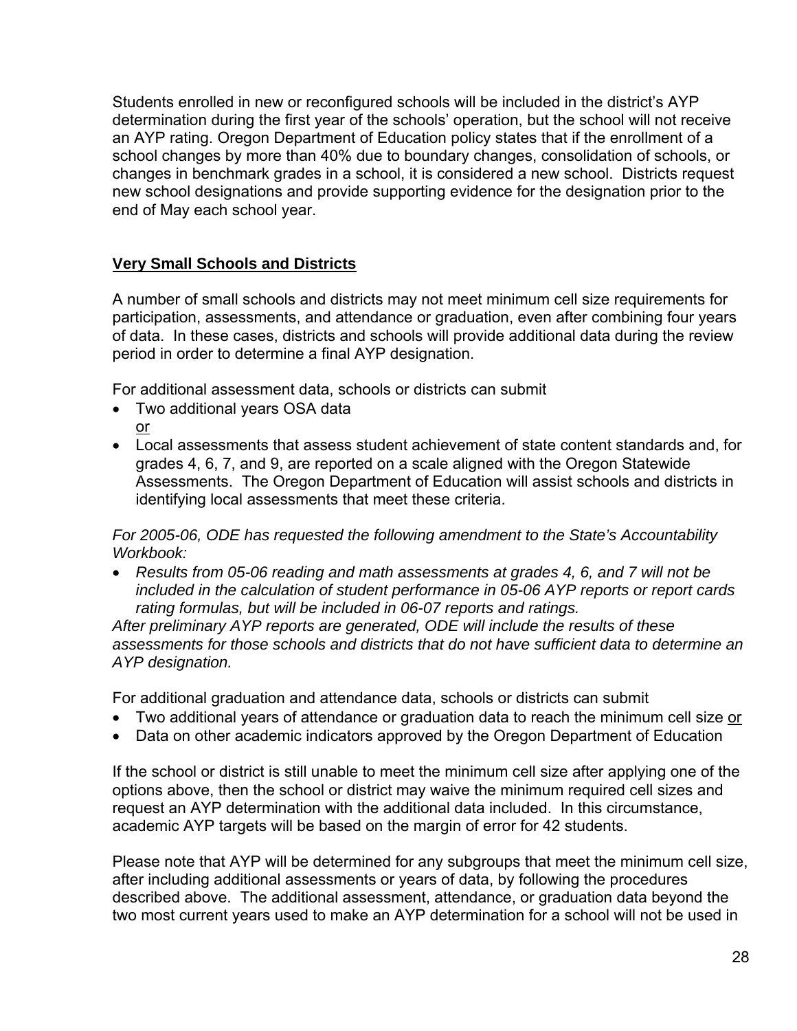Students enrolled in new or reconfigured schools will be included in the district's AYP determination during the first year of the schools' operation, but the school will not receive an AYP rating. Oregon Department of Education policy states that if the enrollment of a school changes by more than 40% due to boundary changes, consolidation of schools, or changes in benchmark grades in a school, it is considered a new school. Districts request new school designations and provide supporting evidence for the designation prior to the end of May each school year.

## Very Small Schools and Districts

A number of small schools and districts may not meet minimum cell size requirements for participation, assessments, and attendance or graduation, even after combining four years of data. In these cases, districts and schools will provide additional data during the review period in order to determine a final AYP designation.

For additional assessment data, schools or districts can submit

- Two additional years OSA data
  <u>or</u>
- Local assessments that assess student achievement of state content standards and, for grades 4, 6, 7, and 9, are reported on a scale aligned with the Oregon Statewide Assessments. The Oregon Department of Education will assist schools and districts in identifying local assessments that meet these criteria.

*For 2005-06, ODE has requested the following amendment to the State's Accountability Workbook:*

- *Results from 05-06 reading and math assessments at grades 4, 6, and 7 will not be included in the calculation of student performance in 05-06 AYP reports or report cards rating formulas, but will be included in 06-07 reports and ratings.*

*After preliminary AYP reports are generated, ODE will include the results of these assessments for those schools and districts that do not have sufficient data to determine an AYP designation.*

For additional graduation and attendance data, schools or districts can submit

- Two additional years of attendance or graduation data to reach the minimum cell size <u>or</u>
- Data on other academic indicators approved by the Oregon Department of Education

If the school or district is still unable to meet the minimum cell size after applying one of the options above, then the school or district may waive the minimum required cell sizes and request an AYP determination with the additional data included. In this circumstance, academic AYP targets will be based on the margin of error for 42 students.

Please note that AYP will be determined for any subgroups that meet the minimum cell size, after including additional assessments or years of data, by following the procedures described above. The additional assessment, attendance, or graduation data beyond the two most current years used to make an AYP determination for a school will not be used in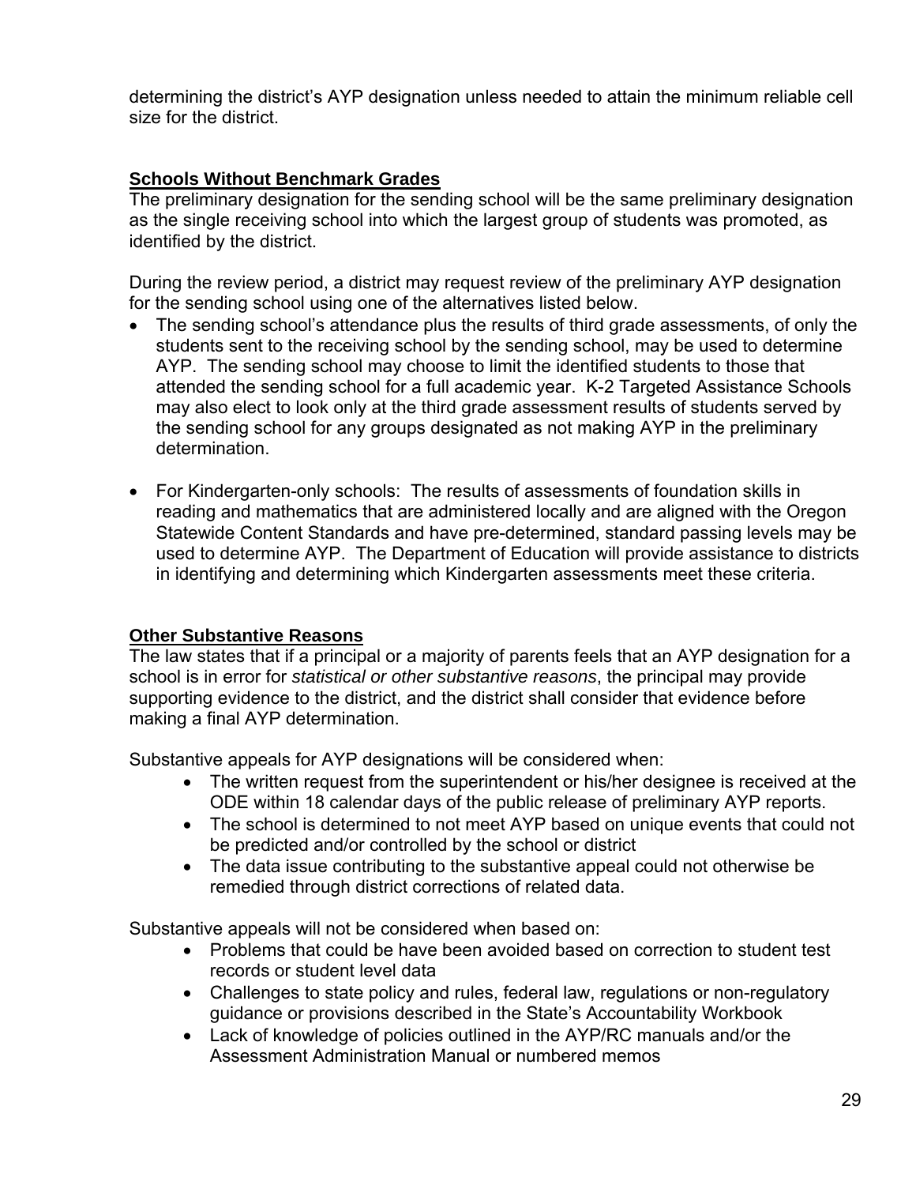determining the district's AYP designation unless needed to attain the minimum reliable cell size for the district.

### Schools Without Benchmark Grades

The preliminary designation for the sending school will be the same preliminary designation as the single receiving school into which the largest group of students was promoted, as identified by the district.

During the review period, a district may request review of the preliminary AYP designation for the sending school using one of the alternatives listed below.

- The sending school's attendance plus the results of third grade assessments, of only the students sent to the receiving school by the sending school, may be used to determine AYP. The sending school may choose to limit the identified students to those that attended the sending school for a full academic year. K-2 Targeted Assistance Schools may also elect to look only at the third grade assessment results of students served by the sending school for any groups designated as not making AYP in the preliminary determination.

- For Kindergarten-only schools: The results of assessments of foundation skills in reading and mathematics that are administered locally and are aligned with the Oregon Statewide Content Standards and have pre-determined, standard passing levels may be used to determine AYP. The Department of Education will provide assistance to districts in identifying and determining which Kindergarten assessments meet these criteria.

### Other Substantive Reasons

The law states that if a principal or a majority of parents feels that an AYP designation for a school is in error for *statistical or other substantive reasons*, the principal may provide supporting evidence to the district, and the district shall consider that evidence before making a final AYP determination.

Substantive appeals for AYP designations will be considered when:

- The written request from the superintendent or his/her designee is received at the ODE within 18 calendar days of the public release of preliminary AYP reports.
- The school is determined to not meet AYP based on unique events that could not be predicted and/or controlled by the school or district
- The data issue contributing to the substantive appeal could not otherwise be remedied through district corrections of related data.

Substantive appeals will not be considered when based on:

- Problems that could be have been avoided based on correction to student test records or student level data
- Challenges to state policy and rules, federal law, regulations or non-regulatory guidance or provisions described in the State's Accountability Workbook
- Lack of knowledge of policies outlined in the AYP/RC manuals and/or the Assessment Administration Manual or numbered memos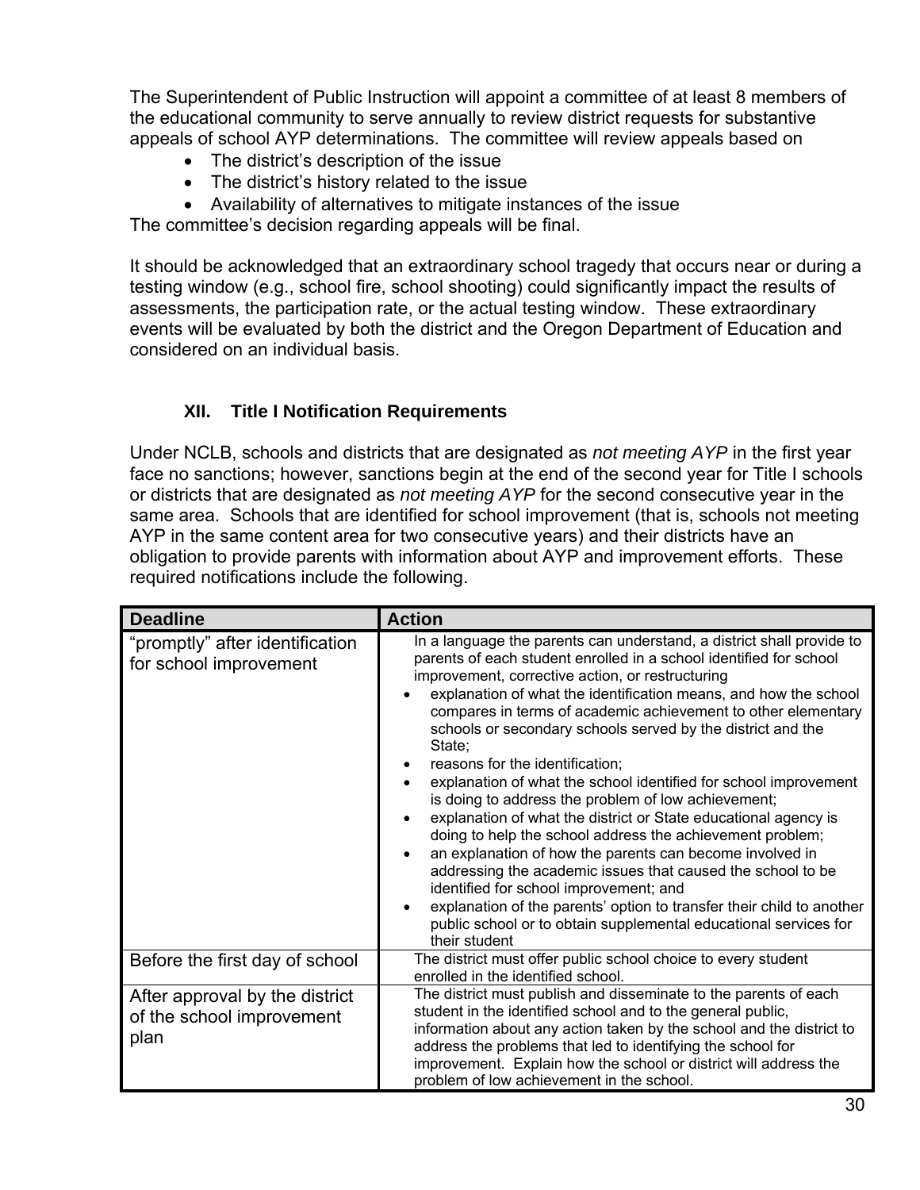The Superintendent of Public Instruction will appoint a committee of at least 8 members of the educational community to serve annually to review district requests for substantive appeals of school AYP determinations. The committee will review appeals based on

- The district's description of the issue
- The district's history related to the issue
- Availability of alternatives to mitigate instances of the issue

The committee's decision regarding appeals will be final.

It should be acknowledged that an extraordinary school tragedy that occurs near or during a testing window (e.g., school fire, school shooting) could significantly impact the results of assessments, the participation rate, or the actual testing window. These extraordinary events will be evaluated by both the district and the Oregon Department of Education and considered on an individual basis.

## XII. Title I Notification Requirements

Under NCLB, schools and districts that are designated as *not meeting AYP* in the first year face no sanctions; however, sanctions begin at the end of the second year for Title I schools or districts that are designated as *not meeting AYP* for the second consecutive year in the same area. Schools that are identified for school improvement (that is, schools not meeting AYP in the same content area for two consecutive years) and their districts have an obligation to provide parents with information about AYP and improvement efforts. These required notifications include the following.

| Deadline | Action |
|---|---|
| "promptly" after identification for school improvement | In a language the parents can understand, a district shall provide to parents of each student enrolled in a school identified for school improvement, corrective action, or restructuring<br>• explanation of what the identification means, and how the school compares in terms of academic achievement to other elementary schools or secondary schools served by the district and the State;<br>• reasons for the identification;<br>• explanation of what the school identified for school improvement is doing to address the problem of low achievement;<br>• explanation of what the district or State educational agency is doing to help the school address the achievement problem;<br>• an explanation of how the parents can become involved in addressing the academic issues that caused the school to be identified for school improvement; and<br>• explanation of the parents' option to transfer their child to another public school or to obtain supplemental educational services for their student |
| Before the first day of school | The district must offer public school choice to every student enrolled in the identified school. |
| After approval by the district of the school improvement plan | The district must publish and disseminate to the parents of each student in the identified school and to the general public, information about any action taken by the school and the district to address the problems that led to identifying the school for improvement. Explain how the school or district will address the problem of low achievement in the school. |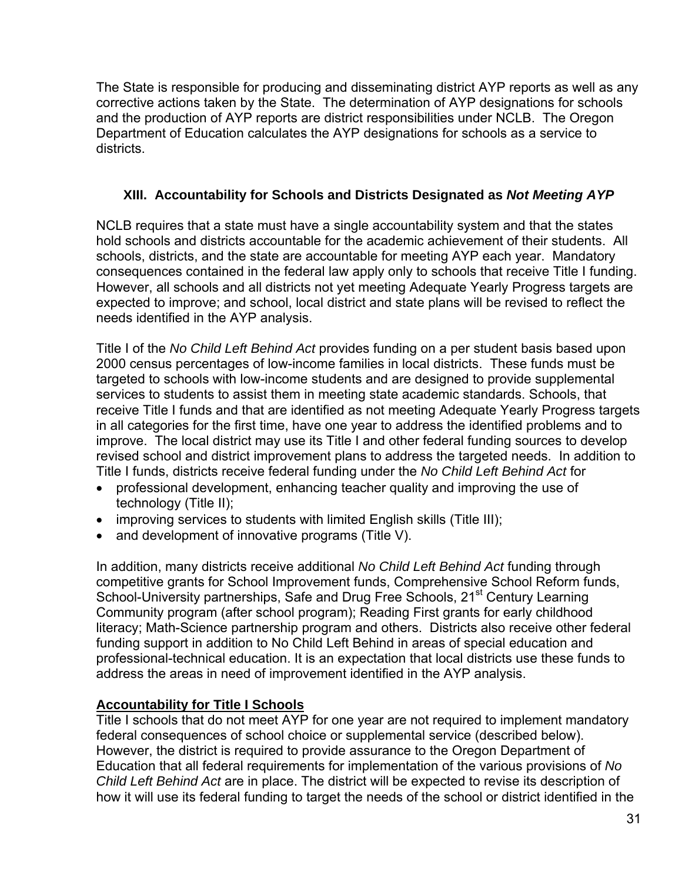The State is responsible for producing and disseminating district AYP reports as well as any corrective actions taken by the State. The determination of AYP designations for schools and the production of AYP reports are district responsibilities under NCLB. The Oregon Department of Education calculates the AYP designations for schools as a service to districts.

## XIII. Accountability for Schools and Districts Designated as *Not Meeting AYP*

NCLB requires that a state must have a single accountability system and that the states hold schools and districts accountable for the academic achievement of their students. All schools, districts, and the state are accountable for meeting AYP each year. Mandatory consequences contained in the federal law apply only to schools that receive Title I funding. However, all schools and all districts not yet meeting Adequate Yearly Progress targets are expected to improve; and school, local district and state plans will be revised to reflect the needs identified in the AYP analysis.

Title I of the *No Child Left Behind Act* provides funding on a per student basis based upon 2000 census percentages of low-income families in local districts. These funds must be targeted to schools with low-income students and are designed to provide supplemental services to students to assist them in meeting state academic standards. Schools, that receive Title I funds and that are identified as not meeting Adequate Yearly Progress targets in all categories for the first time, have one year to address the identified problems and to improve. The local district may use its Title I and other federal funding sources to develop revised school and district improvement plans to address the targeted needs. In addition to Title I funds, districts receive federal funding under the *No Child Left Behind Act* for

- professional development, enhancing teacher quality and improving the use of technology (Title II);
- improving services to students with limited English skills (Title III);
- and development of innovative programs (Title V).

In addition, many districts receive additional *No Child Left Behind Act* funding through competitive grants for School Improvement funds, Comprehensive School Reform funds, School-University partnerships, Safe and Drug Free Schools, 21st Century Learning Community program (after school program); Reading First grants for early childhood literacy; Math-Science partnership program and others. Districts also receive other federal funding support in addition to No Child Left Behind in areas of special education and professional-technical education. It is an expectation that local districts use these funds to address the areas in need of improvement identified in the AYP analysis.

**Accountability for Title I Schools**

Title I schools that do not meet AYP for one year are not required to implement mandatory federal consequences of school choice or supplemental service (described below). However, the district is required to provide assurance to the Oregon Department of Education that all federal requirements for implementation of the various provisions of *No Child Left Behind Act* are in place. The district will be expected to revise its description of how it will use its federal funding to target the needs of the school or district identified in the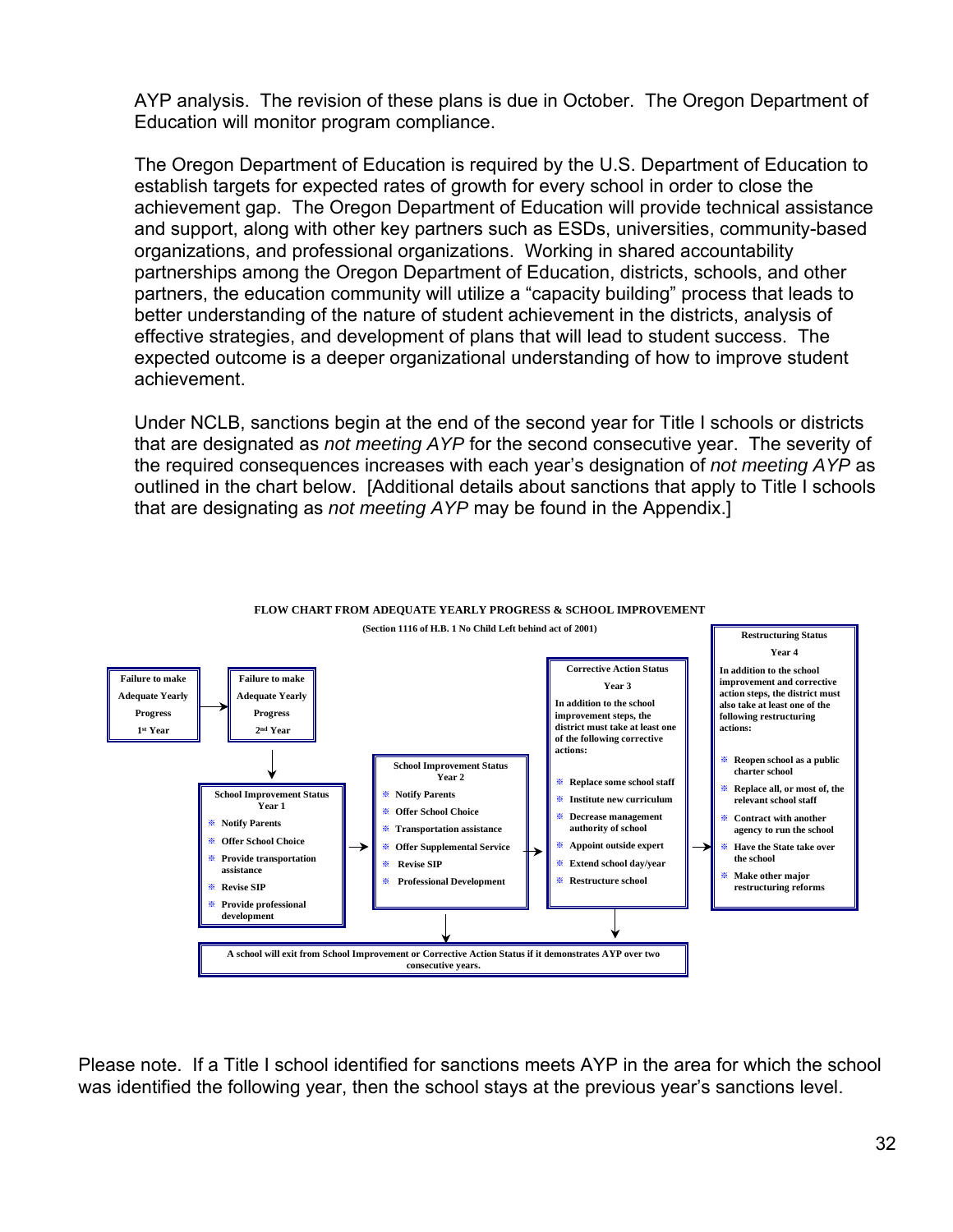AYP analysis. The revision of these plans is due in October. The Oregon Department of Education will monitor program compliance.

The Oregon Department of Education is required by the U.S. Department of Education to establish targets for expected rates of growth for every school in order to close the achievement gap. The Oregon Department of Education will provide technical assistance and support, along with other key partners such as ESDs, universities, community-based organizations, and professional organizations. Working in shared accountability partnerships among the Oregon Department of Education, districts, schools, and other partners, the education community will utilize a "capacity building" process that leads to better understanding of the nature of student achievement in the districts, analysis of effective strategies, and development of plans that will lead to student success. The expected outcome is a deeper organizational understanding of how to improve student achievement.

Under NCLB, sanctions begin at the end of the second year for Title I schools or districts that are designated as *not meeting AYP* for the second consecutive year. The severity of the required consequences increases with each year's designation of *not meeting AYP* as outlined in the chart below. [Additional details about sanctions that apply to Title I schools that are designating as *not meeting AYP* may be found in the Appendix.]

**FLOW CHART FROM ADEQUATE YEARLY PROGRESS & SCHOOL IMPROVEMENT**

**(Section 1116 of H.B. 1 No Child Left behind act of 2001)**

**Failure to make Adequate Yearly Progress 1st Year** → **Failure to make Adequate Yearly Progress 2nd Year**

↓

**School Improvement Status Year 1**
- Notify Parents
- Offer School Choice
- Provide transportation assistance
- Revise SIP
- Provide professional development

→

**School Improvement Status Year 2**
- Notify Parents
- Offer School Choice
- Transportation assistance
- Offer Supplemental Service
- Revise SIP
- Professional Development

→

**Corrective Action Status Year 3**

In addition to the school improvement steps, the district must take at least one of the following corrective actions:
- Replace some school staff
- Institute new curriculum
- Decrease management authority of school
- Appoint outside expert
- Extend school day/year
- Restructure school

→

**Restructuring Status Year 4**

In addition to the school improvement and corrective action steps, the district must also take at least one of the following restructuring actions:
- Reopen school as a public charter school
- Replace all, or most of, the relevant school staff
- Contract with another agency to run the school
- Have the State take over the school
- Make other major restructuring reforms

**A school will exit from School Improvement or Corrective Action Status if it demonstrates AYP over two consecutive years.**

Please note. If a Title I school identified for sanctions meets AYP in the area for which the school was identified the following year, then the school stays at the previous year's sanctions level.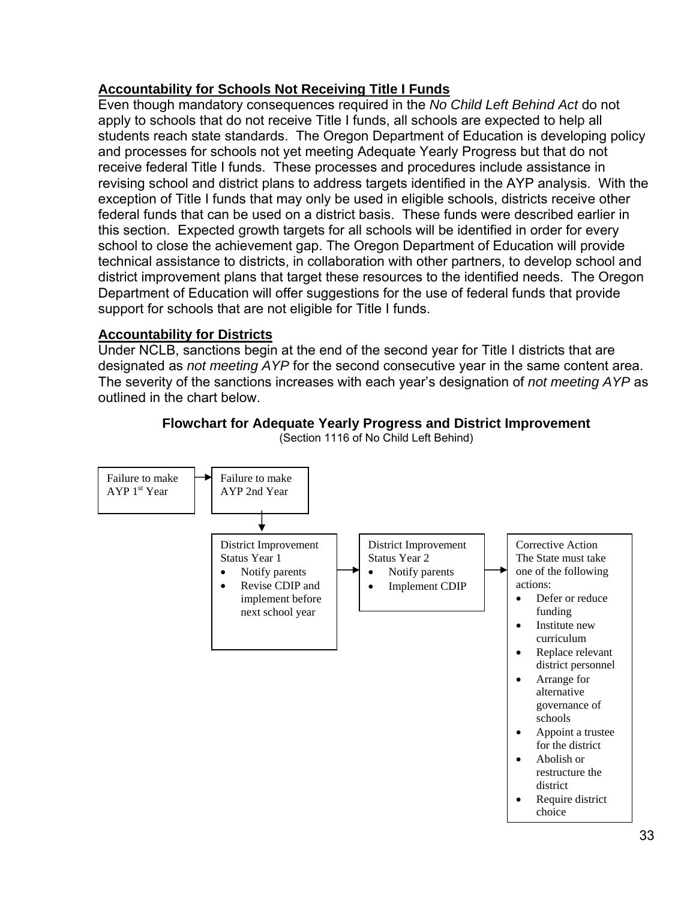**Accountability for Schools Not Receiving Title I Funds**

Even though mandatory consequences required in the *No Child Left Behind Act* do not apply to schools that do not receive Title I funds, all schools are expected to help all students reach state standards. The Oregon Department of Education is developing policy and processes for schools not yet meeting Adequate Yearly Progress but that do not receive federal Title I funds. These processes and procedures include assistance in revising school and district plans to address targets identified in the AYP analysis. With the exception of Title I funds that may only be used in eligible schools, districts receive other federal funds that can be used on a district basis. These funds were described earlier in this section. Expected growth targets for all schools will be identified in order for every school to close the achievement gap. The Oregon Department of Education will provide technical assistance to districts, in collaboration with other partners, to develop school and district improvement plans that target these resources to the identified needs. The Oregon Department of Education will offer suggestions for the use of federal funds that provide support for schools that are not eligible for Title I funds.

**Accountability for Districts**

Under NCLB, sanctions begin at the end of the second year for Title I districts that are designated as *not meeting AYP* for the second consecutive year in the same content area. The severity of the sanctions increases with each year's designation of *not meeting AYP* as outlined in the chart below.

**Flowchart for Adequate Yearly Progress and District Improvement**

(Section 1116 of No Child Left Behind)

Failure to make AYP 1st Year → Failure to make AYP 2nd Year

↓

District Improvement Status Year 1
- Notify parents
- Revise CDIP and implement before next school year

→

District Improvement Status Year 2
- Notify parents
- Implement CDIP

→

Corrective Action
The State must take one of the following actions:
- Defer or reduce funding
- Institute new curriculum
- Replace relevant district personnel
- Arrange for alternative governance of schools
- Appoint a trustee for the district
- Abolish or restructure the district
- Require district choice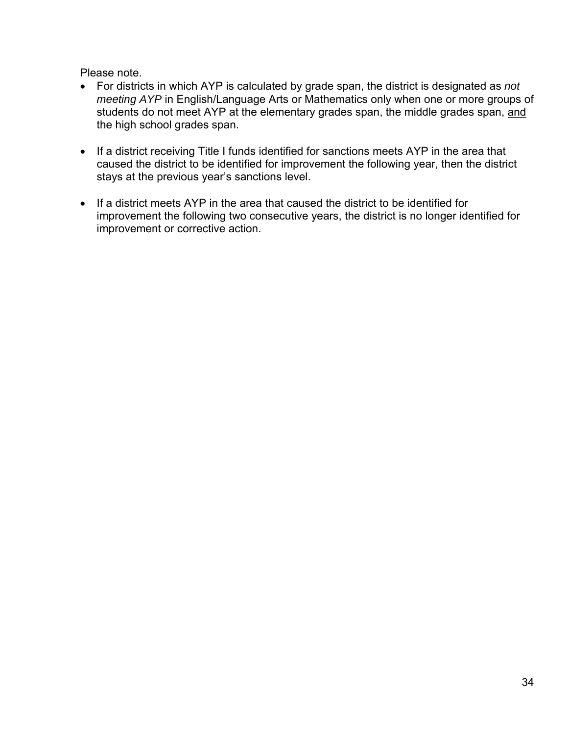Please note.

- For districts in which AYP is calculated by grade span, the district is designated as *not meeting AYP* in English/Language Arts or Mathematics only when one or more groups of students do not meet AYP at the elementary grades span, the middle grades span, <u>and</u> the high school grades span.

- If a district receiving Title I funds identified for sanctions meets AYP in the area that caused the district to be identified for improvement the following year, then the district stays at the previous year's sanctions level.

- If a district meets AYP in the area that caused the district to be identified for improvement the following two consecutive years, the district is no longer identified for improvement or corrective action.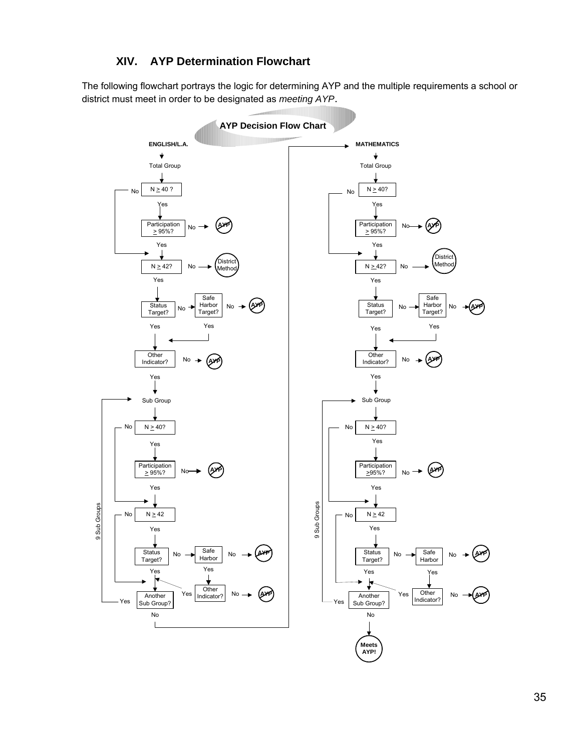## XIV. AYP Determination Flowchart

The following flowchart portrays the logic for determining AYP and the multiple requirements a school or district must meet in order to be designated as *meeting AYP*.

**AYP Decision Flow Chart**

**ENGLISH/L.A.**

- Total Group
  - N ≥ 40 ?
    - No → go to N ≥ 42?
    - Yes → Participation ≥ 95%?
      - No → AYP (not met)
      - Yes → N ≥ 42?
  - N ≥ 42?
    - No → District Method
    - Yes → Status Target?
      - No → Safe Harbor Target?
        - No → AYP (not met)
        - Yes → Other Indicator?
      - Yes → Other Indicator?
  - Other Indicator?
    - No → AYP (not met)
    - Yes → Sub Group
- Sub Group (9 Sub Groups)
  - N ≥ 40?
    - No → go to N ≥ 42
    - Yes → Participation ≥ 95%?
      - No → AYP (not met)
      - Yes → N ≥ 42
  - N ≥ 42
    - No → Another Sub Group?
    - Yes → Status Target?
      - No → Safe Harbor
        - No → AYP (not met)
        - Yes → Other Indicator?
          - No → AYP (not met)
          - Yes → Another Sub Group?
      - Yes → Another Sub Group?
  - Another Sub Group?
    - Yes → Sub Group
    - No → MATHEMATICS

**MATHEMATICS**

- Total Group
  - N ≥ 40?
    - No → go to N ≥ 42?
    - Yes → Participation ≥ 95%?
      - No → AYP (not met)
      - Yes → N ≥ 42?
  - N ≥ 42?
    - No → District Method
    - Yes → Status Target?
      - No → Safe Harbor Target?
        - No → AYP (not met)
        - Yes → Other Indicator?
      - Yes → Other Indicator?
  - Other Indicator?
    - No → AYP (not met)
    - Yes → Sub Group
- Sub Group (9 Sub Groups)
  - N ≥ 40?
    - No → go to N ≥ 42
    - Yes → Participation ≥95%?
      - No → AYP (not met)
      - Yes → N ≥ 42
  - N ≥ 42
    - No → Another Sub Group?
    - Yes → Status Target?
      - No → Safe Harbor
        - No → AYP (not met)
        - Yes → Other Indicator?
          - No → AYP (not met)
          - Yes → Another Sub Group?
      - Yes → Another Sub Group?
  - Another Sub Group?
    - Yes → Sub Group
    - No → **Meets AYP!**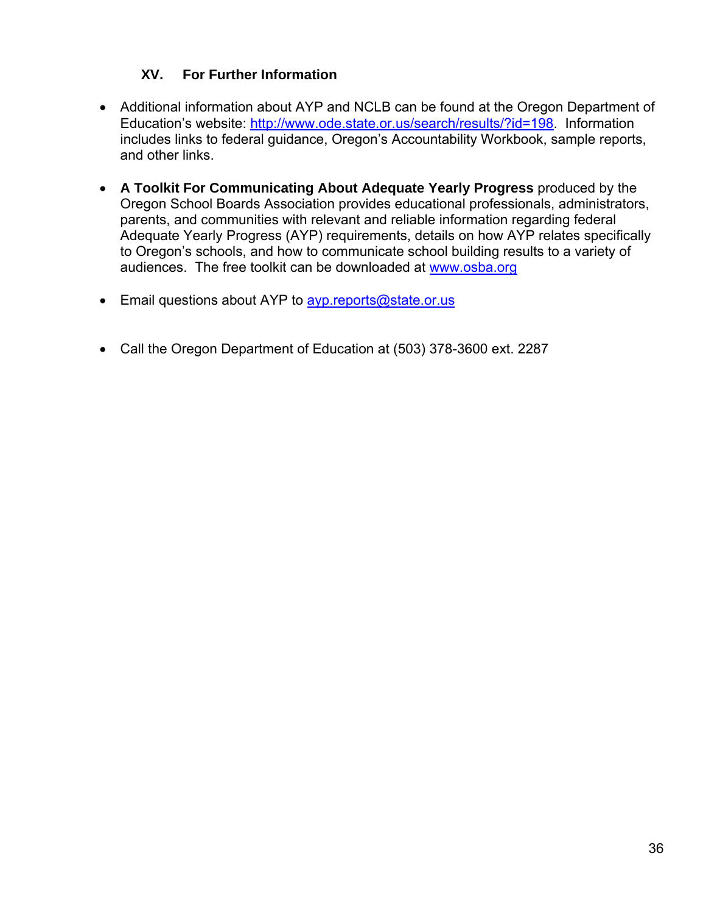## XV. For Further Information

- Additional information about AYP and NCLB can be found at the Oregon Department of Education's website: http://www.ode.state.or.us/search/results/?id=198. Information includes links to federal guidance, Oregon's Accountability Workbook, sample reports, and other links.

- **A Toolkit For Communicating About Adequate Yearly Progress** produced by the Oregon School Boards Association provides educational professionals, administrators, parents, and communities with relevant and reliable information regarding federal Adequate Yearly Progress (AYP) requirements, details on how AYP relates specifically to Oregon's schools, and how to communicate school building results to a variety of audiences. The free toolkit can be downloaded at www.osba.org

- Email questions about AYP to ayp.reports@state.or.us

- Call the Oregon Department of Education at (503) 378-3600 ext. 2287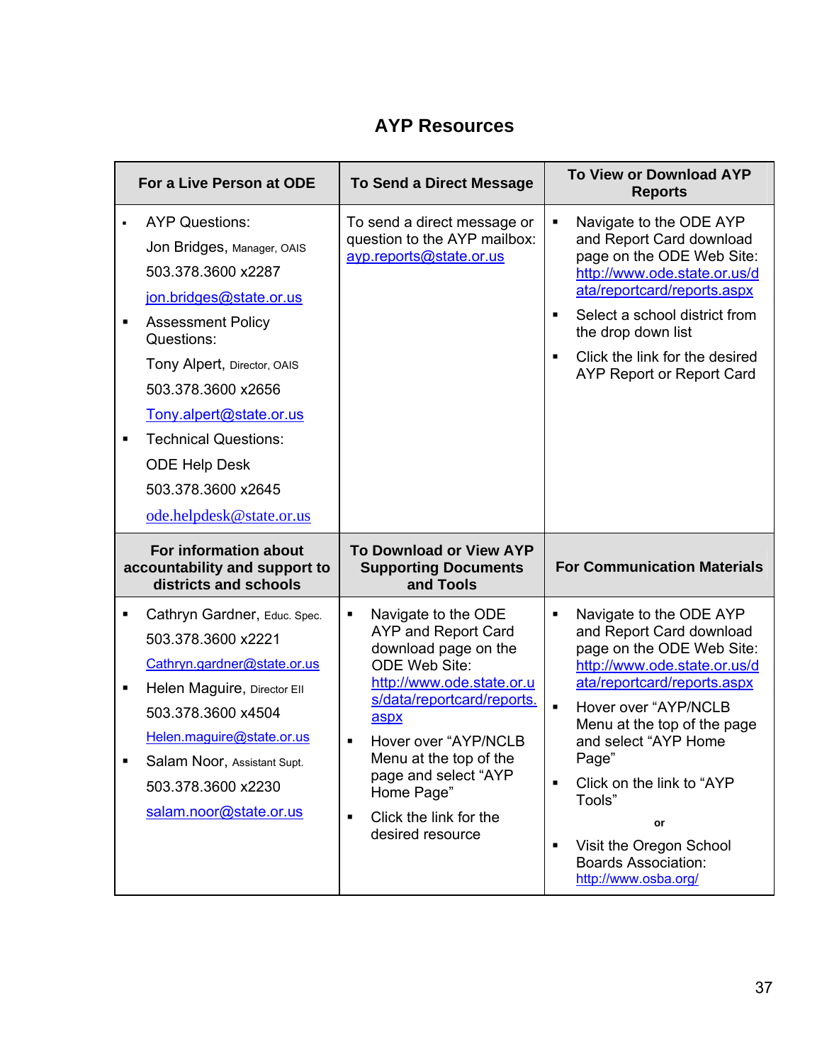## AYP Resources

| For a Live Person at ODE | To Send a Direct Message | To View or Download AYP Reports |
|---|---|---|
| ▪ AYP Questions: Jon Bridges, Manager, OAIS 503.378.3600 x2287 jon.bridges@state.or.us<br>▪ Assessment Policy Questions: Tony Alpert, Director, OAIS 503.378.3600 x2656 Tony.alpert@state.or.us<br>▪ Technical Questions: ODE Help Desk 503.378.3600 x2645 ode.helpdesk@state.or.us | To send a direct message or question to the AYP mailbox: ayp.reports@state.or.us | ▪ Navigate to the ODE AYP and Report Card download page on the ODE Web Site: http://www.ode.state.or.us/data/reportcard/reports.aspx<br>▪ Select a school district from the drop down list<br>▪ Click the link for the desired AYP Report or Report Card |
| **For information about accountability and support to districts and schools** | **To Download or View AYP Supporting Documents and Tools** | **For Communication Materials** |
| ▪ Cathryn Gardner, Educ. Spec. 503.378.3600 x2221 Cathryn.gardner@state.or.us<br>▪ Helen Maguire, Director EII 503.378.3600 x4504 Helen.maguire@state.or.us<br>▪ Salam Noor, Assistant Supt. 503.378.3600 x2230 salam.noor@state.or.us | ▪ Navigate to the ODE AYP and Report Card download page on the ODE Web Site: http://www.ode.state.or.us/data/reportcard/reports.aspx<br>▪ Hover over "AYP/NCLB Menu at the top of the page and select "AYP Home Page"<br>▪ Click the link for the desired resource | ▪ Navigate to the ODE AYP and Report Card download page on the ODE Web Site: http://www.ode.state.or.us/data/reportcard/reports.aspx<br>▪ Hover over "AYP/NCLB Menu at the top of the page and select "AYP Home Page"<br>▪ Click on the link to "AYP Tools"<br>**or**<br>▪ Visit the Oregon School Boards Association: http://www.osba.org/ |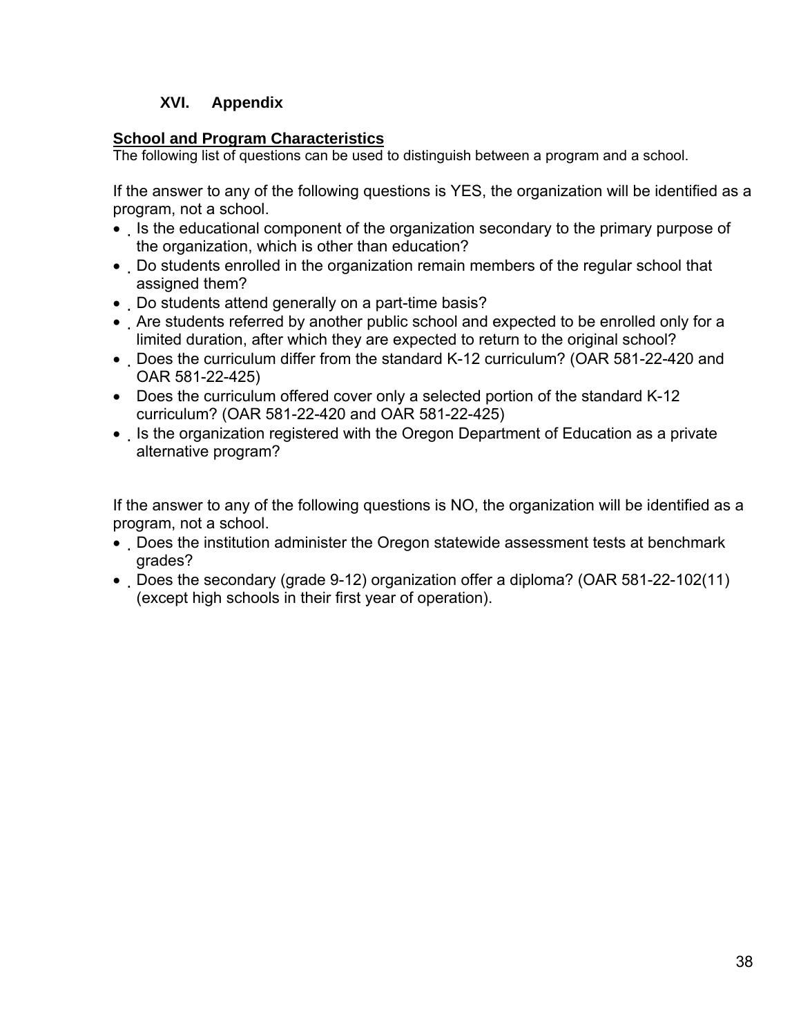## XVI. Appendix

**School and Program Characteristics**

The following list of questions can be used to distinguish between a program and a school.

If the answer to any of the following questions is YES, the organization will be identified as a program, not a school.

- Is the educational component of the organization secondary to the primary purpose of the organization, which is other than education?
- Do students enrolled in the organization remain members of the regular school that assigned them?
- Do students attend generally on a part-time basis?
- Are students referred by another public school and expected to be enrolled only for a limited duration, after which they are expected to return to the original school?
- Does the curriculum differ from the standard K-12 curriculum? (OAR 581-22-420 and OAR 581-22-425)
- Does the curriculum offered cover only a selected portion of the standard K-12 curriculum? (OAR 581-22-420 and OAR 581-22-425)
- Is the organization registered with the Oregon Department of Education as a private alternative program?

If the answer to any of the following questions is NO, the organization will be identified as a program, not a school.

- Does the institution administer the Oregon statewide assessment tests at benchmark grades?
- Does the secondary (grade 9-12) organization offer a diploma? (OAR 581-22-102(11) (except high schools in their first year of operation).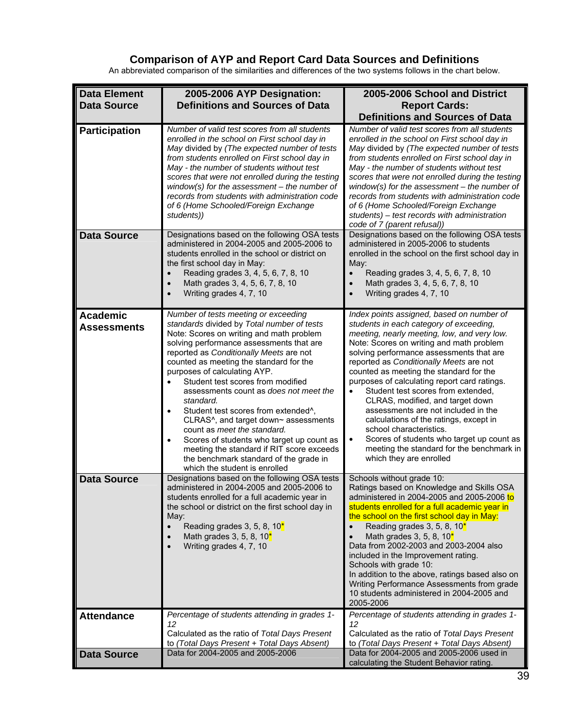# Comparison of AYP and Report Card Data Sources and Definitions

An abbreviated comparison of the similarities and differences of the two systems follows in the chart below.

| Data Element<br>Data Source | 2005-2006 AYP Designation: Definitions and Sources of Data | 2005-2006 School and District Report Cards: Definitions and Sources of Data |
|---|---|---|
| **Participation** | *Number of valid test scores from all students enrolled in the school on First school day in May* divided by *(The expected number of tests from students enrolled on First school day in May - the number of students without test scores that were not enrolled during the testing window(s) for the assessment – the number of records from students with administration code of 6 (Home Schooled/Foreign Exchange students))* | *Number of valid test scores from all students enrolled in the school on First school day in May* divided by *(The expected number of tests from students enrolled on First school day in May - the number of students without test scores that were not enrolled during the testing window(s) for the assessment – the number of records from students with administration code of 6 (Home Schooled/Foreign Exchange students) – test records with administration code of 7 (parent refusal))* |
| **Data Source** | Designations based on the following OSA tests administered in 2004-2005 and 2005-2006 to students enrolled in the school or district on the first school day in May:<br>• Reading grades 3, 4, 5, 6, 7, 8, 10<br>• Math grades 3, 4, 5, 6, 7, 8, 10<br>• Writing grades 4, 7, 10 | Designations based on the following OSA tests administered in 2005-2006 to students enrolled in the school on the first school day in May:<br>• Reading grades 3, 4, 5, 6, 7, 8, 10<br>• Math grades 3, 4, 5, 6, 7, 8, 10<br>• Writing grades 4, 7, 10 |
| **Academic Assessments** | *Number of tests meeting or exceeding standards* divided by *Total number of tests*<br>Note: Scores on writing and math problem solving performance assessments that are reported as *Conditionally Meets* are not counted as meeting the standard for the purposes of calculating AYP.<br>• Student test scores from modified assessments count as *does not meet the standard.*<br>• Student test scores from extended^, CLRAS^, and target down~ assessments count as *meet the standard.*<br>• Scores of students who target up count as meeting the standard if RIT score exceeds the benchmark standard of the grade in which the student is enrolled | *Index points assigned, based on number of students in each category of exceeding, meeting, nearly meeting, low, and very low.*<br>Note: Scores on writing and math problem solving performance assessments that are reported as *Conditionally Meets* are not counted as meeting the standard for the purposes of calculating report card ratings.<br>• Student test scores from extended, CLRAS, modified, and target down assessments are not included in the calculations of the ratings, except in school characteristics.<br>• Scores of students who target up count as meeting the standard for the benchmark in which they are enrolled |
| **Data Source** | Designations based on the following OSA tests administered in 2004-2005 and 2005-2006 to students enrolled for a full academic year in the school or district on the first school day in May:<br>• Reading grades 3, 5, 8, 10*<br>• Math grades 3, 5, 8, 10*<br>• Writing grades 4, 7, 10 | Schools without grade 10:<br>Ratings based on Knowledge and Skills OSA administered in 2004-2005 and 2005-2006 to students enrolled for a full academic year in the school on the first school day in May:<br>• Reading grades 3, 5, 8, 10*<br>• Math grades 3, 5, 8, 10*<br>Data from 2002-2003 and 2003-2004 also included in the Improvement rating.<br>Schools with grade 10:<br>In addition to the above, ratings based also on Writing Performance Assessments from grade 10 students administered in 2004-2005 and 2005-2006 |
| **Attendance** | *Percentage of students attending in grades 1-12*<br>Calculated as the ratio of *Total Days Present* to *(Total Days Present + Total Days Absent)* | *Percentage of students attending in grades 1-12*<br>Calculated as the ratio of *Total Days Present* to *(Total Days Present + Total Days Absent)* |
| **Data Source** | Data for 2004-2005 and 2005-2006 | Data for 2004-2005 and 2005-2006 used in calculating the Student Behavior rating. |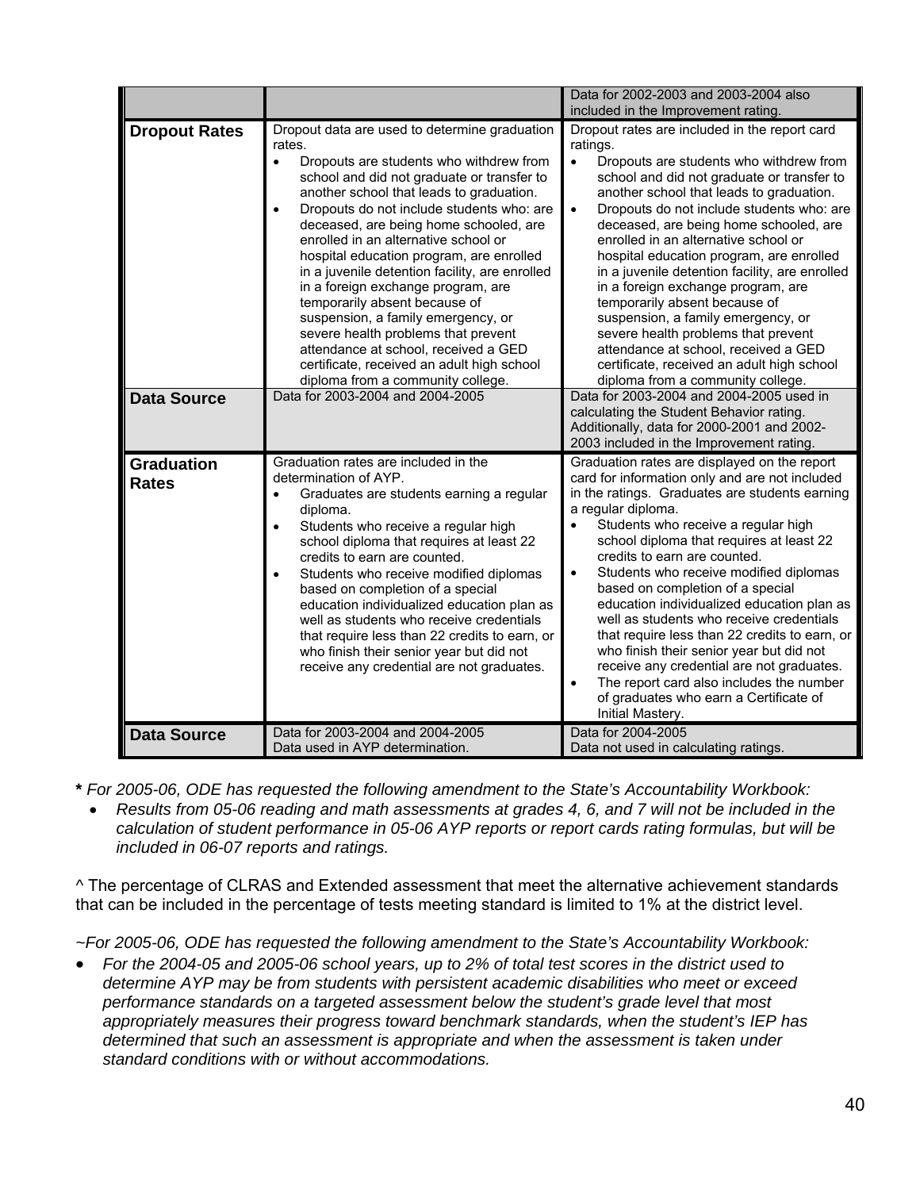| | | |
|---|---|---|
| | | Data for 2002-2003 and 2003-2004 also included in the Improvement rating. |
| **Dropout Rates** | Dropout data are used to determine graduation rates.<br>• Dropouts are students who withdrew from school and did not graduate or transfer to another school that leads to graduation.<br>• Dropouts do not include students who: are deceased, are being home schooled, are enrolled in an alternative school or hospital education program, are enrolled in a juvenile detention facility, are enrolled in a foreign exchange program, are temporarily absent because of suspension, a family emergency, or severe health problems that prevent attendance at school, received a GED certificate, received an adult high school diploma from a community college. | Dropout rates are included in the report card ratings.<br>• Dropouts are students who withdrew from school and did not graduate or transfer to another school that leads to graduation.<br>• Dropouts do not include students who: are deceased, are being home schooled, are enrolled in an alternative school or hospital education program, are enrolled in a juvenile detention facility, are enrolled in a foreign exchange program, are temporarily absent because of suspension, a family emergency, or severe health problems that prevent attendance at school, received a GED certificate, received an adult high school diploma from a community college. |
| **Data Source** | Data for 2003-2004 and 2004-2005 | Data for 2003-2004 and 2004-2005 used in calculating the Student Behavior rating. Additionally, data for 2000-2001 and 2002-2003 included in the Improvement rating. |
| **Graduation Rates** | Graduation rates are included in the determination of AYP.<br>• Graduates are students earning a regular diploma.<br>• Students who receive a regular high school diploma that requires at least 22 credits to earn are counted.<br>• Students who receive modified diplomas based on completion of a special education individualized education plan as well as students who receive credentials that require less than 22 credits to earn, or who finish their senior year but did not receive any credential are not graduates. | Graduation rates are displayed on the report card for information only and are not included in the ratings. Graduates are students earning a regular diploma.<br>• Students who receive a regular high school diploma that requires at least 22 credits to earn are counted.<br>• Students who receive modified diplomas based on completion of a special education individualized education plan as well as students who receive credentials that require less than 22 credits to earn, or who finish their senior year but did not receive any credential are not graduates.<br>• The report card also includes the number of graduates who earn a Certificate of Initial Mastery. |
| **Data Source** | Data for 2003-2004 and 2004-2005<br>Data used in AYP determination. | Data for 2004-2005<br>Data not used in calculating ratings. |

**\*** *For 2005-06, ODE has requested the following amendment to the State's Accountability Workbook:*

- *Results from 05-06 reading and math assessments at grades 4, 6, and 7 will not be included in the calculation of student performance in 05-06 AYP reports or report cards rating formulas, but will be included in 06-07 reports and ratings.*

^ The percentage of CLRAS and Extended assessment that meet the alternative achievement standards that can be included in the percentage of tests meeting standard is limited to 1% at the district level.

*~For 2005-06, ODE has requested the following amendment to the State's Accountability Workbook:*

- *For the 2004-05 and 2005-06 school years, up to 2% of total test scores in the district used to determine AYP may be from students with persistent academic disabilities who meet or exceed performance standards on a targeted assessment below the student's grade level that most appropriately measures their progress toward benchmark standards, when the student's IEP has determined that such an assessment is appropriate and when the assessment is taken under standard conditions with or without accommodations.*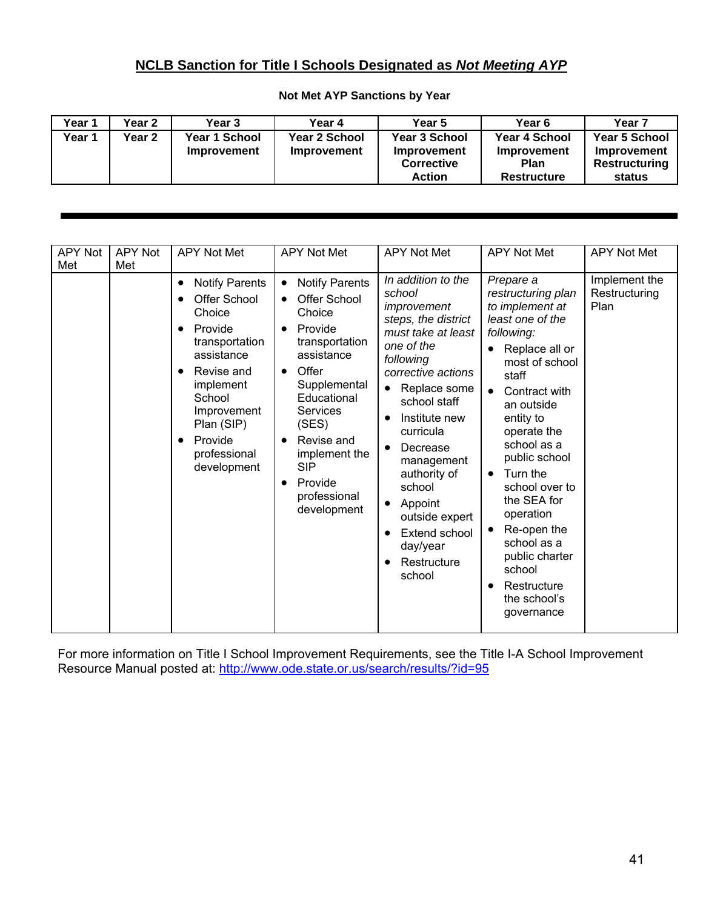## **NCLB Sanction for Title I Schools Designated as *Not Meeting AYP***

**Not Met AYP Sanctions by Year**

| **Year 1** | **Year 2** | **Year 3** | **Year 4** | **Year 5** | **Year 6** | **Year 7** |
|---|---|---|---|---|---|---|
| **Year 1** | **Year 2** | **Year 1 School Improvement** | **Year 2 School Improvement** | **Year 3 School Improvement Corrective Action** | **Year 4 School Improvement Plan Restructure** | **Year 5 School Improvement Restructuring status** |

| APY Not Met | APY Not Met | APY Not Met | APY Not Met | APY Not Met | APY Not Met | APY Not Met |
|---|---|---|---|---|---|---|
| | | • Notify Parents<br>• Offer School Choice<br>• Provide transportation assistance<br>• Revise and implement School Improvement Plan (SIP)<br>• Provide professional development | • Notify Parents<br>• Offer School Choice<br>• Provide transportation assistance<br>• Offer Supplemental Educational Services (SES)<br>• Revise and implement the SIP<br>• Provide professional development | *In addition to the school improvement steps, the district must take at least one of the following corrective actions*<br>• Replace some school staff<br>• Institute new curricula<br>• Decrease management authority of school<br>• Appoint outside expert<br>• Extend school day/year<br>• Restructure school | *Prepare a restructuring plan to implement at least one of the following:*<br>• Replace all or most of school staff<br>• Contract with an outside entity to operate the school as a public school<br>• Turn the school over to the SEA for operation<br>• Re-open the school as a public charter school<br>• Restructure the school's governance | Implement the Restructuring Plan |

For more information on Title I School Improvement Requirements, see the Title I-A School Improvement Resource Manual posted at: http://www.ode.state.or.us/search/results/?id=95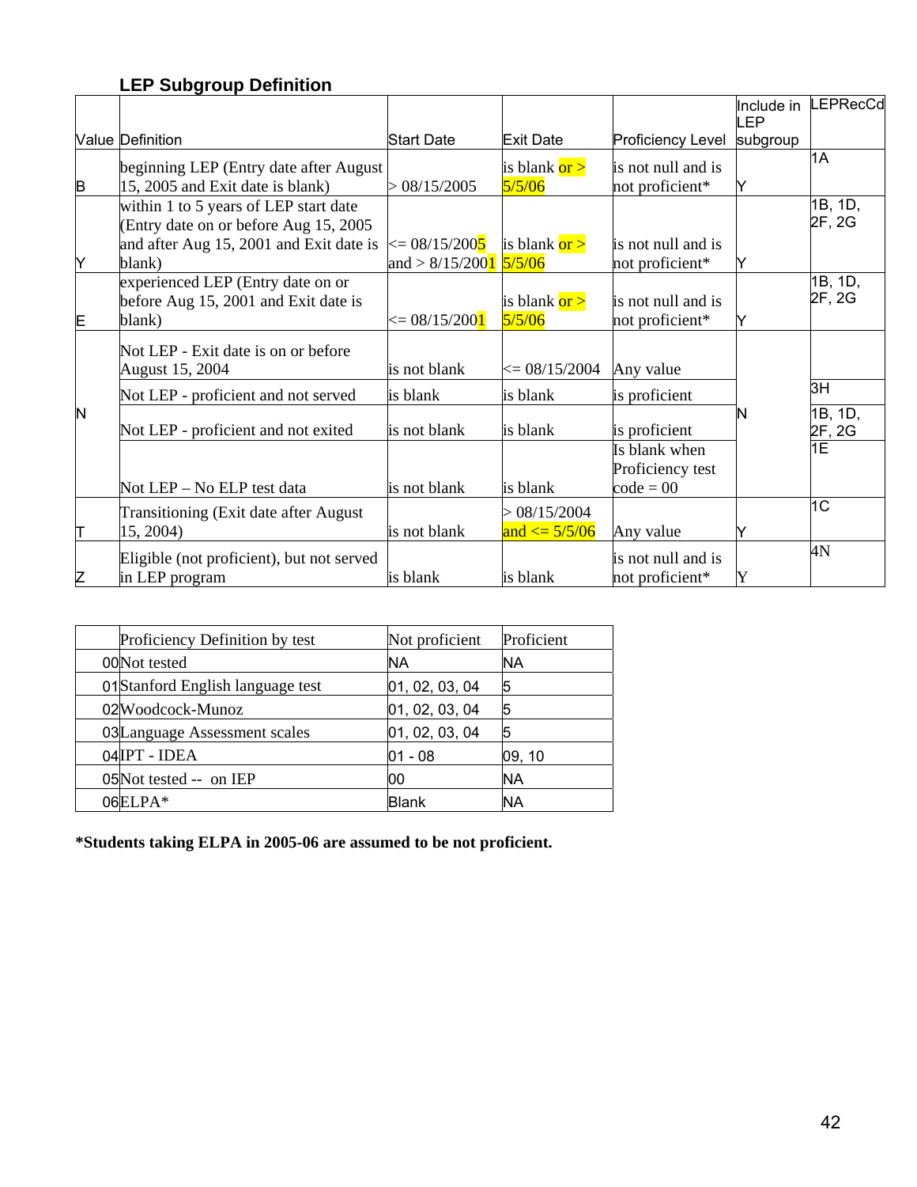### LEP Subgroup Definition

| Value | Definition | Start Date | Exit Date | Proficiency Level | Include in LEP subgroup | LEPRecCd |
|---|---|---|---|---|---|---|
| B | beginning LEP (Entry date after August 15, 2005 and Exit date is blank) | > 08/15/2005 | is blank or > 5/5/06 | is not null and is not proficient* | Y | 1A |
| Y | within 1 to 5 years of LEP start date (Entry date on or before Aug 15, 2005 and after Aug 15, 2001 and Exit date is blank) | <= 08/15/2005 and > 8/15/2001 | is blank or > 5/5/06 | is not null and is not proficient* | Y | 1B, 1D, 2F, 2G |
| E | experienced LEP (Entry date on or before Aug 15, 2001 and Exit date is blank) | <= 08/15/2001 | is blank or > 5/5/06 | is not null and is not proficient* | Y | 1B, 1D, 2F, 2G |
| N | Not LEP - Exit date is on or before August 15, 2004 | is not blank | <= 08/15/2004 | Any value | N | |
| | Not LEP - proficient and not served | is blank | is blank | is proficient | | 3H |
| | Not LEP - proficient and not exited | is not blank | is blank | is proficient | | 1B, 1D, 2F, 2G |
| | Not LEP – No ELP test data | is not blank | is blank | Is blank when Proficiency test code = 00 | | 1E |
| T | Transitioning (Exit date after August 15, 2004) | is not blank | > 08/15/2004 and <= 5/5/06 | Any value | Y | 1C |
| Z | Eligible (not proficient), but not served in LEP program | is blank | is blank | is not null and is not proficient* | Y | 4N |

| | Proficiency Definition by test | Not proficient | Proficient |
|---|---|---|---|
| 00 | Not tested | NA | NA |
| 01 | Stanford English language test | 01, 02, 03, 04 | 5 |
| 02 | Woodcock-Munoz | 01, 02, 03, 04 | 5 |
| 03 | Language Assessment scales | 01, 02, 03, 04 | 5 |
| 04 | IPT - IDEA | 01 - 08 | 09, 10 |
| 05 | Not tested -- on IEP | 00 | NA |
| 06 | ELPA* | Blank | NA |

**\*Students taking ELPA in 2005-06 are assumed to be not proficient.**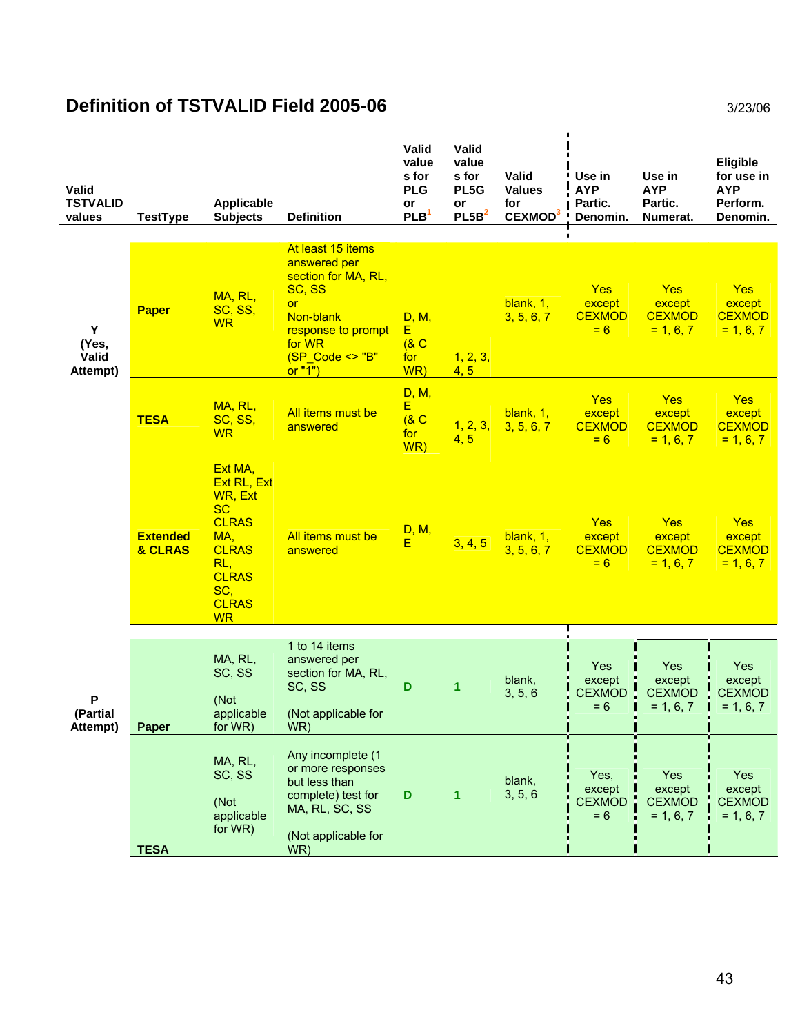## Definition of TSTVALID Field 2005-06

3/23/06

| Valid TSTVALID values | TestType | Applicable Subjects | Definition | Valid values for PLG or PLB[1] | Valid values for PL5G or PL5B[2] | Valid Values for CEXMOD[3] | Use in AYP Partic. Denomin. | Use in AYP Partic. Numerat. | Eligible for use in AYP Perform. Denomin. |
|---|---|---|---|---|---|---|---|---|---|
| Y (Yes, Valid Attempt) | Paper | MA, RL, SC, SS, WR | At least 15 items answered per section for MA, RL, SC, SS or Non-blank response to prompt for WR (SP_Code <> "B" or "1") | D, M, E (& C for WR) | 1, 2, 3, 4, 5 | blank, 1, 3, 5, 6, 7 | Yes except CEXMOD = 6 | Yes except CEXMOD = 1, 6, 7 | Yes except CEXMOD = 1, 6, 7 |
| | TESA | MA, RL, SC, SS, WR | All items must be answered | D, M, E (& C for WR) | 1, 2, 3, 4, 5 | blank, 1, 3, 5, 6, 7 | Yes except CEXMOD = 6 | Yes except CEXMOD = 1, 6, 7 | Yes except CEXMOD = 1, 6, 7 |
| | Extended & CLRAS | Ext MA, Ext RL, Ext WR, Ext SC CLRAS MA, CLRAS RL, CLRAS SC, CLRAS WR | All items must be answered | D, M, E | 3, 4, 5 | blank, 1, 3, 5, 6, 7 | Yes except CEXMOD = 6 | Yes except CEXMOD = 1, 6, 7 | Yes except CEXMOD = 1, 6, 7 |
| P (Partial Attempt) | Paper | MA, RL, SC, SS (Not applicable for WR) | 1 to 14 items answered per section for MA, RL, SC, SS (Not applicable for WR) | D | 1 | blank, 3, 5, 6 | Yes except CEXMOD = 6 | Yes except CEXMOD = 1, 6, 7 | Yes except CEXMOD = 1, 6, 7 |
| | TESA | MA, RL, SC, SS (Not applicable for WR) | Any incomplete (1 or more responses but less than complete) test for MA, RL, SC, SS (Not applicable for WR) | D | 1 | blank, 3, 5, 6 | Yes, except CEXMOD = 6 | Yes except CEXMOD = 1, 6, 7 | Yes except CEXMOD = 1, 6, 7 |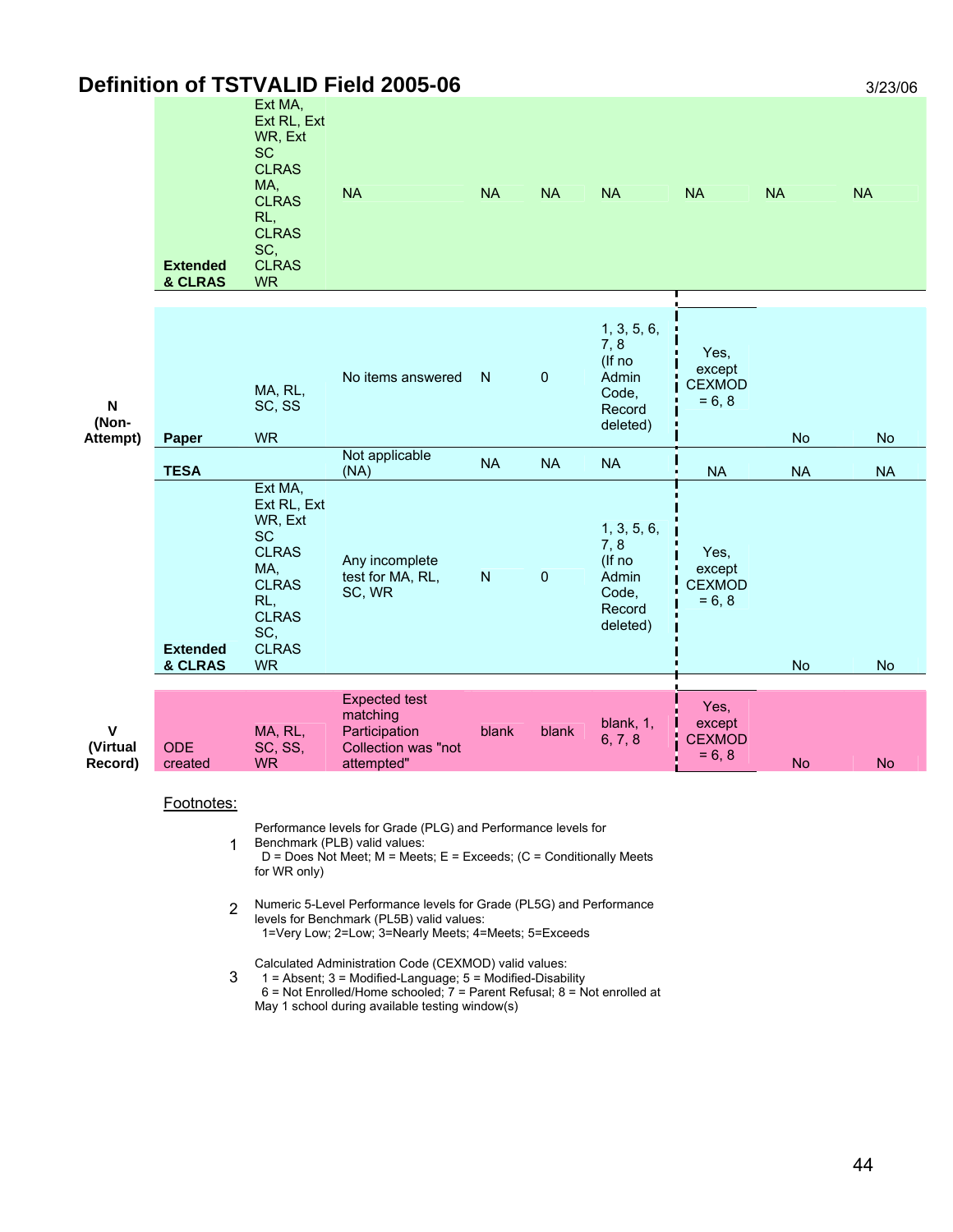## Definition of TSTVALID Field 2005-06

| | | | | | | | | | |
|---|---|---|---|---|---|---|---|---|---|
| | Extended & CLRAS | Ext MA, Ext RL, Ext WR, Ext SC CLRAS MA, CLRAS RL, CLRAS SC, CLRAS WR | NA | NA | NA | NA | NA | NA | NA |
| N (Non-Attempt) | Paper | MA, RL, SC, SS WR | No items answered | N | 0 | 1, 3, 5, 6, 7, 8 (If no Admin Code, Record deleted) | Yes, except CEXMOD = 6, 8 | No | No |
| | TESA | | Not applicable (NA) | NA | NA | NA | NA | NA | NA |
| | Extended & CLRAS | Ext MA, Ext RL, Ext WR, Ext SC CLRAS MA, CLRAS RL, CLRAS SC, CLRAS WR | Any incomplete test for MA, RL, SC, WR | N | 0 | 1, 3, 5, 6, 7, 8 (If no Admin Code, Record deleted) | Yes, except CEXMOD = 6, 8 | No | No |
| V (Virtual Record) | ODE created | MA, RL, SC, SS, WR | Expected test matching Participation Collection was "not attempted" | blank | blank | blank, 1, 6, 7, 8 | Yes, except CEXMOD = 6, 8 | No | No |

Footnotes:

1. Performance levels for Grade (PLG) and Performance levels for Benchmark (PLB) valid values:
   D = Does Not Meet; M = Meets; E = Exceeds; (C = Conditionally Meets for WR only)

2. Numeric 5-Level Performance levels for Grade (PL5G) and Performance levels for Benchmark (PL5B) valid values:
   1=Very Low; 2=Low; 3=Nearly Meets; 4=Meets; 5=Exceeds

3. Calculated Administration Code (CEXMOD) valid values:
   1 = Absent; 3 = Modified-Language; 5 = Modified-Disability
   6 = Not Enrolled/Home schooled; 7 = Parent Refusal; 8 = Not enrolled at May 1 school during available testing window(s)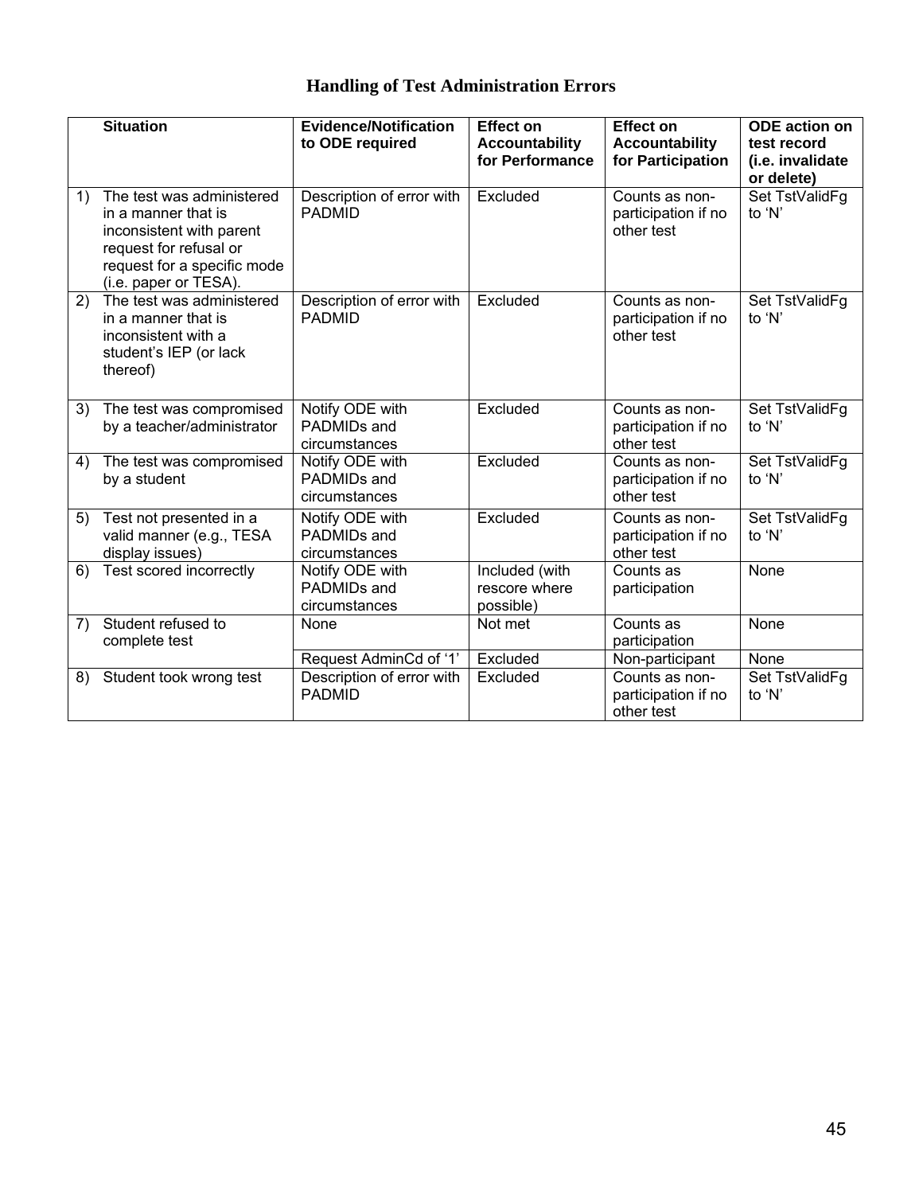# Handling of Test Administration Errors

| | Situation | Evidence/Notification to ODE required | Effect on Accountability for Performance | Effect on Accountability for Participation | ODE action on test record (i.e. invalidate or delete) |
|---|---|---|---|---|---|
| 1) | The test was administered in a manner that is inconsistent with parent request for refusal or request for a specific mode (i.e. paper or TESA). | Description of error with PADMID | Excluded | Counts as non-participation if no other test | Set TstValidFg to 'N' |
| 2) | The test was administered in a manner that is inconsistent with a student's IEP (or lack thereof) | Description of error with PADMID | Excluded | Counts as non-participation if no other test | Set TstValidFg to 'N' |
| 3) | The test was compromised by a teacher/administrator | Notify ODE with PADMIDs and circumstances | Excluded | Counts as non-participation if no other test | Set TstValidFg to 'N' |
| 4) | The test was compromised by a student | Notify ODE with PADMIDs and circumstances | Excluded | Counts as non-participation if no other test | Set TstValidFg to 'N' |
| 5) | Test not presented in a valid manner (e.g., TESA display issues) | Notify ODE with PADMIDs and circumstances | Excluded | Counts as non-participation if no other test | Set TstValidFg to 'N' |
| 6) | Test scored incorrectly | Notify ODE with PADMIDs and circumstances | Included (with rescore where possible) | Counts as participation | None |
| 7) | Student refused to complete test | None | Not met | Counts as participation | None |
| | | Request AdminCd of '1' | Excluded | Non-participant | None |
| 8) | Student took wrong test | Description of error with PADMID | Excluded | Counts as non-participation if no other test | Set TstValidFg to 'N' |